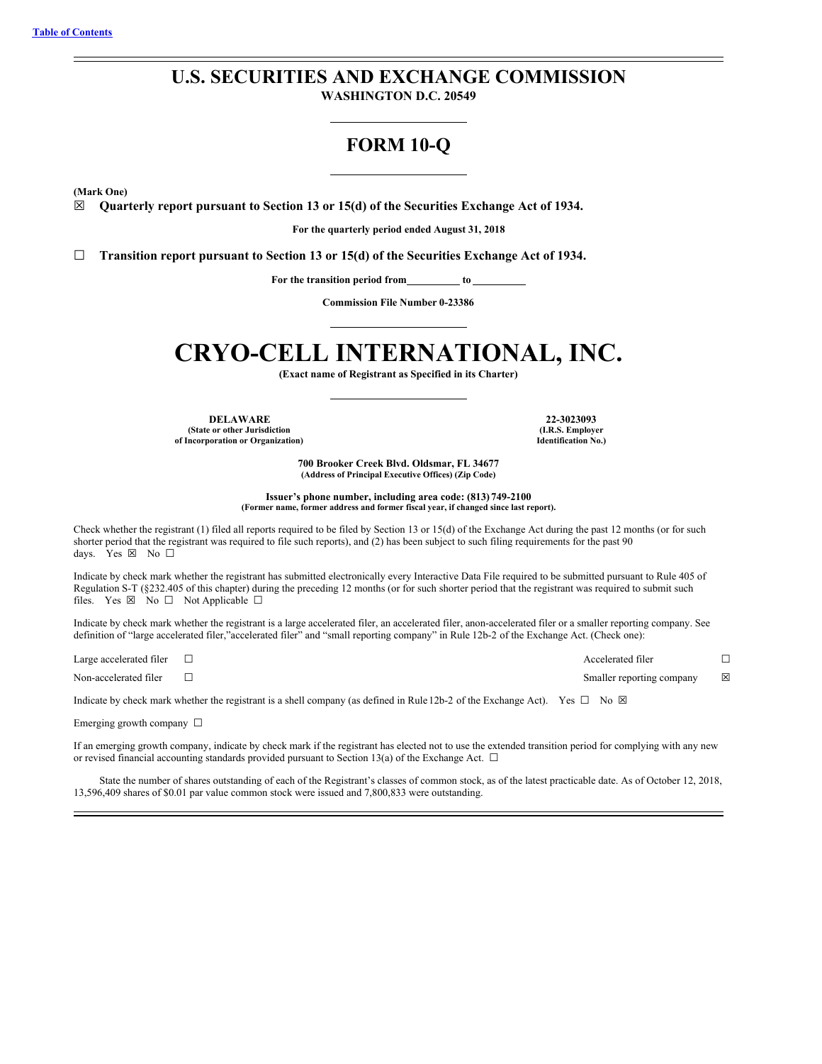[Table of Contents](#)

# U.S. SECURITIES AND EXCHANGE COMMISSION

**WASHINGTON D.C. 20549**

# FORM 10-Q

**(Mark One)**

☒ **Quarterly report pursuant to Section 13 or 15(d) of the Securities Exchange Act of 1934.**

**For the quarterly period ended August 31, 2018**

☐ **Transition report pursuant to Section 13 or 15(d) of the Securities Exchange Act of 1934.**

**For the transition period from\_\_\_\_\_\_\_\_\_\_ to \_\_\_\_\_\_\_\_\_\_**

**Commission File Number 0-23386**

# CRYO-CELL INTERNATIONAL, INC.

**(Exact name of Registrant as Specified in its Charter)**

| | |
|---|---|
| **DELAWARE**<br>**(State or other Jurisdiction of Incorporation or Organization)** | **22-3023093**<br>**(I.R.S. Employer Identification No.)** |

**700 Brooker Creek Blvd. Oldsmar, FL 34677**
**(Address of Principal Executive Offices) (Zip Code)**

**Issuer's phone number, including area code: (813) 749-2100**
**(Former name, former address and former fiscal year, if changed since last report).**

Check whether the registrant (1) filed all reports required to be filed by Section 13 or 15(d) of the Exchange Act during the past 12 months (or for such shorter period that the registrant was required to file such reports), and (2) has been subject to such filing requirements for the past 90 days. Yes ☒ No ☐

Indicate by check mark whether the registrant has submitted electronically every Interactive Data File required to be submitted pursuant to Rule 405 of Regulation S-T (§232.405 of this chapter) during the preceding 12 months (or for such shorter period that the registrant was required to submit such files. Yes ☒ No ☐ Not Applicable ☐

Indicate by check mark whether the registrant is a large accelerated filer, an accelerated filer, anon-accelerated filer or a smaller reporting company. See definition of "large accelerated filer,"accelerated filer" and "small reporting company" in Rule 12b-2 of the Exchange Act. (Check one):

| | | | |
|---|---|---|---|
| Large accelerated filer | ☐ | Accelerated filer | ☐ |
| Non-accelerated filer | ☐ | Smaller reporting company | ☒ |

Indicate by check mark whether the registrant is a shell company (as defined in Rule 12b-2 of the Exchange Act). Yes ☐ No ☒

Emerging growth company ☐

If an emerging growth company, indicate by check mark if the registrant has elected not to use the extended transition period for complying with any new or revised financial accounting standards provided pursuant to Section 13(a) of the Exchange Act. ☐

State the number of shares outstanding of each of the Registrant's classes of common stock, as of the latest practicable date. As of October 12, 2018, 13,596,409 shares of $0.01 par value common stock were issued and 7,800,833 were outstanding.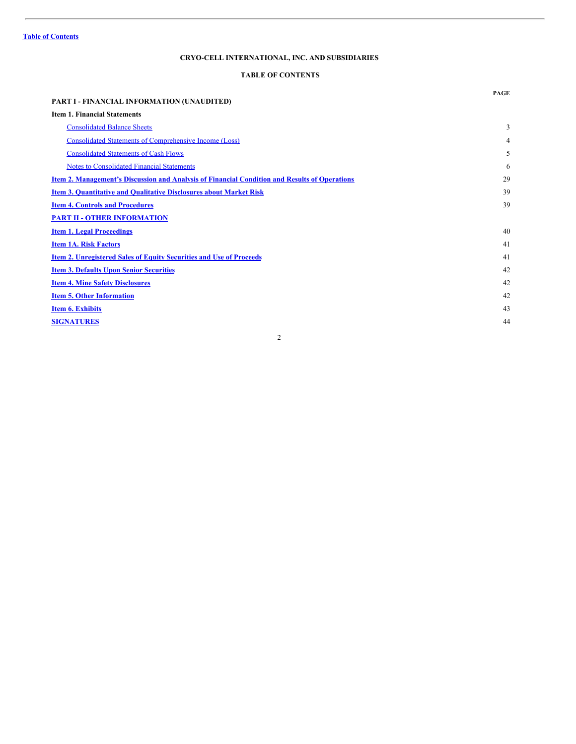Table of Contents

**CRYO-CELL INTERNATIONAL, INC. AND SUBSIDIARIES**

**TABLE OF CONTENTS**

| | PAGE |
|---|---|
| **PART I - FINANCIAL INFORMATION (UNAUDITED)** | |
| **Item 1. Financial Statements** | |
| Consolidated Balance Sheets | 3 |
| Consolidated Statements of Comprehensive Income (Loss) | 4 |
| Consolidated Statements of Cash Flows | 5 |
| Notes to Consolidated Financial Statements | 6 |
| **Item 2. Management's Discussion and Analysis of Financial Condition and Results of Operations** | 29 |
| **Item 3. Quantitative and Qualitative Disclosures about Market Risk** | 39 |
| **Item 4. Controls and Procedures** | 39 |
| **PART II - OTHER INFORMATION** | |
| **Item 1. Legal Proceedings** | 40 |
| **Item 1A. Risk Factors** | 41 |
| **Item 2. Unregistered Sales of Equity Securities and Use of Proceeds** | 41 |
| **Item 3. Defaults Upon Senior Securities** | 42 |
| **Item 4. Mine Safety Disclosures** | 42 |
| **Item 5. Other Information** | 42 |
| **Item 6. Exhibits** | 43 |
| **SIGNATURES** | 44 |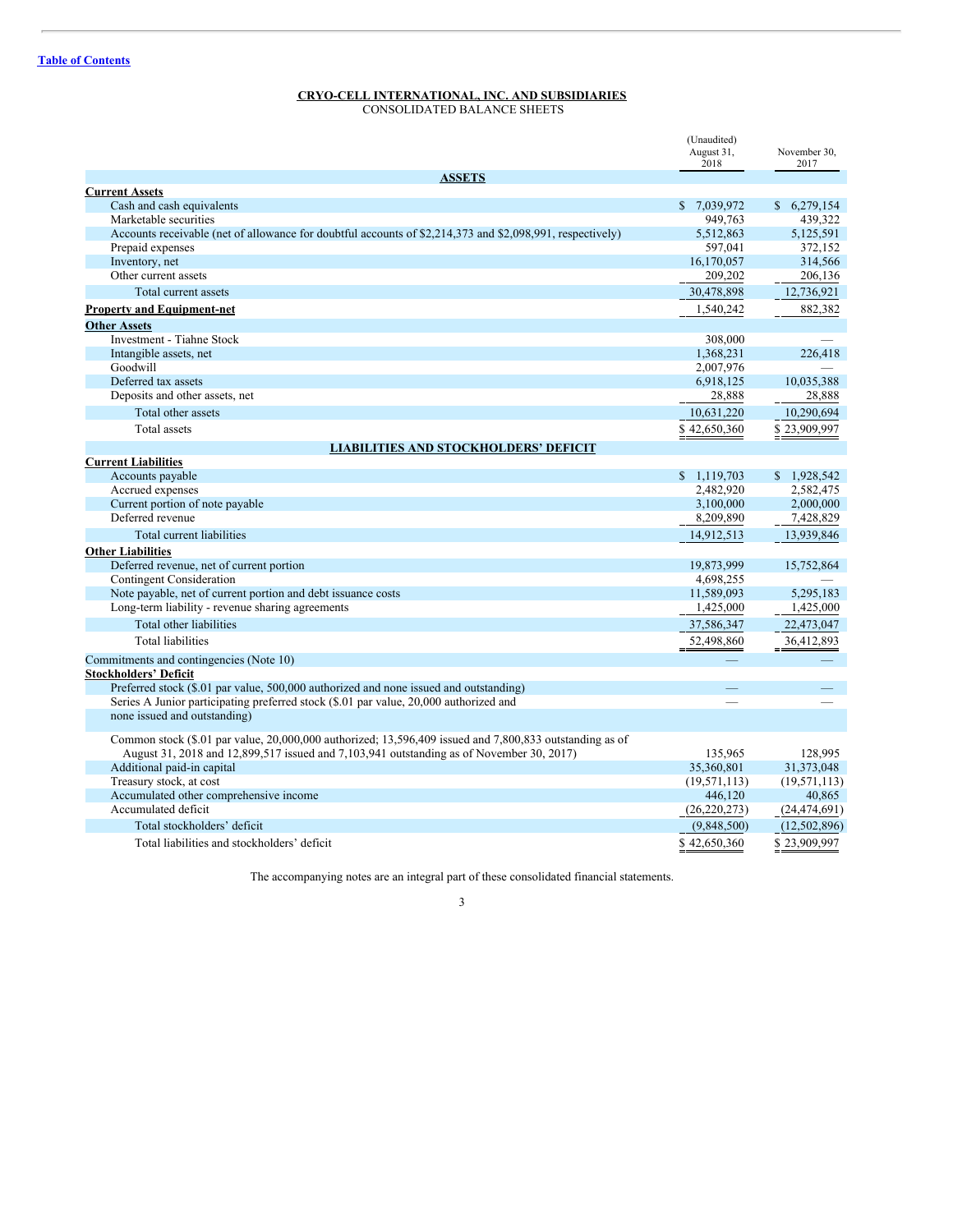[Table of Contents](#)

**CRYO-CELL INTERNATIONAL, INC. AND SUBSIDIARIES**
CONSOLIDATED BALANCE SHEETS

| | (Unaudited) August 31, 2018 | November 30, 2017 |
|---|---|---|
| **ASSETS** | | |
| **Current Assets** | | |
| Cash and cash equivalents | $ 7,039,972 | $ 6,279,154 |
| Marketable securities | 949,763 | 439,322 |
| Accounts receivable (net of allowance for doubtful accounts of $2,214,373 and $2,098,991, respectively) | 5,512,863 | 5,125,591 |
| Prepaid expenses | 597,041 | 372,152 |
| Inventory, net | 16,170,057 | 314,566 |
| Other current assets | 209,202 | 206,136 |
| Total current assets | 30,478,898 | 12,736,921 |
| **Property and Equipment-net** | 1,540,242 | 882,382 |
| **Other Assets** | | |
| Investment - Tiahne Stock | 308,000 | — |
| Intangible assets, net | 1,368,231 | 226,418 |
| Goodwill | 2,007,976 | — |
| Deferred tax assets | 6,918,125 | 10,035,388 |
| Deposits and other assets, net | 28,888 | 28,888 |
| Total other assets | 10,631,220 | 10,290,694 |
| Total assets | $ 42,650,360 | $ 23,909,997 |
| **LIABILITIES AND STOCKHOLDERS' DEFICIT** | | |
| **Current Liabilities** | | |
| Accounts payable | $ 1,119,703 | $ 1,928,542 |
| Accrued expenses | 2,482,920 | 2,582,475 |
| Current portion of note payable | 3,100,000 | 2,000,000 |
| Deferred revenue | 8,209,890 | 7,428,829 |
| Total current liabilities | 14,912,513 | 13,939,846 |
| **Other Liabilities** | | |
| Deferred revenue, net of current portion | 19,873,999 | 15,752,864 |
| Contingent Consideration | 4,698,255 | — |
| Note payable, net of current portion and debt issuance costs | 11,589,093 | 5,295,183 |
| Long-term liability - revenue sharing agreements | 1,425,000 | 1,425,000 |
| Total other liabilities | 37,586,347 | 22,473,047 |
| Total liabilities | 52,498,860 | 36,412,893 |
| Commitments and contingencies (Note 10) | — | — |
| **Stockholders' Deficit** | | |
| Preferred stock ($.01 par value, 500,000 authorized and none issued and outstanding) | — | — |
| Series A Junior participating preferred stock ($.01 par value, 20,000 authorized and none issued and outstanding) | — | — |
| Common stock ($.01 par value, 20,000,000 authorized; 13,596,409 issued and 7,800,833 outstanding as of August 31, 2018 and 12,899,517 issued and 7,103,941 outstanding as of November 30, 2017) | 135,965 | 128,995 |
| Additional paid-in capital | 35,360,801 | 31,373,048 |
| Treasury stock, at cost | (19,571,113) | (19,571,113) |
| Accumulated other comprehensive income | 446,120 | 40,865 |
| Accumulated deficit | (26,220,273) | (24,474,691) |
| Total stockholders' deficit | (9,848,500) | (12,502,896) |
| Total liabilities and stockholders' deficit | $ 42,650,360 | $ 23,909,997 |

The accompanying notes are an integral part of these consolidated financial statements.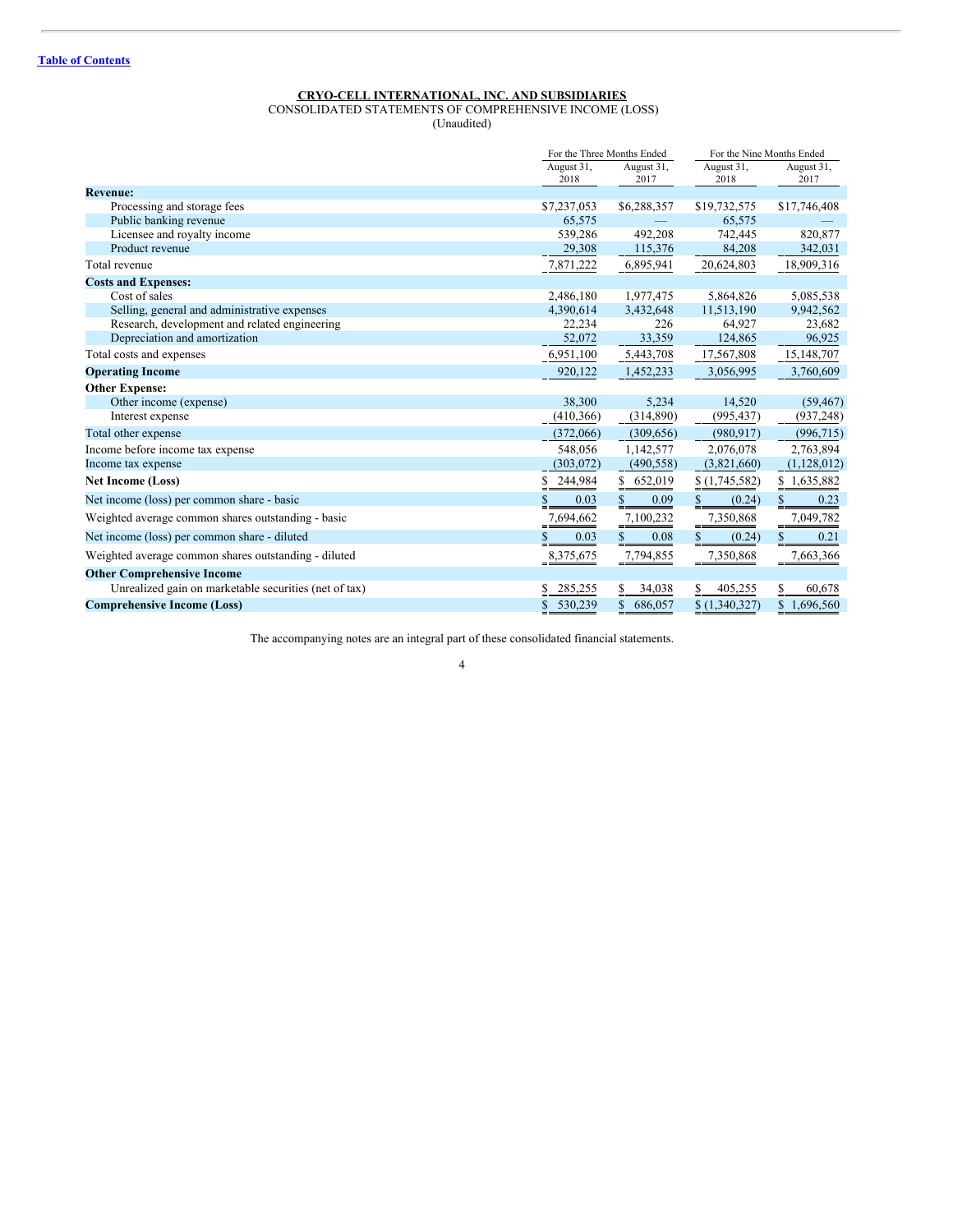[Table of Contents](#)

**CRYO-CELL INTERNATIONAL, INC. AND SUBSIDIARIES**
CONSOLIDATED STATEMENTS OF COMPREHENSIVE INCOME (LOSS)
(Unaudited)

| | For the Three Months Ended | | For the Nine Months Ended | |
|---|---|---|---|---|
| | August 31, 2018 | August 31, 2017 | August 31, 2018 | August 31, 2017 |
| **Revenue:** | | | | |
| Processing and storage fees | $7,237,053 | $6,288,357 | $19,732,575 | $17,746,408 |
| Public banking revenue | 65,575 | — | 65,575 | — |
| Licensee and royalty income | 539,286 | 492,208 | 742,445 | 820,877 |
| Product revenue | 29,308 | 115,376 | 84,208 | 342,031 |
| Total revenue | 7,871,222 | 6,895,941 | 20,624,803 | 18,909,316 |
| **Costs and Expenses:** | | | | |
| Cost of sales | 2,486,180 | 1,977,475 | 5,864,826 | 5,085,538 |
| Selling, general and administrative expenses | 4,390,614 | 3,432,648 | 11,513,190 | 9,942,562 |
| Research, development and related engineering | 22,234 | 226 | 64,927 | 23,682 |
| Depreciation and amortization | 52,072 | 33,359 | 124,865 | 96,925 |
| Total costs and expenses | 6,951,100 | 5,443,708 | 17,567,808 | 15,148,707 |
| **Operating Income** | 920,122 | 1,452,233 | 3,056,995 | 3,760,609 |
| **Other Expense:** | | | | |
| Other income (expense) | 38,300 | 5,234 | 14,520 | (59,467) |
| Interest expense | (410,366) | (314,890) | (995,437) | (937,248) |
| Total other expense | (372,066) | (309,656) | (980,917) | (996,715) |
| Income before income tax expense | 548,056 | 1,142,577 | 2,076,078 | 2,763,894 |
| Income tax expense | (303,072) | (490,558) | (3,821,660) | (1,128,012) |
| **Net Income (Loss)** | $ 244,984 | $ 652,019 | $ (1,745,582) | $ 1,635,882 |
| Net income (loss) per common share - basic | $ 0.03 | $ 0.09 | $ (0.24) | $ 0.23 |
| Weighted average common shares outstanding - basic | 7,694,662 | 7,100,232 | 7,350,868 | 7,049,782 |
| Net income (loss) per common share - diluted | $ 0.03 | $ 0.08 | $ (0.24) | $ 0.21 |
| Weighted average common shares outstanding - diluted | 8,375,675 | 7,794,855 | 7,350,868 | 7,663,366 |
| **Other Comprehensive Income** | | | | |
| Unrealized gain on marketable securities (net of tax) | $ 285,255 | $ 34,038 | $ 405,255 | $ 60,678 |
| **Comprehensive Income (Loss)** | $ 530,239 | $ 686,057 | $ (1,340,327) | $ 1,696,560 |

The accompanying notes are an integral part of these consolidated financial statements.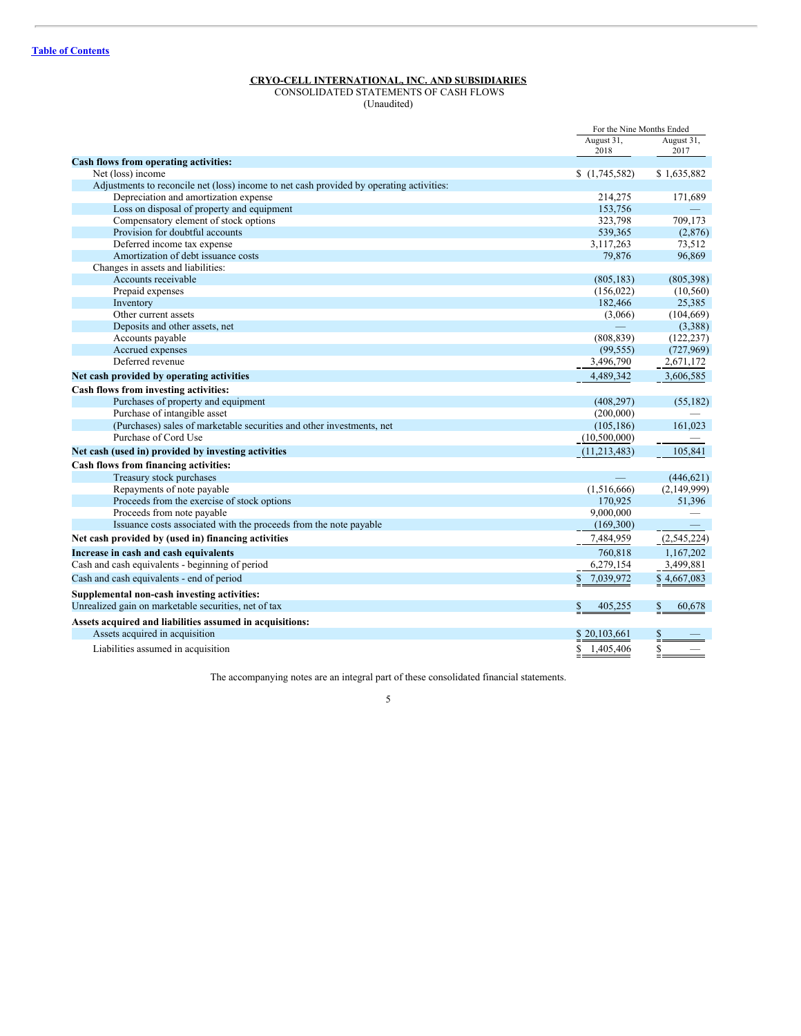[Table of Contents](#)

**CRYO-CELL INTERNATIONAL, INC. AND SUBSIDIARIES**
CONSOLIDATED STATEMENTS OF CASH FLOWS
(Unaudited)

| | For the Nine Months Ended | |
|---|---|---|
| | August 31, 2018 | August 31, 2017 |
| **Cash flows from operating activities:** | | |
| Net (loss) income | $ (1,745,582) | $ 1,635,882 |
| Adjustments to reconcile net (loss) income to net cash provided by operating activities: | | |
| Depreciation and amortization expense | 214,275 | 171,689 |
| Loss on disposal of property and equipment | 153,756 | — |
| Compensatory element of stock options | 323,798 | 709,173 |
| Provision for doubtful accounts | 539,365 | (2,876) |
| Deferred income tax expense | 3,117,263 | 73,512 |
| Amortization of debt issuance costs | 79,876 | 96,869 |
| Changes in assets and liabilities: | | |
| Accounts receivable | (805,183) | (805,398) |
| Prepaid expenses | (156,022) | (10,560) |
| Inventory | 182,466 | 25,385 |
| Other current assets | (3,066) | (104,669) |
| Deposits and other assets, net | — | (3,388) |
| Accounts payable | (808,839) | (122,237) |
| Accrued expenses | (99,555) | (727,969) |
| Deferred revenue | 3,496,790 | 2,671,172 |
| **Net cash provided by operating activities** | 4,489,342 | 3,606,585 |
| **Cash flows from investing activities:** | | |
| Purchases of property and equipment | (408,297) | (55,182) |
| Purchase of intangible asset | (200,000) | — |
| (Purchases) sales of marketable securities and other investments, net | (105,186) | 161,023 |
| Purchase of Cord Use | (10,500,000) | — |
| **Net cash (used in) provided by investing activities** | (11,213,483) | 105,841 |
| **Cash flows from financing activities:** | | |
| Treasury stock purchases | — | (446,621) |
| Repayments of note payable | (1,516,666) | (2,149,999) |
| Proceeds from the exercise of stock options | 170,925 | 51,396 |
| Proceeds from note payable | 9,000,000 | — |
| Issuance costs associated with the proceeds from the note payable | (169,300) | — |
| **Net cash provided by (used in) financing activities** | 7,484,959 | (2,545,224) |
| **Increase in cash and cash equivalents** | 760,818 | 1,167,202 |
| Cash and cash equivalents - beginning of period | 6,279,154 | 3,499,881 |
| Cash and cash equivalents - end of period | $ 7,039,972 | $ 4,667,083 |
| **Supplemental non-cash investing activities:** | | |
| Unrealized gain on marketable securities, net of tax | $ 405,255 | $ 60,678 |
| **Assets acquired and liabilities assumed in acquisitions:** | | |
| Assets acquired in acquisition | $ 20,103,661 | $ — |
| Liabilities assumed in acquisition | $ 1,405,406 | $ — |

The accompanying notes are an integral part of these consolidated financial statements.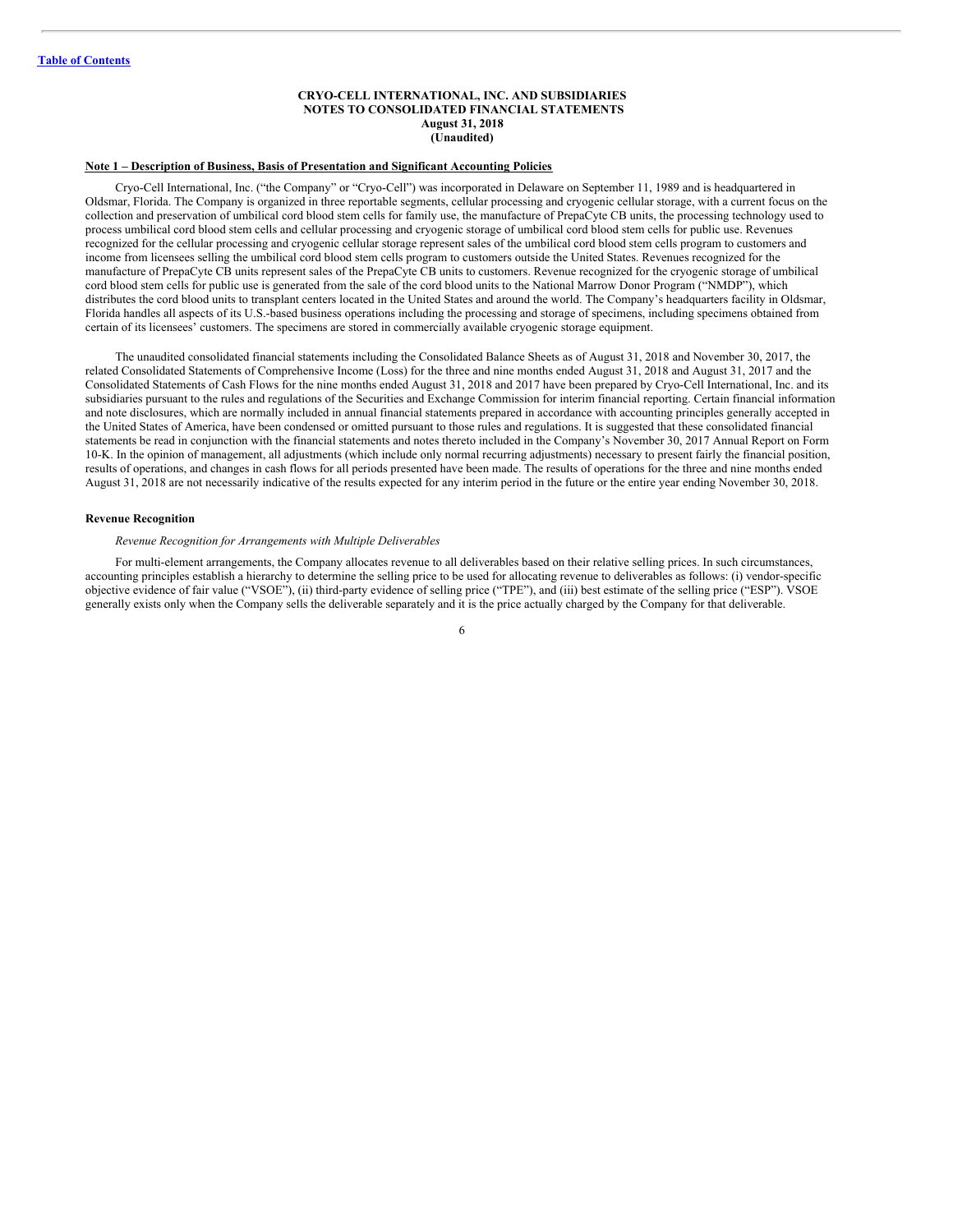**CRYO-CELL INTERNATIONAL, INC. AND SUBSIDIARIES**
**NOTES TO CONSOLIDATED FINANCIAL STATEMENTS**
**August 31, 2018**
**(Unaudited)**

**Note 1 – Description of Business, Basis of Presentation and Significant Accounting Policies**

Cryo-Cell International, Inc. ("the Company" or "Cryo-Cell") was incorporated in Delaware on September 11, 1989 and is headquartered in Oldsmar, Florida. The Company is organized in three reportable segments, cellular processing and cryogenic cellular storage, with a current focus on the collection and preservation of umbilical cord blood stem cells for family use, the manufacture of PrepaCyte CB units, the processing technology used to process umbilical cord blood stem cells and cellular processing and cryogenic storage of umbilical cord blood stem cells for public use. Revenues recognized for the cellular processing and cryogenic cellular storage represent sales of the umbilical cord blood stem cells program to customers and income from licensees selling the umbilical cord blood stem cells program to customers outside the United States. Revenues recognized for the manufacture of PrepaCyte CB units represent sales of the PrepaCyte CB units to customers. Revenue recognized for the cryogenic storage of umbilical cord blood stem cells for public use is generated from the sale of the cord blood units to the National Marrow Donor Program ("NMDP"), which distributes the cord blood units to transplant centers located in the United States and around the world. The Company's headquarters facility in Oldsmar, Florida handles all aspects of its U.S.-based business operations including the processing and storage of specimens, including specimens obtained from certain of its licensees' customers. The specimens are stored in commercially available cryogenic storage equipment.

The unaudited consolidated financial statements including the Consolidated Balance Sheets as of August 31, 2018 and November 30, 2017, the related Consolidated Statements of Comprehensive Income (Loss) for the three and nine months ended August 31, 2018 and August 31, 2017 and the Consolidated Statements of Cash Flows for the nine months ended August 31, 2018 and 2017 have been prepared by Cryo-Cell International, Inc. and its subsidiaries pursuant to the rules and regulations of the Securities and Exchange Commission for interim financial reporting. Certain financial information and note disclosures, which are normally included in annual financial statements prepared in accordance with accounting principles generally accepted in the United States of America, have been condensed or omitted pursuant to those rules and regulations. It is suggested that these consolidated financial statements be read in conjunction with the financial statements and notes thereto included in the Company's November 30, 2017 Annual Report on Form 10-K. In the opinion of management, all adjustments (which include only normal recurring adjustments) necessary to present fairly the financial position, results of operations, and changes in cash flows for all periods presented have been made. The results of operations for the three and nine months ended August 31, 2018 are not necessarily indicative of the results expected for any interim period in the future or the entire year ending November 30, 2018.

**Revenue Recognition**

*Revenue Recognition for Arrangements with Multiple Deliverables*

For multi-element arrangements, the Company allocates revenue to all deliverables based on their relative selling prices. In such circumstances, accounting principles establish a hierarchy to determine the selling price to be used for allocating revenue to deliverables as follows: (i) vendor-specific objective evidence of fair value ("VSOE"), (ii) third-party evidence of selling price ("TPE"), and (iii) best estimate of the selling price ("ESP"). VSOE generally exists only when the Company sells the deliverable separately and it is the price actually charged by the Company for that deliverable.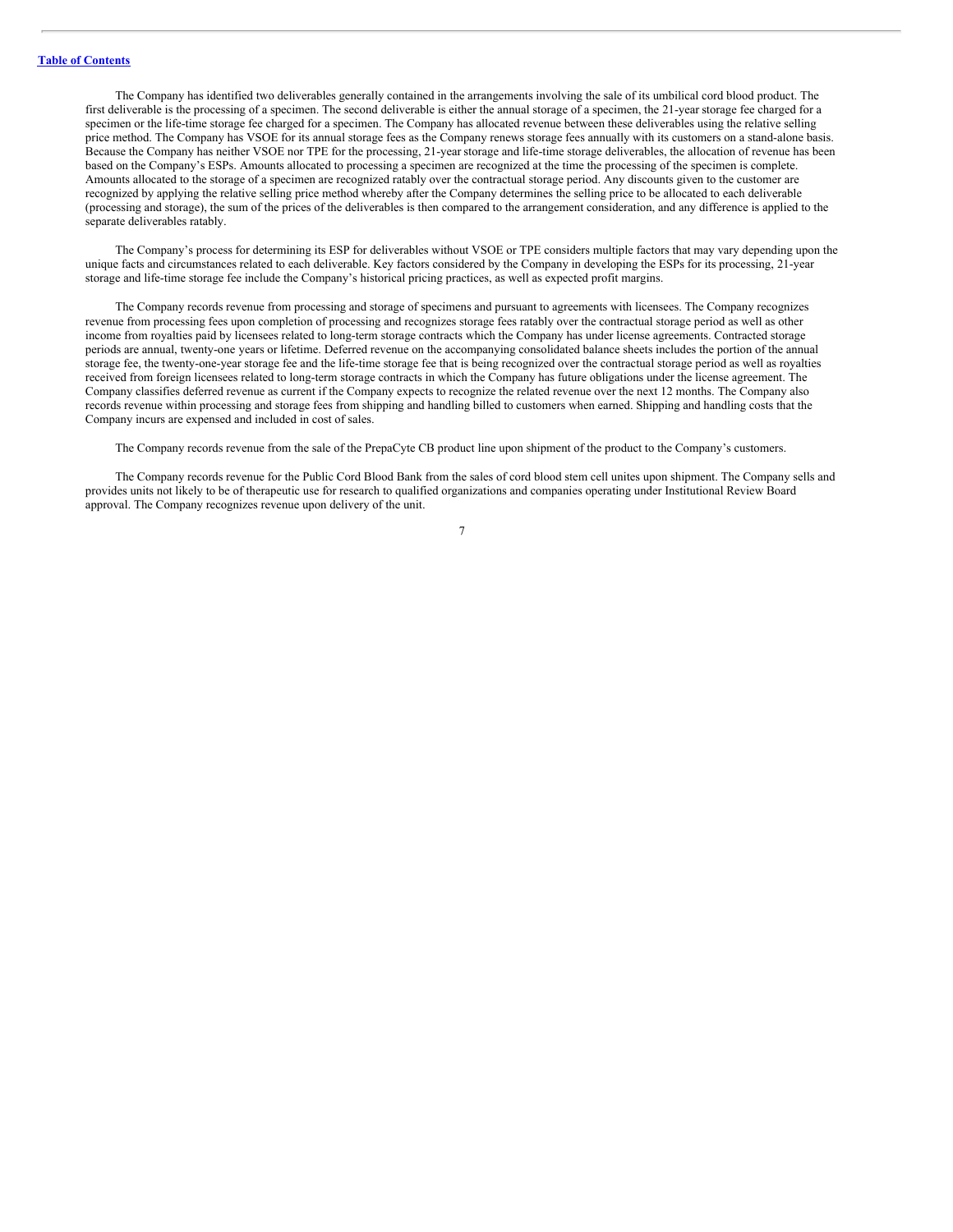The Company has identified two deliverables generally contained in the arrangements involving the sale of its umbilical cord blood product. The first deliverable is the processing of a specimen. The second deliverable is either the annual storage of a specimen, the 21-year storage fee charged for a specimen or the life-time storage fee charged for a specimen. The Company has allocated revenue between these deliverables using the relative selling price method. The Company has VSOE for its annual storage fees as the Company renews storage fees annually with its customers on a stand-alone basis. Because the Company has neither VSOE nor TPE for the processing, 21-year storage and life-time storage deliverables, the allocation of revenue has been based on the Company's ESPs. Amounts allocated to processing a specimen are recognized at the time the processing of the specimen is complete. Amounts allocated to the storage of a specimen are recognized ratably over the contractual storage period. Any discounts given to the customer are recognized by applying the relative selling price method whereby after the Company determines the selling price to be allocated to each deliverable (processing and storage), the sum of the prices of the deliverables is then compared to the arrangement consideration, and any difference is applied to the separate deliverables ratably.

The Company's process for determining its ESP for deliverables without VSOE or TPE considers multiple factors that may vary depending upon the unique facts and circumstances related to each deliverable. Key factors considered by the Company in developing the ESPs for its processing, 21-year storage and life-time storage fee include the Company's historical pricing practices, as well as expected profit margins.

The Company records revenue from processing and storage of specimens and pursuant to agreements with licensees. The Company recognizes revenue from processing fees upon completion of processing and recognizes storage fees ratably over the contractual storage period as well as other income from royalties paid by licensees related to long-term storage contracts which the Company has under license agreements. Contracted storage periods are annual, twenty-one years or lifetime. Deferred revenue on the accompanying consolidated balance sheets includes the portion of the annual storage fee, the twenty-one-year storage fee and the life-time storage fee that is being recognized over the contractual storage period as well as royalties received from foreign licensees related to long-term storage contracts in which the Company has future obligations under the license agreement. The Company classifies deferred revenue as current if the Company expects to recognize the related revenue over the next 12 months. The Company also records revenue within processing and storage fees from shipping and handling billed to customers when earned. Shipping and handling costs that the Company incurs are expensed and included in cost of sales.

The Company records revenue from the sale of the PrepaCyte CB product line upon shipment of the product to the Company's customers.

The Company records revenue for the Public Cord Blood Bank from the sales of cord blood stem cell unites upon shipment. The Company sells and provides units not likely to be of therapeutic use for research to qualified organizations and companies operating under Institutional Review Board approval. The Company recognizes revenue upon delivery of the unit.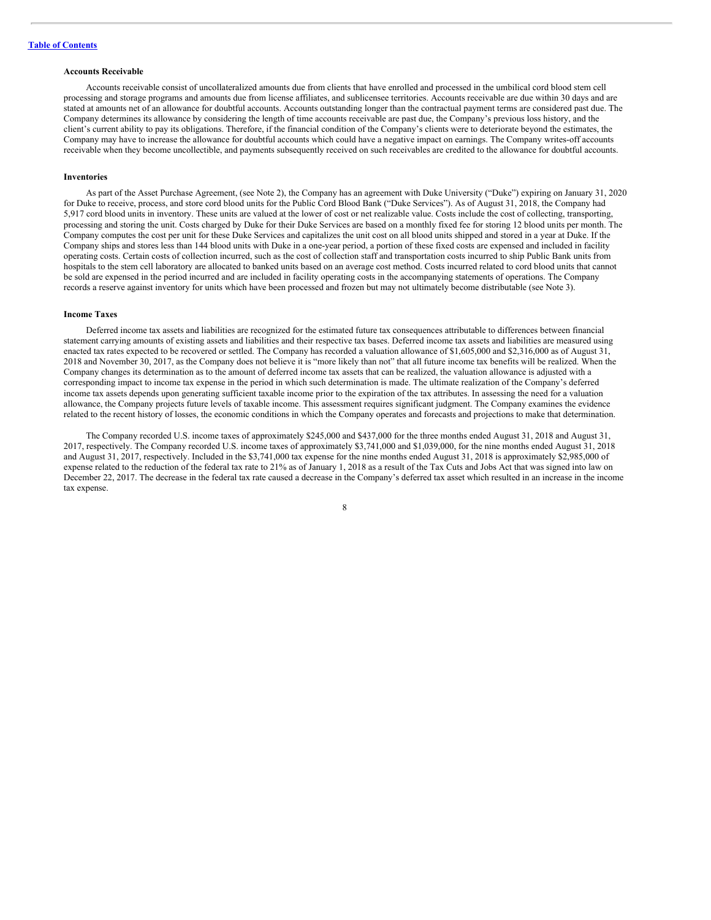#### Accounts Receivable

Accounts receivable consist of uncollateralized amounts due from clients that have enrolled and processed in the umbilical cord blood stem cell processing and storage programs and amounts due from license affiliates, and sublicensee territories. Accounts receivable are due within 30 days and are stated at amounts net of an allowance for doubtful accounts. Accounts outstanding longer than the contractual payment terms are considered past due. The Company determines its allowance by considering the length of time accounts receivable are past due, the Company's previous loss history, and the client's current ability to pay its obligations. Therefore, if the financial condition of the Company's clients were to deteriorate beyond the estimates, the Company may have to increase the allowance for doubtful accounts which could have a negative impact on earnings. The Company writes-off accounts receivable when they become uncollectible, and payments subsequently received on such receivables are credited to the allowance for doubtful accounts.

#### Inventories

As part of the Asset Purchase Agreement, (see Note 2), the Company has an agreement with Duke University ("Duke") expiring on January 31, 2020 for Duke to receive, process, and store cord blood units for the Public Cord Blood Bank ("Duke Services"). As of August 31, 2018, the Company had 5,917 cord blood units in inventory. These units are valued at the lower of cost or net realizable value. Costs include the cost of collecting, transporting, processing and storing the unit. Costs charged by Duke for their Duke Services are based on a monthly fixed fee for storing 12 blood units per month. The Company computes the cost per unit for these Duke Services and capitalizes the unit cost on all blood units shipped and stored in a year at Duke. If the Company ships and stores less than 144 blood units with Duke in a one-year period, a portion of these fixed costs are expensed and included in facility operating costs. Certain costs of collection incurred, such as the cost of collection staff and transportation costs incurred to ship Public Bank units from hospitals to the stem cell laboratory are allocated to banked units based on an average cost method. Costs incurred related to cord blood units that cannot be sold are expensed in the period incurred and are included in facility operating costs in the accompanying statements of operations. The Company records a reserve against inventory for units which have been processed and frozen but may not ultimately become distributable (see Note 3).

#### Income Taxes

Deferred income tax assets and liabilities are recognized for the estimated future tax consequences attributable to differences between financial statement carrying amounts of existing assets and liabilities and their respective tax bases. Deferred income tax assets and liabilities are measured using enacted tax rates expected to be recovered or settled. The Company has recorded a valuation allowance of $1,605,000 and $2,316,000 as of August 31, 2018 and November 30, 2017, as the Company does not believe it is "more likely than not" that all future income tax benefits will be realized. When the Company changes its determination as to the amount of deferred income tax assets that can be realized, the valuation allowance is adjusted with a corresponding impact to income tax expense in the period in which such determination is made. The ultimate realization of the Company's deferred income tax assets depends upon generating sufficient taxable income prior to the expiration of the tax attributes. In assessing the need for a valuation allowance, the Company projects future levels of taxable income. This assessment requires significant judgment. The Company examines the evidence related to the recent history of losses, the economic conditions in which the Company operates and forecasts and projections to make that determination.

The Company recorded U.S. income taxes of approximately $245,000 and $437,000 for the three months ended August 31, 2018 and August 31, 2017, respectively. The Company recorded U.S. income taxes of approximately $3,741,000 and $1,039,000, for the nine months ended August 31, 2018 and August 31, 2017, respectively. Included in the $3,741,000 tax expense for the nine months ended August 31, 2018 is approximately $2,985,000 of expense related to the reduction of the federal tax rate to 21% as of January 1, 2018 as a result of the Tax Cuts and Jobs Act that was signed into law on December 22, 2017. The decrease in the federal tax rate caused a decrease in the Company's deferred tax asset which resulted in an increase in the income tax expense.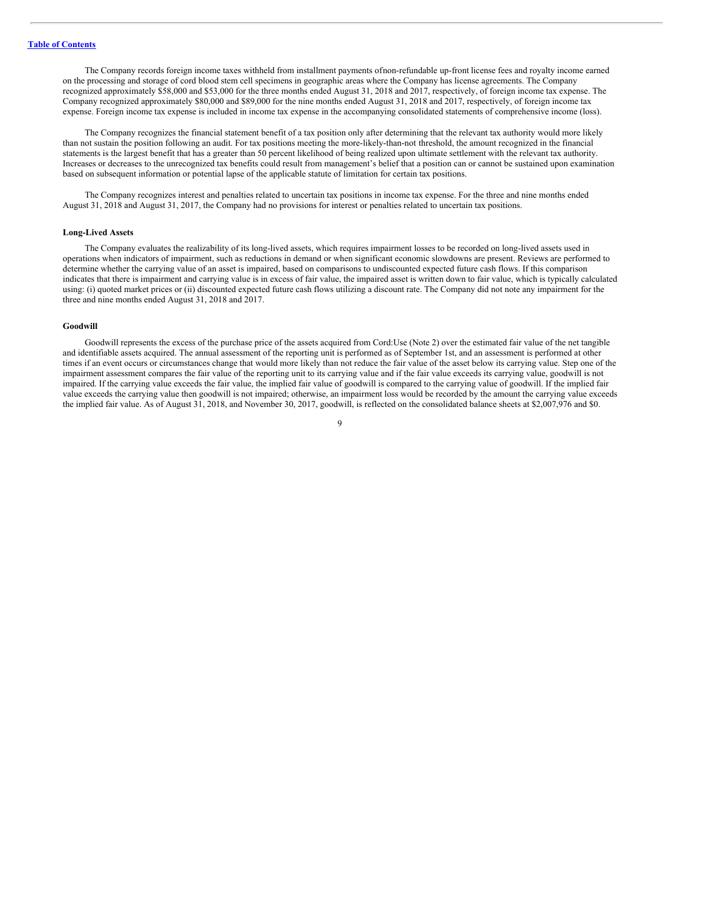The Company records foreign income taxes withheld from installment payments ofnon-refundable up-front license fees and royalty income earned on the processing and storage of cord blood stem cell specimens in geographic areas where the Company has license agreements. The Company recognized approximately $58,000 and $53,000 for the three months ended August 31, 2018 and 2017, respectively, of foreign income tax expense. The Company recognized approximately $80,000 and $89,000 for the nine months ended August 31, 2018 and 2017, respectively, of foreign income tax expense. Foreign income tax expense is included in income tax expense in the accompanying consolidated statements of comprehensive income (loss).

The Company recognizes the financial statement benefit of a tax position only after determining that the relevant tax authority would more likely than not sustain the position following an audit. For tax positions meeting the more-likely-than-not threshold, the amount recognized in the financial statements is the largest benefit that has a greater than 50 percent likelihood of being realized upon ultimate settlement with the relevant tax authority. Increases or decreases to the unrecognized tax benefits could result from management's belief that a position can or cannot be sustained upon examination based on subsequent information or potential lapse of the applicable statute of limitation for certain tax positions.

The Company recognizes interest and penalties related to uncertain tax positions in income tax expense. For the three and nine months ended August 31, 2018 and August 31, 2017, the Company had no provisions for interest or penalties related to uncertain tax positions.

**Long-Lived Assets**

The Company evaluates the realizability of its long-lived assets, which requires impairment losses to be recorded on long-lived assets used in operations when indicators of impairment, such as reductions in demand or when significant economic slowdowns are present. Reviews are performed to determine whether the carrying value of an asset is impaired, based on comparisons to undiscounted expected future cash flows. If this comparison indicates that there is impairment and carrying value is in excess of fair value, the impaired asset is written down to fair value, which is typically calculated using: (i) quoted market prices or (ii) discounted expected future cash flows utilizing a discount rate. The Company did not note any impairment for the three and nine months ended August 31, 2018 and 2017.

**Goodwill**

Goodwill represents the excess of the purchase price of the assets acquired from Cord:Use (Note 2) over the estimated fair value of the net tangible and identifiable assets acquired. The annual assessment of the reporting unit is performed as of September 1st, and an assessment is performed at other times if an event occurs or circumstances change that would more likely than not reduce the fair value of the asset below its carrying value. Step one of the impairment assessment compares the fair value of the reporting unit to its carrying value and if the fair value exceeds its carrying value, goodwill is not impaired. If the carrying value exceeds the fair value, the implied fair value of goodwill is compared to the carrying value of goodwill. If the implied fair value exceeds the carrying value then goodwill is not impaired; otherwise, an impairment loss would be recorded by the amount the carrying value exceeds the implied fair value. As of August 31, 2018, and November 30, 2017, goodwill, is reflected on the consolidated balance sheets at $2,007,976 and $0.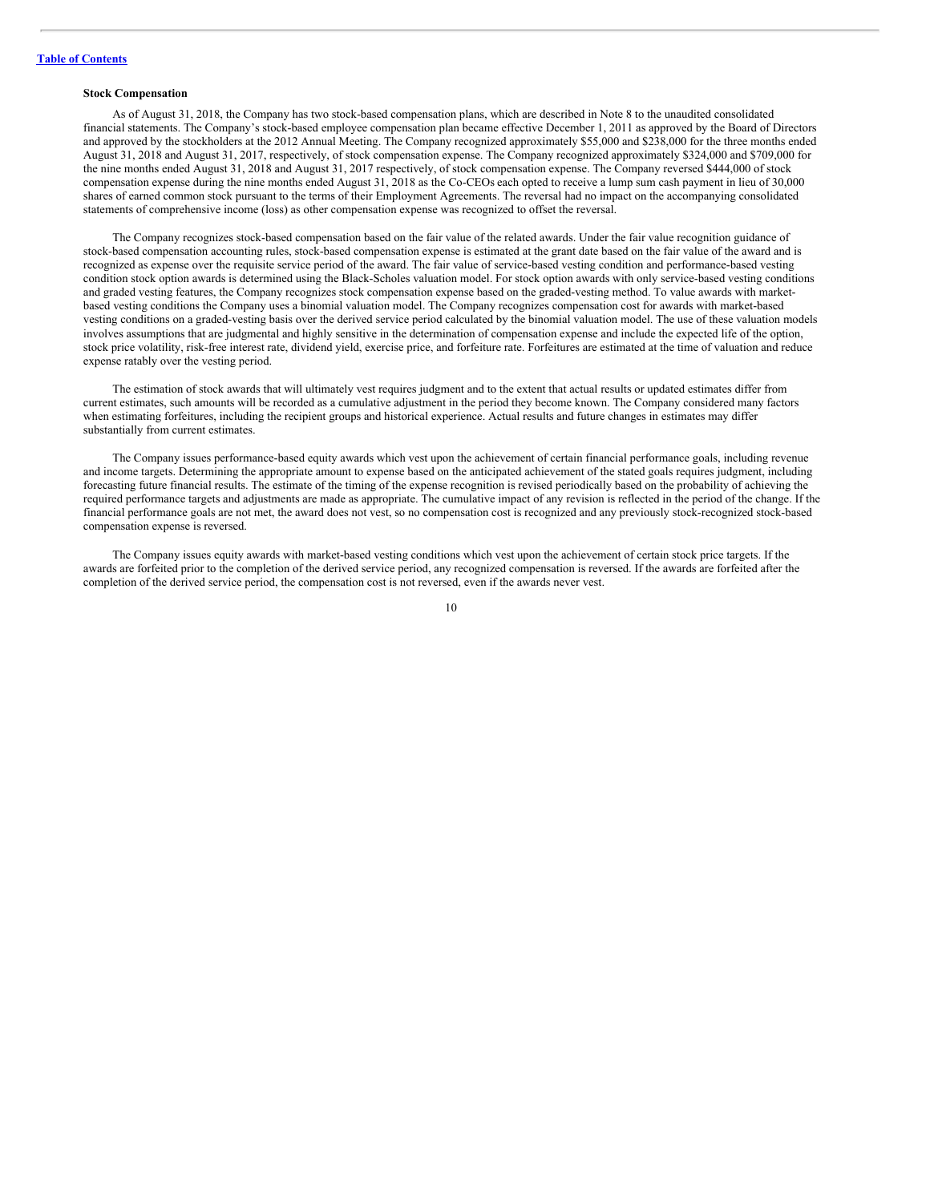**Stock Compensation**

As of August 31, 2018, the Company has two stock-based compensation plans, which are described in Note 8 to the unaudited consolidated financial statements. The Company's stock-based employee compensation plan became effective December 1, 2011 as approved by the Board of Directors and approved by the stockholders at the 2012 Annual Meeting. The Company recognized approximately $55,000 and $238,000 for the three months ended August 31, 2018 and August 31, 2017, respectively, of stock compensation expense. The Company recognized approximately $324,000 and $709,000 for the nine months ended August 31, 2018 and August 31, 2017 respectively, of stock compensation expense. The Company reversed $444,000 of stock compensation expense during the nine months ended August 31, 2018 as the Co-CEOs each opted to receive a lump sum cash payment in lieu of 30,000 shares of earned common stock pursuant to the terms of their Employment Agreements. The reversal had no impact on the accompanying consolidated statements of comprehensive income (loss) as other compensation expense was recognized to offset the reversal.

The Company recognizes stock-based compensation based on the fair value of the related awards. Under the fair value recognition guidance of stock-based compensation accounting rules, stock-based compensation expense is estimated at the grant date based on the fair value of the award and is recognized as expense over the requisite service period of the award. The fair value of service-based vesting condition and performance-based vesting condition stock option awards is determined using the Black-Scholes valuation model. For stock option awards with only service-based vesting conditions and graded vesting features, the Company recognizes stock compensation expense based on the graded-vesting method. To value awards with market-based vesting conditions the Company uses a binomial valuation model. The Company recognizes compensation cost for awards with market-based vesting conditions on a graded-vesting basis over the derived service period calculated by the binomial valuation model. The use of these valuation models involves assumptions that are judgmental and highly sensitive in the determination of compensation expense and include the expected life of the option, stock price volatility, risk-free interest rate, dividend yield, exercise price, and forfeiture rate. Forfeitures are estimated at the time of valuation and reduce expense ratably over the vesting period.

The estimation of stock awards that will ultimately vest requires judgment and to the extent that actual results or updated estimates differ from current estimates, such amounts will be recorded as a cumulative adjustment in the period they become known. The Company considered many factors when estimating forfeitures, including the recipient groups and historical experience. Actual results and future changes in estimates may differ substantially from current estimates.

The Company issues performance-based equity awards which vest upon the achievement of certain financial performance goals, including revenue and income targets. Determining the appropriate amount to expense based on the anticipated achievement of the stated goals requires judgment, including forecasting future financial results. The estimate of the timing of the expense recognition is revised periodically based on the probability of achieving the required performance targets and adjustments are made as appropriate. The cumulative impact of any revision is reflected in the period of the change. If the financial performance goals are not met, the award does not vest, so no compensation cost is recognized and any previously stock-recognized stock-based compensation expense is reversed.

The Company issues equity awards with market-based vesting conditions which vest upon the achievement of certain stock price targets. If the awards are forfeited prior to the completion of the derived service period, any recognized compensation is reversed. If the awards are forfeited after the completion of the derived service period, the compensation cost is not reversed, even if the awards never vest.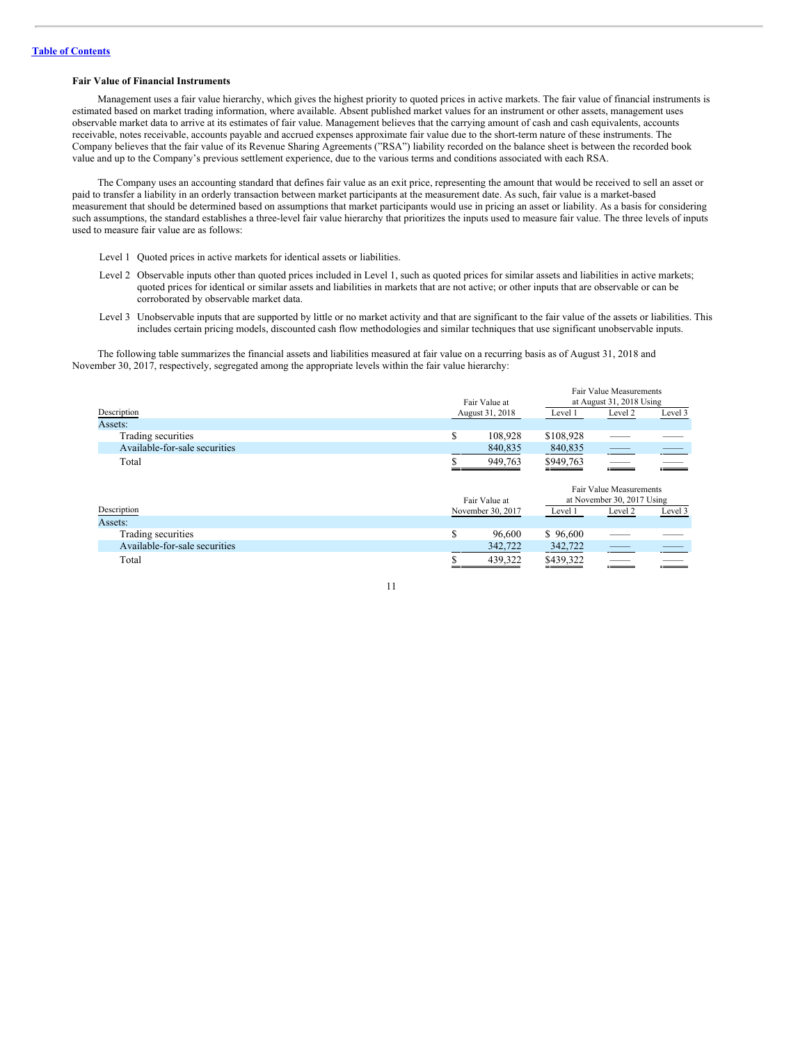[Table of Contents](#)

**Fair Value of Financial Instruments**

Management uses a fair value hierarchy, which gives the highest priority to quoted prices in active markets. The fair value of financial instruments is estimated based on market trading information, where available. Absent published market values for an instrument or other assets, management uses observable market data to arrive at its estimates of fair value. Management believes that the carrying amount of cash and cash equivalents, accounts receivable, notes receivable, accounts payable and accrued expenses approximate fair value due to the short-term nature of these instruments. The Company believes that the fair value of its Revenue Sharing Agreements ("RSA") liability recorded on the balance sheet is between the recorded book value and up to the Company's previous settlement experience, due to the various terms and conditions associated with each RSA.

The Company uses an accounting standard that defines fair value as an exit price, representing the amount that would be received to sell an asset or paid to transfer a liability in an orderly transaction between market participants at the measurement date. As such, fair value is a market-based measurement that should be determined based on assumptions that market participants would use in pricing an asset or liability. As a basis for considering such assumptions, the standard establishes a three-level fair value hierarchy that prioritizes the inputs used to measure fair value. The three levels of inputs used to measure fair value are as follows:

- Level 1 Quoted prices in active markets for identical assets or liabilities.
- Level 2 Observable inputs other than quoted prices included in Level 1, such as quoted prices for similar assets and liabilities in active markets; quoted prices for identical or similar assets and liabilities in markets that are not active; or other inputs that are observable or can be corroborated by observable market data.
- Level 3 Unobservable inputs that are supported by little or no market activity and that are significant to the fair value of the assets or liabilities. This includes certain pricing models, discounted cash flow methodologies and similar techniques that use significant unobservable inputs.

The following table summarizes the financial assets and liabilities measured at fair value on a recurring basis as of August 31, 2018 and November 30, 2017, respectively, segregated among the appropriate levels within the fair value hierarchy:

| Description | Fair Value at August 31, 2018 | Fair Value Measurements at August 31, 2018 Using | | |
|---|---|---|---|---|
| | | Level 1 | Level 2 | Level 3 |
| Assets: | | | | |
| Trading securities | $ 108,928 | $108,928 | — | — |
| Available-for-sale securities | 840,835 | 840,835 | — | — |
| Total | $ 949,763 | $949,763 | — | — |

| Description | Fair Value at November 30, 2017 | Fair Value Measurements at November 30, 2017 Using | | |
|---|---|---|---|---|
| | | Level 1 | Level 2 | Level 3 |
| Assets: | | | | |
| Trading securities | $ 96,600 | $ 96,600 | — | — |
| Available-for-sale securities | 342,722 | 342,722 | — | — |
| Total | $ 439,322 | $439,322 | — | — |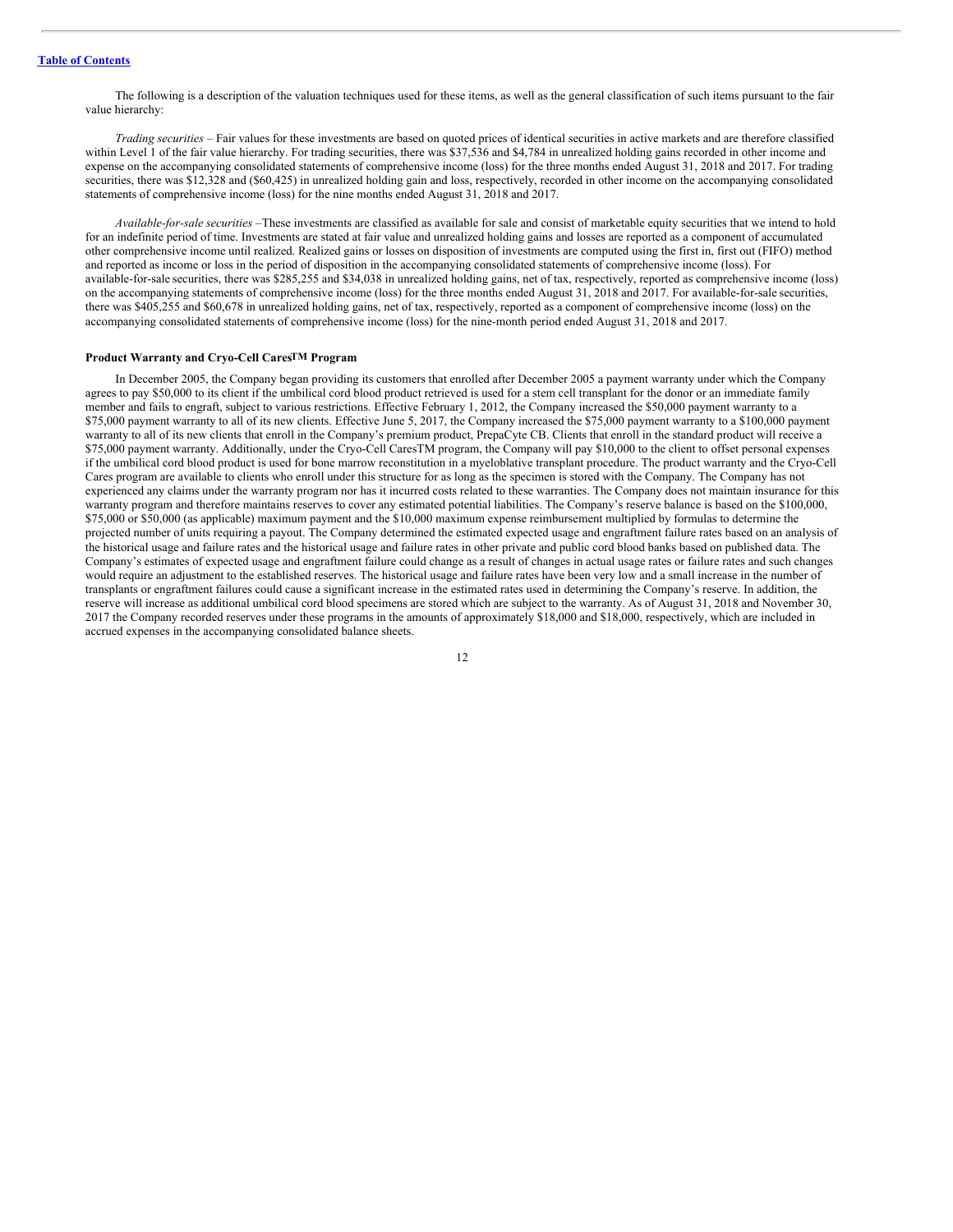The following is a description of the valuation techniques used for these items, as well as the general classification of such items pursuant to the fair value hierarchy:

*Trading securities* – Fair values for these investments are based on quoted prices of identical securities in active markets and are therefore classified within Level 1 of the fair value hierarchy. For trading securities, there was $37,536 and $4,784 in unrealized holding gains recorded in other income and expense on the accompanying consolidated statements of comprehensive income (loss) for the three months ended August 31, 2018 and 2017. For trading securities, there was $12,328 and ($60,425) in unrealized holding gain and loss, respectively, recorded in other income on the accompanying consolidated statements of comprehensive income (loss) for the nine months ended August 31, 2018 and 2017.

*Available-for-sale securities* –These investments are classified as available for sale and consist of marketable equity securities that we intend to hold for an indefinite period of time. Investments are stated at fair value and unrealized holding gains and losses are reported as a component of accumulated other comprehensive income until realized. Realized gains or losses on disposition of investments are computed using the first in, first out (FIFO) method and reported as income or loss in the period of disposition in the accompanying consolidated statements of comprehensive income (loss). For available-for-sale securities, there was $285,255 and $34,038 in unrealized holding gains, net of tax, respectively, reported as comprehensive income (loss) on the accompanying statements of comprehensive income (loss) for the three months ended August 31, 2018 and 2017. For available-for-sale securities, there was $405,255 and $60,678 in unrealized holding gains, net of tax, respectively, reported as a component of comprehensive income (loss) on the accompanying consolidated statements of comprehensive income (loss) for the nine-month period ended August 31, 2018 and 2017.

**Product Warranty and Cryo-Cell Cares™ Program**

In December 2005, the Company began providing its customers that enrolled after December 2005 a payment warranty under which the Company agrees to pay $50,000 to its client if the umbilical cord blood product retrieved is used for a stem cell transplant for the donor or an immediate family member and fails to engraft, subject to various restrictions. Effective February 1, 2012, the Company increased the $50,000 payment warranty to a $75,000 payment warranty to all of its new clients. Effective June 5, 2017, the Company increased the $75,000 payment warranty to a $100,000 payment warranty to all of its new clients that enroll in the Company's premium product, PrepaCyte CB. Clients that enroll in the standard product will receive a $75,000 payment warranty. Additionally, under the Cryo-Cell CaresTM program, the Company will pay $10,000 to the client to offset personal expenses if the umbilical cord blood product is used for bone marrow reconstitution in a myeloblative transplant procedure. The product warranty and the Cryo-Cell Cares program are available to clients who enroll under this structure for as long as the specimen is stored with the Company. The Company has not experienced any claims under the warranty program nor has it incurred costs related to these warranties. The Company does not maintain insurance for this warranty program and therefore maintains reserves to cover any estimated potential liabilities. The Company's reserve balance is based on the $100,000, $75,000 or $50,000 (as applicable) maximum payment and the $10,000 maximum expense reimbursement multiplied by formulas to determine the projected number of units requiring a payout. The Company determined the estimated expected usage and engraftment failure rates based on an analysis of the historical usage and failure rates and the historical usage and failure rates in other private and public cord blood banks based on published data. The Company's estimates of expected usage and engraftment failure could change as a result of changes in actual usage rates or failure rates and such changes would require an adjustment to the established reserves. The historical usage and failure rates have been very low and a small increase in the number of transplants or engraftment failures could cause a significant increase in the estimated rates used in determining the Company's reserve. In addition, the reserve will increase as additional umbilical cord blood specimens are stored which are subject to the warranty. As of August 31, 2018 and November 30, 2017 the Company recorded reserves under these programs in the amounts of approximately $18,000 and $18,000, respectively, which are included in accrued expenses in the accompanying consolidated balance sheets.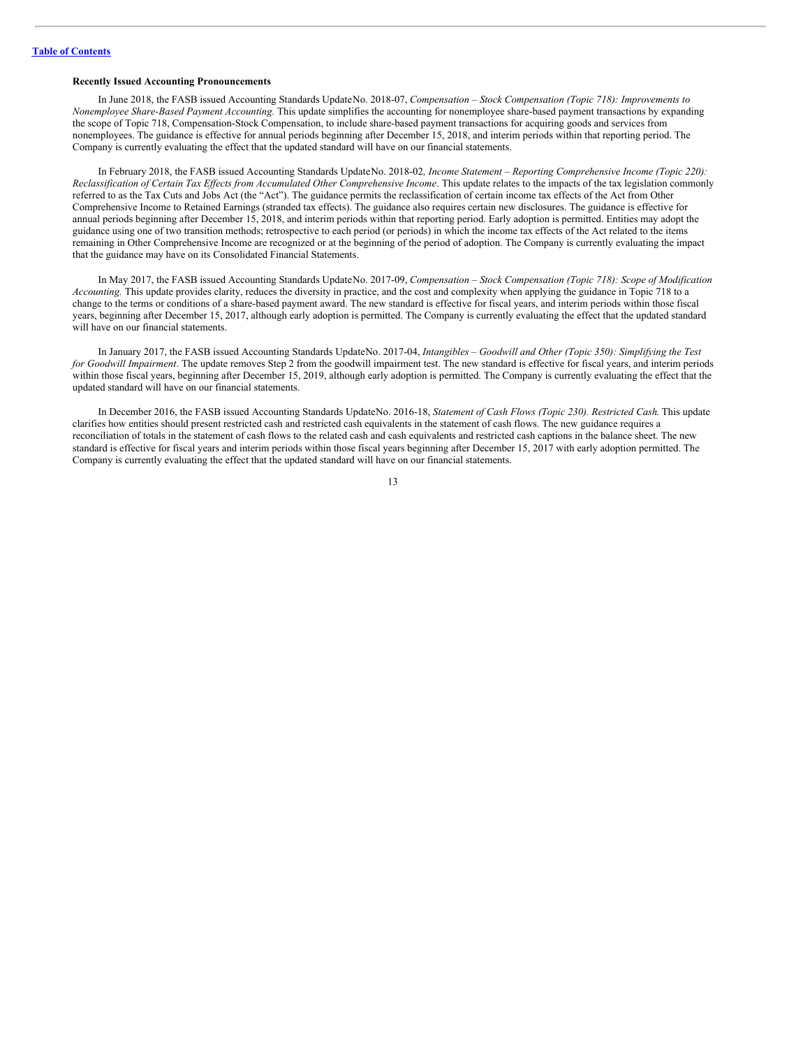### Recently Issued Accounting Pronouncements

In June 2018, the FASB issued Accounting Standards UpdateNo. 2018-07, *Compensation – Stock Compensation (Topic 718): Improvements to Nonemployee Share-Based Payment Accounting.* This update simplifies the accounting for nonemployee share-based payment transactions by expanding the scope of Topic 718, Compensation-Stock Compensation, to include share-based payment transactions for acquiring goods and services from nonemployees. The guidance is effective for annual periods beginning after December 15, 2018, and interim periods within that reporting period. The Company is currently evaluating the effect that the updated standard will have on our financial statements.

In February 2018, the FASB issued Accounting Standards UpdateNo. 2018-02*, Income Statement – Reporting Comprehensive Income (Topic 220): Reclassification of Certain Tax Effects from Accumulated Other Comprehensive Income*. This update relates to the impacts of the tax legislation commonly referred to as the Tax Cuts and Jobs Act (the "Act"). The guidance permits the reclassification of certain income tax effects of the Act from Other Comprehensive Income to Retained Earnings (stranded tax effects). The guidance also requires certain new disclosures. The guidance is effective for annual periods beginning after December 15, 2018, and interim periods within that reporting period. Early adoption is permitted. Entities may adopt the guidance using one of two transition methods; retrospective to each period (or periods) in which the income tax effects of the Act related to the items remaining in Other Comprehensive Income are recognized or at the beginning of the period of adoption. The Company is currently evaluating the impact that the guidance may have on its Consolidated Financial Statements.

In May 2017, the FASB issued Accounting Standards UpdateNo. 2017-09, *Compensation – Stock Compensation (Topic 718): Scope of Modification Accounting.* This update provides clarity, reduces the diversity in practice, and the cost and complexity when applying the guidance in Topic 718 to a change to the terms or conditions of a share-based payment award. The new standard is effective for fiscal years, and interim periods within those fiscal years, beginning after December 15, 2017, although early adoption is permitted. The Company is currently evaluating the effect that the updated standard will have on our financial statements.

In January 2017, the FASB issued Accounting Standards UpdateNo. 2017-04, *Intangibles – Goodwill and Other (Topic 350): Simplifying the Test for Goodwill Impairment*. The update removes Step 2 from the goodwill impairment test. The new standard is effective for fiscal years, and interim periods within those fiscal years, beginning after December 15, 2019, although early adoption is permitted. The Company is currently evaluating the effect that the updated standard will have on our financial statements.

In December 2016, the FASB issued Accounting Standards UpdateNo. 2016-18, *Statement of Cash Flows (Topic 230). Restricted Cash.* This update clarifies how entities should present restricted cash and restricted cash equivalents in the statement of cash flows. The new guidance requires a reconciliation of totals in the statement of cash flows to the related cash and cash equivalents and restricted cash captions in the balance sheet. The new standard is effective for fiscal years and interim periods within those fiscal years beginning after December 15, 2017 with early adoption permitted. The Company is currently evaluating the effect that the updated standard will have on our financial statements.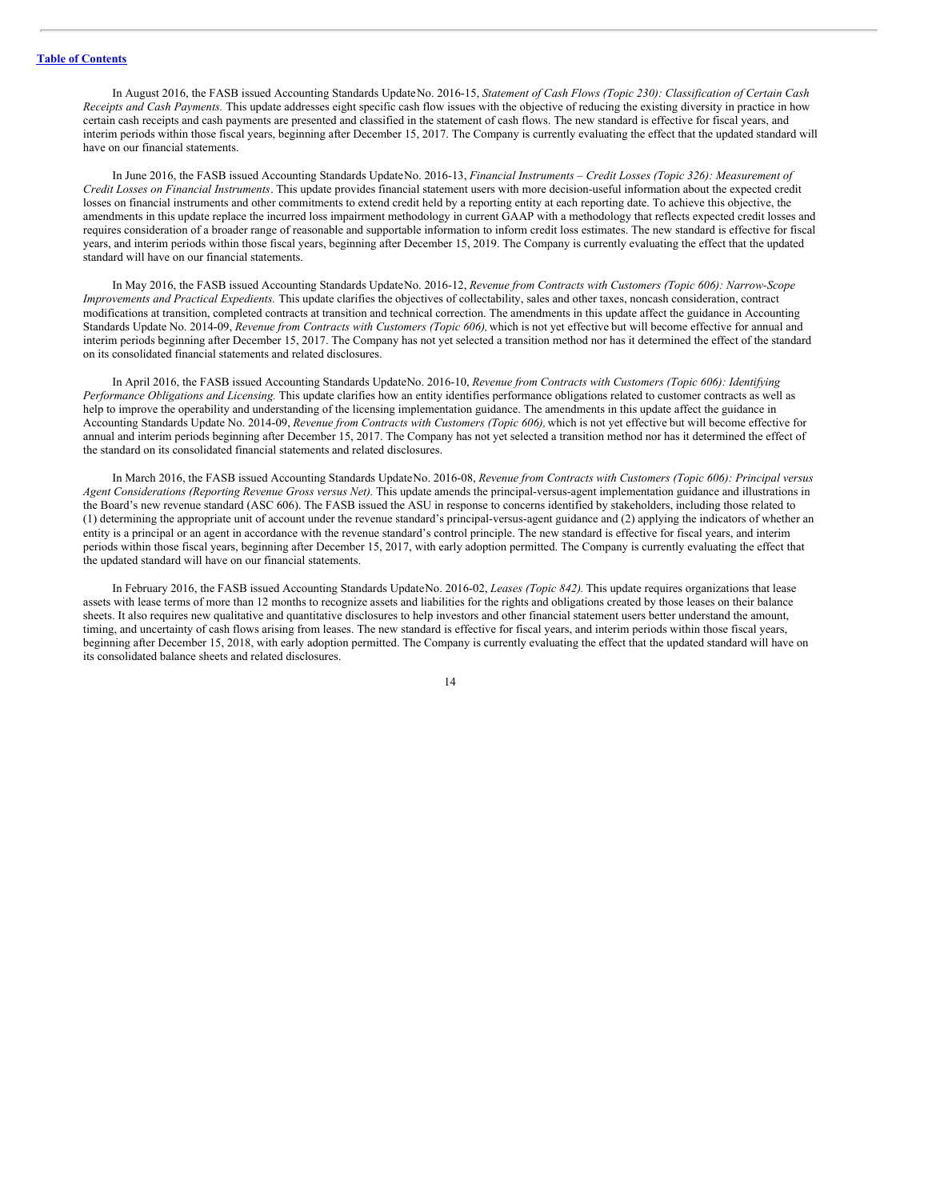In August 2016, the FASB issued Accounting Standards Update No. 2016-15, *Statement of Cash Flows (Topic 230): Classification of Certain Cash Receipts and Cash Payments.* This update addresses eight specific cash flow issues with the objective of reducing the existing diversity in practice in how certain cash receipts and cash payments are presented and classified in the statement of cash flows. The new standard is effective for fiscal years, and interim periods within those fiscal years, beginning after December 15, 2017. The Company is currently evaluating the effect that the updated standard will have on our financial statements.

In June 2016, the FASB issued Accounting Standards Update No. 2016-13, *Financial Instruments – Credit Losses (Topic 326): Measurement of Credit Losses on Financial Instruments*. This update provides financial statement users with more decision-useful information about the expected credit losses on financial instruments and other commitments to extend credit held by a reporting entity at each reporting date. To achieve this objective, the amendments in this update replace the incurred loss impairment methodology in current GAAP with a methodology that reflects expected credit losses and requires consideration of a broader range of reasonable and supportable information to inform credit loss estimates. The new standard is effective for fiscal years, and interim periods within those fiscal years, beginning after December 15, 2019. The Company is currently evaluating the effect that the updated standard will have on our financial statements.

In May 2016, the FASB issued Accounting Standards Update No. 2016-12, *Revenue from Contracts with Customers (Topic 606): Narrow-Scope Improvements and Practical Expedients.* This update clarifies the objectives of collectability, sales and other taxes, noncash consideration, contract modifications at transition, completed contracts at transition and technical correction. The amendments in this update affect the guidance in Accounting Standards Update No. 2014-09, *Revenue from Contracts with Customers (Topic 606),* which is not yet effective but will become effective for annual and interim periods beginning after December 15, 2017. The Company has not yet selected a transition method nor has it determined the effect of the standard on its consolidated financial statements and related disclosures.

In April 2016, the FASB issued Accounting Standards Update No. 2016-10, *Revenue from Contracts with Customers (Topic 606): Identifying Performance Obligations and Licensing.* This update clarifies how an entity identifies performance obligations related to customer contracts as well as help to improve the operability and understanding of the licensing implementation guidance. The amendments in this update affect the guidance in Accounting Standards Update No. 2014-09, *Revenue from Contracts with Customers (Topic 606),* which is not yet effective but will become effective for annual and interim periods beginning after December 15, 2017. The Company has not yet selected a transition method nor has it determined the effect of the standard on its consolidated financial statements and related disclosures.

In March 2016, the FASB issued Accounting Standards Update No. 2016-08, *Revenue from Contracts with Customers (Topic 606): Principal versus Agent Considerations (Reporting Revenue Gross versus Net).* This update amends the principal-versus-agent implementation guidance and illustrations in the Board's new revenue standard (ASC 606). The FASB issued the ASU in response to concerns identified by stakeholders, including those related to (1) determining the appropriate unit of account under the revenue standard's principal-versus-agent guidance and (2) applying the indicators of whether an entity is a principal or an agent in accordance with the revenue standard's control principle. The new standard is effective for fiscal years, and interim periods within those fiscal years, beginning after December 15, 2017, with early adoption permitted. The Company is currently evaluating the effect that the updated standard will have on our financial statements.

In February 2016, the FASB issued Accounting Standards Update No. 2016-02, *Leases (Topic 842).* This update requires organizations that lease assets with lease terms of more than 12 months to recognize assets and liabilities for the rights and obligations created by those leases on their balance sheets. It also requires new qualitative and quantitative disclosures to help investors and other financial statement users better understand the amount, timing, and uncertainty of cash flows arising from leases. The new standard is effective for fiscal years, and interim periods within those fiscal years, beginning after December 15, 2018, with early adoption permitted. The Company is currently evaluating the effect that the updated standard will have on its consolidated balance sheets and related disclosures.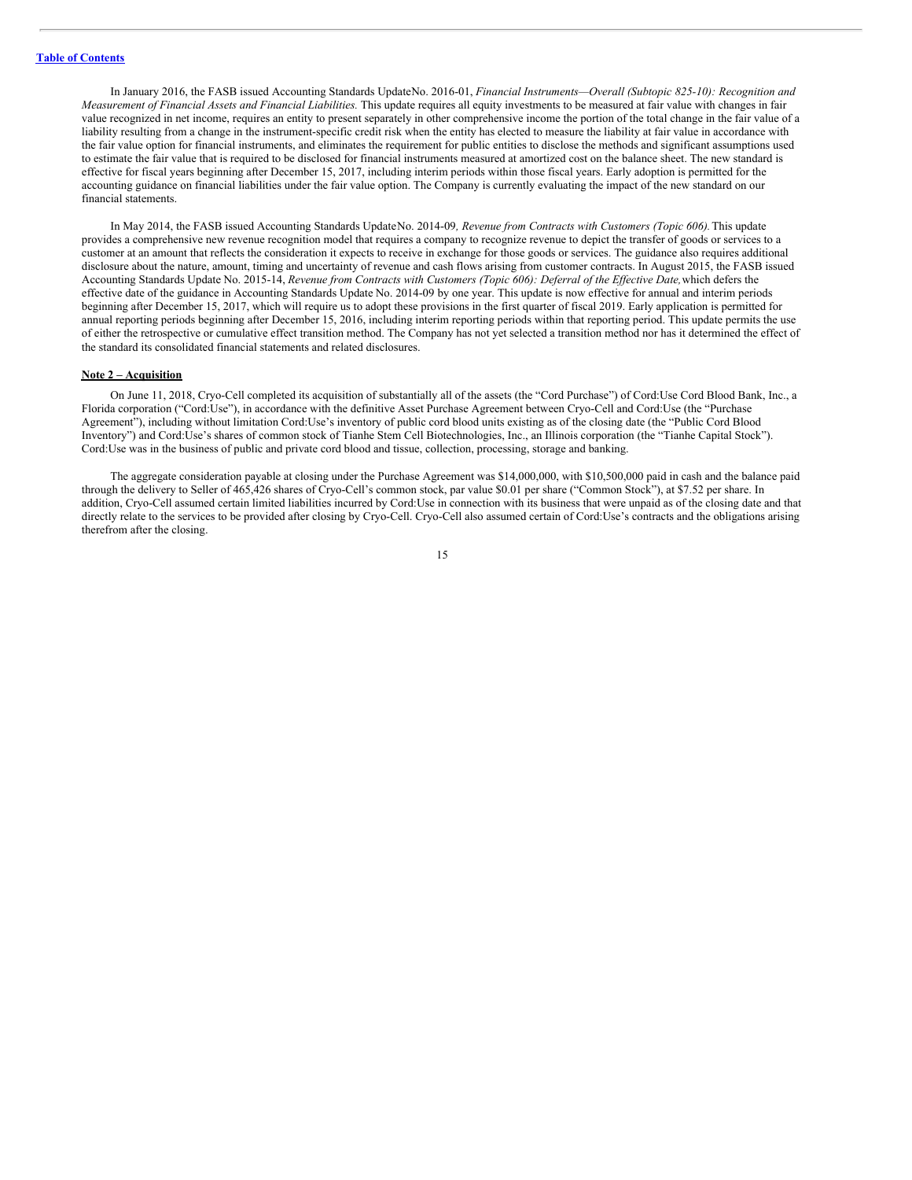In January 2016, the FASB issued Accounting Standards UpdateNo. 2016-01, *Financial Instruments—Overall (Subtopic 825-10): Recognition and Measurement of Financial Assets and Financial Liabilities.* This update requires all equity investments to be measured at fair value with changes in fair value recognized in net income, requires an entity to present separately in other comprehensive income the portion of the total change in the fair value of a liability resulting from a change in the instrument-specific credit risk when the entity has elected to measure the liability at fair value in accordance with the fair value option for financial instruments, and eliminates the requirement for public entities to disclose the methods and significant assumptions used to estimate the fair value that is required to be disclosed for financial instruments measured at amortized cost on the balance sheet. The new standard is effective for fiscal years beginning after December 15, 2017, including interim periods within those fiscal years. Early adoption is permitted for the accounting guidance on financial liabilities under the fair value option. The Company is currently evaluating the impact of the new standard on our financial statements.

In May 2014, the FASB issued Accounting Standards UpdateNo. 2014-09*, Revenue from Contracts with Customers (Topic 606).* This update provides a comprehensive new revenue recognition model that requires a company to recognize revenue to depict the transfer of goods or services to a customer at an amount that reflects the consideration it expects to receive in exchange for those goods or services. The guidance also requires additional disclosure about the nature, amount, timing and uncertainty of revenue and cash flows arising from customer contracts. In August 2015, the FASB issued Accounting Standards Update No. 2015-14, *Revenue from Contracts with Customers (Topic 606): Deferral of the Effective Date,* which defers the effective date of the guidance in Accounting Standards Update No. 2014-09 by one year. This update is now effective for annual and interim periods beginning after December 15, 2017, which will require us to adopt these provisions in the first quarter of fiscal 2019. Early application is permitted for annual reporting periods beginning after December 15, 2016, including interim reporting periods within that reporting period. This update permits the use of either the retrospective or cumulative effect transition method. The Company has not yet selected a transition method nor has it determined the effect of the standard its consolidated financial statements and related disclosures.

**Note 2 – Acquisition**

On June 11, 2018, Cryo-Cell completed its acquisition of substantially all of the assets (the "Cord Purchase") of Cord:Use Cord Blood Bank, Inc., a Florida corporation ("Cord:Use"), in accordance with the definitive Asset Purchase Agreement between Cryo-Cell and Cord:Use (the "Purchase Agreement"), including without limitation Cord:Use's inventory of public cord blood units existing as of the closing date (the "Public Cord Blood Inventory") and Cord:Use's shares of common stock of Tianhe Stem Cell Biotechnologies, Inc., an Illinois corporation (the "Tianhe Capital Stock"). Cord:Use was in the business of public and private cord blood and tissue, collection, processing, storage and banking.

The aggregate consideration payable at closing under the Purchase Agreement was $14,000,000, with $10,500,000 paid in cash and the balance paid through the delivery to Seller of 465,426 shares of Cryo-Cell's common stock, par value $0.01 per share ("Common Stock"), at $7.52 per share. In addition, Cryo-Cell assumed certain limited liabilities incurred by Cord:Use in connection with its business that were unpaid as of the closing date and that directly relate to the services to be provided after closing by Cryo-Cell. Cryo-Cell also assumed certain of Cord:Use's contracts and the obligations arising therefrom after the closing.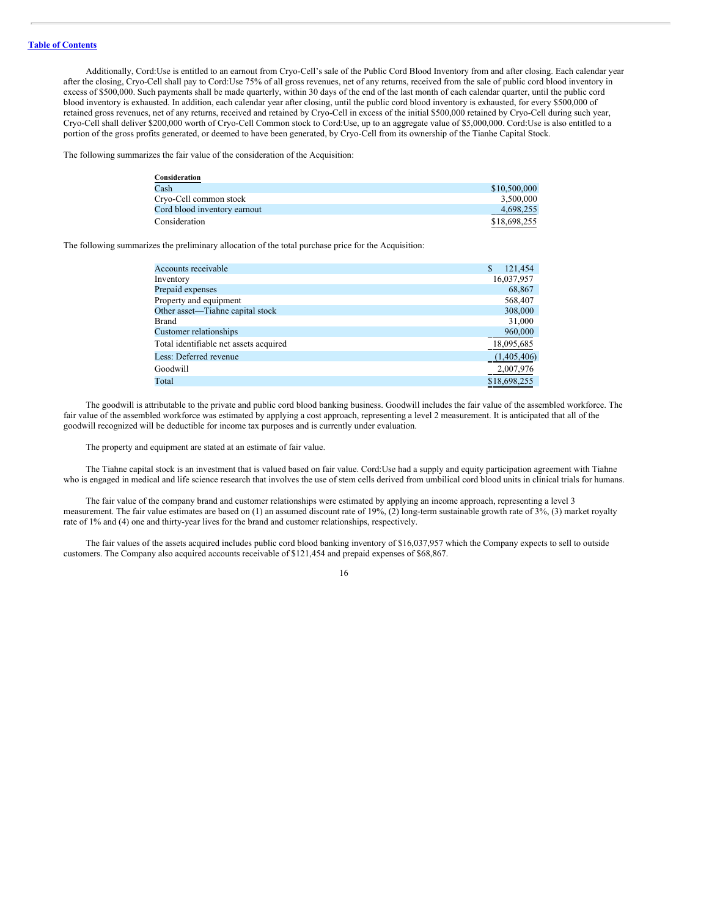Additionally, Cord:Use is entitled to an earnout from Cryo-Cell's sale of the Public Cord Blood Inventory from and after closing. Each calendar year after the closing, Cryo-Cell shall pay to Cord:Use 75% of all gross revenues, net of any returns, received from the sale of public cord blood inventory in excess of $500,000. Such payments shall be made quarterly, within 30 days of the end of the last month of each calendar quarter, until the public cord blood inventory is exhausted. In addition, each calendar year after closing, until the public cord blood inventory is exhausted, for every $500,000 of retained gross revenues, net of any returns, received and retained by Cryo-Cell in excess of the initial $500,000 retained by Cryo-Cell during such year, Cryo-Cell shall deliver $200,000 worth of Cryo-Cell Common stock to Cord:Use, up to an aggregate value of $5,000,000. Cord:Use is also entitled to a portion of the gross profits generated, or deemed to have been generated, by Cryo-Cell from its ownership of the Tianhe Capital Stock.

The following summarizes the fair value of the consideration of the Acquisition:

| **Consideration** | |
|---|---|
| Cash | $10,500,000 |
| Cryo-Cell common stock | 3,500,000 |
| Cord blood inventory earnout | 4,698,255 |
| Consideration | $18,698,255 |

The following summarizes the preliminary allocation of the total purchase price for the Acquisition:

| | |
|---|---|
| Accounts receivable | $ 121,454 |
| Inventory | 16,037,957 |
| Prepaid expenses | 68,867 |
| Property and equipment | 568,407 |
| Other asset—Tiahne capital stock | 308,000 |
| Brand | 31,000 |
| Customer relationships | 960,000 |
| Total identifiable net assets acquired | 18,095,685 |
| Less: Deferred revenue | (1,405,406) |
| Goodwill | 2,007,976 |
| Total | $18,698,255 |

The goodwill is attributable to the private and public cord blood banking business. Goodwill includes the fair value of the assembled workforce. The fair value of the assembled workforce was estimated by applying a cost approach, representing a level 2 measurement. It is anticipated that all of the goodwill recognized will be deductible for income tax purposes and is currently under evaluation.

The property and equipment are stated at an estimate of fair value.

The Tiahne capital stock is an investment that is valued based on fair value. Cord:Use had a supply and equity participation agreement with Tiahne who is engaged in medical and life science research that involves the use of stem cells derived from umbilical cord blood units in clinical trials for humans.

The fair value of the company brand and customer relationships were estimated by applying an income approach, representing a level 3 measurement. The fair value estimates are based on (1) an assumed discount rate of 19%, (2) long-term sustainable growth rate of 3%, (3) market royalty rate of 1% and (4) one and thirty-year lives for the brand and customer relationships, respectively.

The fair values of the assets acquired includes public cord blood banking inventory of $16,037,957 which the Company expects to sell to outside customers. The Company also acquired accounts receivable of $121,454 and prepaid expenses of $68,867.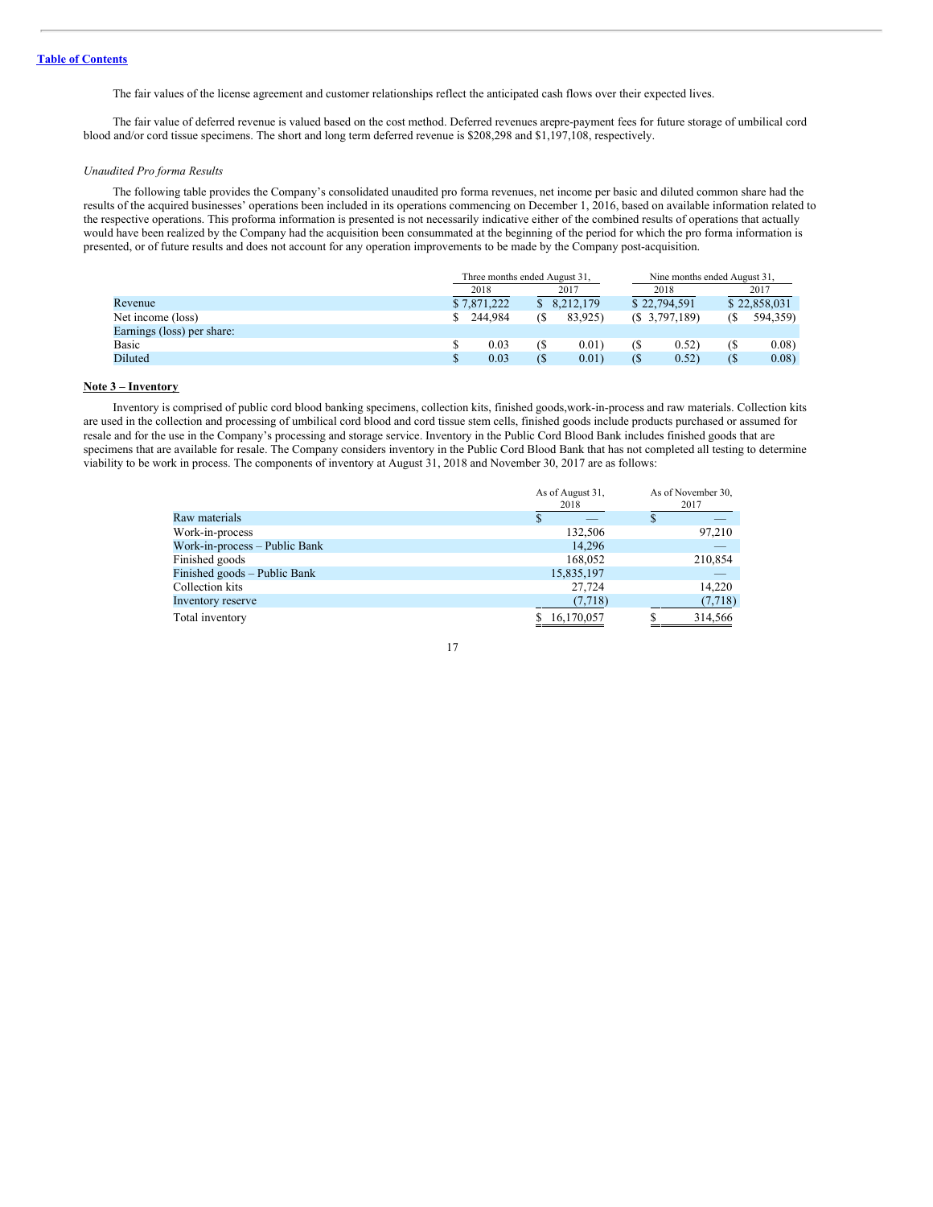The fair values of the license agreement and customer relationships reflect the anticipated cash flows over their expected lives.

The fair value of deferred revenue is valued based on the cost method. Deferred revenues arepre-payment fees for future storage of umbilical cord blood and/or cord tissue specimens. The short and long term deferred revenue is $208,298 and $1,197,108, respectively.

*Unaudited Pro forma Results*

The following table provides the Company's consolidated unaudited pro forma revenues, net income per basic and diluted common share had the results of the acquired businesses' operations been included in its operations commencing on December 1, 2016, based on available information related to the respective operations. This proforma information is presented is not necessarily indicative either of the combined results of operations that actually would have been realized by the Company had the acquisition been consummated at the beginning of the period for which the pro forma information is presented, or of future results and does not account for any operation improvements to be made by the Company post-acquisition.

| | Three months ended August 31, | | Nine months ended August 31, | |
|---|---|---|---|---|
| | 2018 | 2017 | 2018 | 2017 |
| Revenue | $ 7,871,222 | $ 8,212,179 | $ 22,794,591 | $ 22,858,031 |
| Net income (loss) | $ 244,984 | ($ 83,925) | ($ 3,797,189) | ($ 594,359) |
| Earnings (loss) per share: | | | | |
| Basic | $ 0.03 | ($ 0.01) | ($ 0.52) | ($ 0.08) |
| Diluted | $ 0.03 | ($ 0.01) | ($ 0.52) | ($ 0.08) |

**Note 3 – Inventory**

Inventory is comprised of public cord blood banking specimens, collection kits, finished goods,work-in-process and raw materials. Collection kits are used in the collection and processing of umbilical cord blood and cord tissue stem cells, finished goods include products purchased or assumed for resale and for the use in the Company's processing and storage service. Inventory in the Public Cord Blood Bank includes finished goods that are specimens that are available for resale. The Company considers inventory in the Public Cord Blood Bank that has not completed all testing to determine viability to be work in process. The components of inventory at August 31, 2018 and November 30, 2017 are as follows:

| | As of August 31, 2018 | As of November 30, 2017 |
|---|---|---|
| Raw materials | $ — | $ — |
| Work-in-process | 132,506 | 97,210 |
| Work-in-process – Public Bank | 14,296 | — |
| Finished goods | 168,052 | 210,854 |
| Finished goods – Public Bank | 15,835,197 | — |
| Collection kits | 27,724 | 14,220 |
| Inventory reserve | (7,718) | (7,718) |
| Total inventory | $ 16,170,057 | $ 314,566 |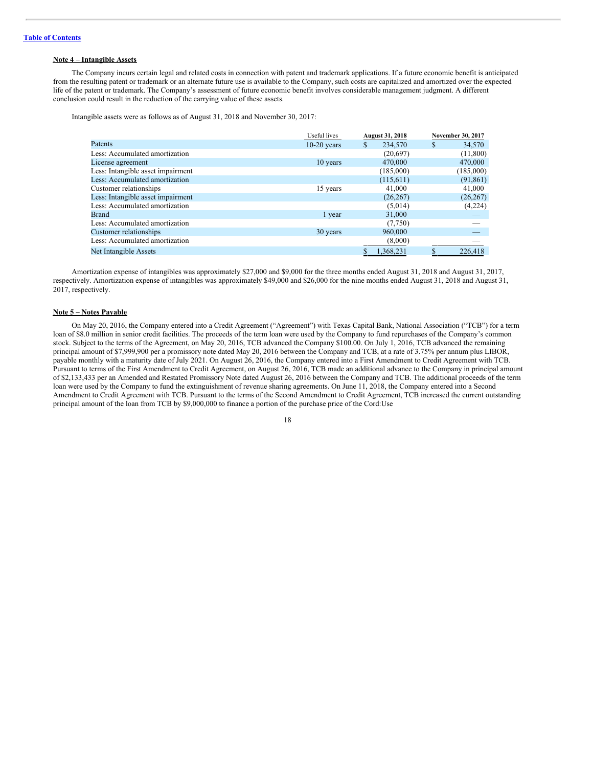[Table of Contents](#)

**Note 4 – Intangible Assets**

The Company incurs certain legal and related costs in connection with patent and trademark applications. If a future economic benefit is anticipated from the resulting patent or trademark or an alternate future use is available to the Company, such costs are capitalized and amortized over the expected life of the patent or trademark. The Company's assessment of future economic benefit involves considerable management judgment. A different conclusion could result in the reduction of the carrying value of these assets.

Intangible assets were as follows as of August 31, 2018 and November 30, 2017:

| | Useful lives | August 31, 2018 | November 30, 2017 |
|---|---|---|---|
| Patents | 10-20 years | $ 234,570 | $ 34,570 |
| Less: Accumulated amortization | | (20,697) | (11,800) |
| License agreement | 10 years | 470,000 | 470,000 |
| Less: Intangible asset impairment | | (185,000) | (185,000) |
| Less: Accumulated amortization | | (115,611) | (91,861) |
| Customer relationships | 15 years | 41,000 | 41,000 |
| Less: Intangible asset impairment | | (26,267) | (26,267) |
| Less: Accumulated amortization | | (5,014) | (4,224) |
| Brand | 1 year | 31,000 | — |
| Less: Accumulated amortization | | (7,750) | — |
| Customer relationships | 30 years | 960,000 | — |
| Less: Accumulated amortization | | (8,000) | — |
| Net Intangible Assets | | $ 1,368,231 | $ 226,418 |

Amortization expense of intangibles was approximately $27,000 and $9,000 for the three months ended August 31, 2018 and August 31, 2017, respectively. Amortization expense of intangibles was approximately $49,000 and $26,000 for the nine months ended August 31, 2018 and August 31, 2017, respectively.

**Note 5 – Notes Payable**

On May 20, 2016, the Company entered into a Credit Agreement ("Agreement") with Texas Capital Bank, National Association ("TCB") for a term loan of $8.0 million in senior credit facilities. The proceeds of the term loan were used by the Company to fund repurchases of the Company's common stock. Subject to the terms of the Agreement, on May 20, 2016, TCB advanced the Company $100.00. On July 1, 2016, TCB advanced the remaining principal amount of $7,999,900 per a promissory note dated May 20, 2016 between the Company and TCB, at a rate of 3.75% per annum plus LIBOR, payable monthly with a maturity date of July 2021. On August 26, 2016, the Company entered into a First Amendment to Credit Agreement with TCB. Pursuant to terms of the First Amendment to Credit Agreement, on August 26, 2016, TCB made an additional advance to the Company in principal amount of $2,133,433 per an Amended and Restated Promissory Note dated August 26, 2016 between the Company and TCB. The additional proceeds of the term loan were used by the Company to fund the extinguishment of revenue sharing agreements. On June 11, 2018, the Company entered into a Second Amendment to Credit Agreement with TCB. Pursuant to the terms of the Second Amendment to Credit Agreement, TCB increased the current outstanding principal amount of the loan from TCB by $9,000,000 to finance a portion of the purchase price of the Cord:Use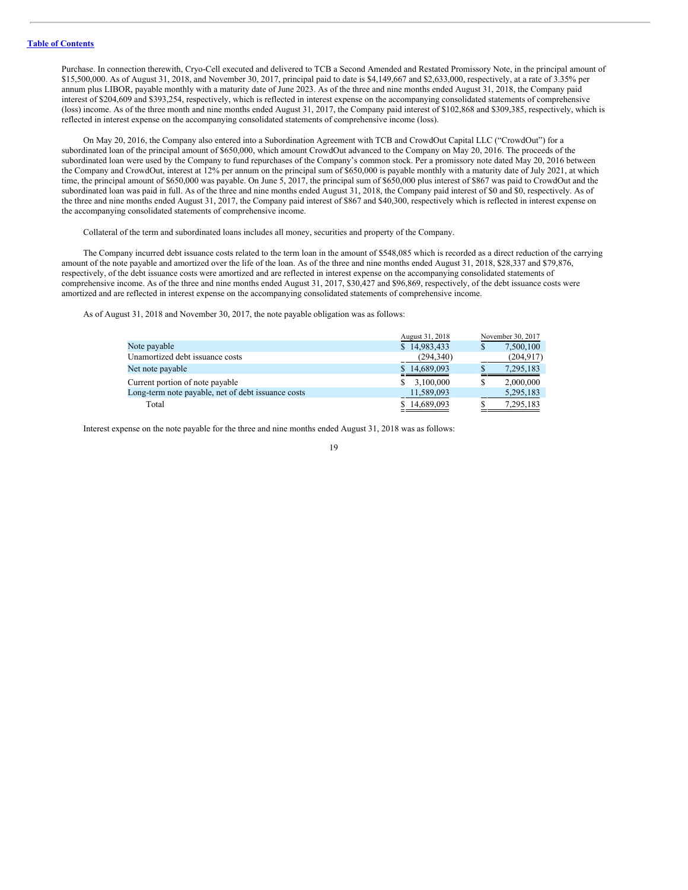Purchase. In connection therewith, Cryo-Cell executed and delivered to TCB a Second Amended and Restated Promissory Note, in the principal amount of $15,500,000. As of August 31, 2018, and November 30, 2017, principal paid to date is $4,149,667 and $2,633,000, respectively, at a rate of 3.35% per annum plus LIBOR, payable monthly with a maturity date of June 2023. As of the three and nine months ended August 31, 2018, the Company paid interest of $204,609 and $393,254, respectively, which is reflected in interest expense on the accompanying consolidated statements of comprehensive (loss) income. As of the three month and nine months ended August 31, 2017, the Company paid interest of $102,868 and $309,385, respectively, which is reflected in interest expense on the accompanying consolidated statements of comprehensive income (loss).

On May 20, 2016, the Company also entered into a Subordination Agreement with TCB and CrowdOut Capital LLC ("CrowdOut") for a subordinated loan of the principal amount of $650,000, which amount CrowdOut advanced to the Company on May 20, 2016. The proceeds of the subordinated loan were used by the Company to fund repurchases of the Company's common stock. Per a promissory note dated May 20, 2016 between the Company and CrowdOut, interest at 12% per annum on the principal sum of $650,000 is payable monthly with a maturity date of July 2021, at which time, the principal amount of $650,000 was payable. On June 5, 2017, the principal sum of $650,000 plus interest of $867 was paid to CrowdOut and the subordinated loan was paid in full. As of the three and nine months ended August 31, 2018, the Company paid interest of $0 and $0, respectively. As of the three and nine months ended August 31, 2017, the Company paid interest of $867 and $40,300, respectively which is reflected in interest expense on the accompanying consolidated statements of comprehensive income.

Collateral of the term and subordinated loans includes all money, securities and property of the Company.

The Company incurred debt issuance costs related to the term loan in the amount of $548,085 which is recorded as a direct reduction of the carrying amount of the note payable and amortized over the life of the loan. As of the three and nine months ended August 31, 2018, $28,337 and $79,876, respectively, of the debt issuance costs were amortized and are reflected in interest expense on the accompanying consolidated statements of comprehensive income. As of the three and nine months ended August 31, 2017, $30,427 and $96,869, respectively, of the debt issuance costs were amortized and are reflected in interest expense on the accompanying consolidated statements of comprehensive income.

As of August 31, 2018 and November 30, 2017, the note payable obligation was as follows:

| | August 31, 2018 | November 30, 2017 |
|---|---|---|
| Note payable | $ 14,983,433 | $ 7,500,100 |
| Unamortized debt issuance costs | (294,340) | (204,917) |
| Net note payable | $ 14,689,093 | $ 7,295,183 |
| Current portion of note payable | $ 3,100,000 | $ 2,000,000 |
| Long-term note payable, net of debt issuance costs | 11,589,093 | 5,295,183 |
| Total | $ 14,689,093 | $ 7,295,183 |

Interest expense on the note payable for the three and nine months ended August 31, 2018 was as follows: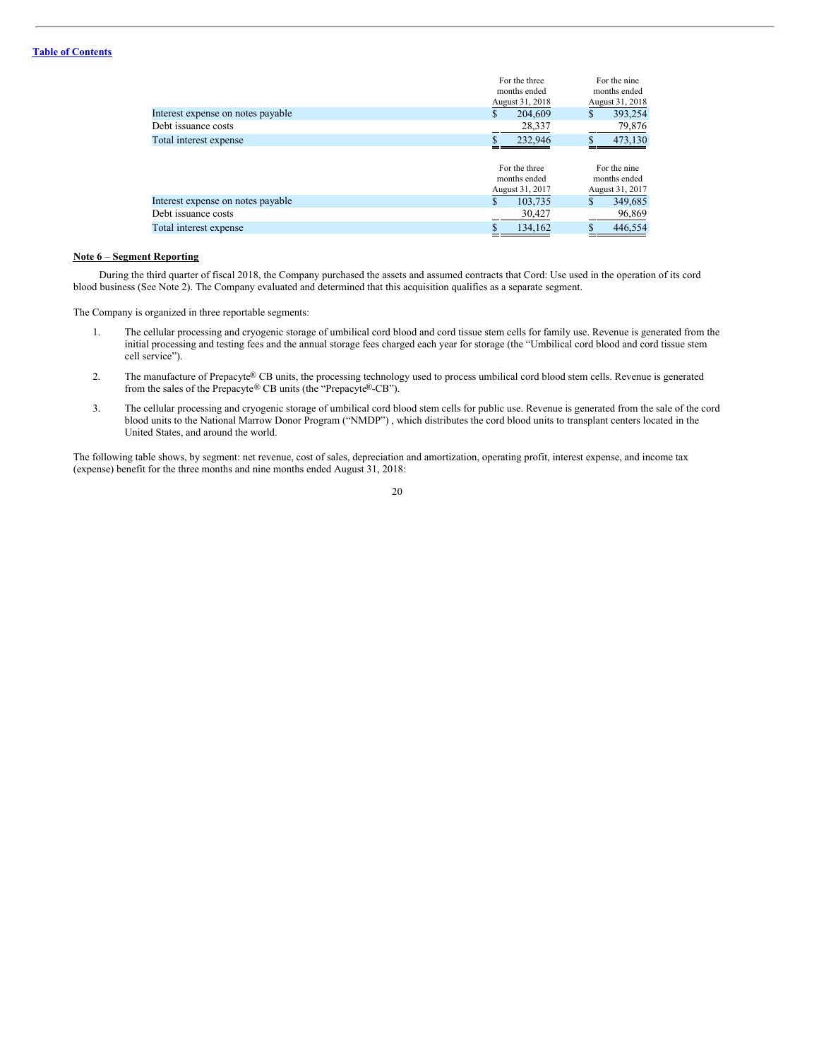[Table of Contents](#)

| | For the three months ended August 31, 2018 | For the nine months ended August 31, 2018 |
|---|---|---|
| Interest expense on notes payable | $ 204,609 | $ 393,254 |
| Debt issuance costs | 28,337 | 79,876 |
| Total interest expense | $ 232,946 | $ 473,130 |

| | For the three months ended August 31, 2017 | For the nine months ended August 31, 2017 |
|---|---|---|
| Interest expense on notes payable | $ 103,735 | $ 349,685 |
| Debt issuance costs | 30,427 | 96,869 |
| Total interest expense | $ 134,162 | $ 446,554 |

**Note 6 – Segment Reporting**

During the third quarter of fiscal 2018, the Company purchased the assets and assumed contracts that Cord: Use used in the operation of its cord blood business (See Note 2). The Company evaluated and determined that this acquisition qualifies as a separate segment.

The Company is organized in three reportable segments:

1. The cellular processing and cryogenic storage of umbilical cord blood and cord tissue stem cells for family use. Revenue is generated from the initial processing and testing fees and the annual storage fees charged each year for storage (the "Umbilical cord blood and cord tissue stem cell service").

2. The manufacture of Prepacyte® CB units, the processing technology used to process umbilical cord blood stem cells. Revenue is generated from the sales of the Prepacyte® CB units (the "Prepacyte®-CB").

3. The cellular processing and cryogenic storage of umbilical cord blood stem cells for public use. Revenue is generated from the sale of the cord blood units to the National Marrow Donor Program ("NMDP") , which distributes the cord blood units to transplant centers located in the United States, and around the world.

The following table shows, by segment: net revenue, cost of sales, depreciation and amortization, operating profit, interest expense, and income tax (expense) benefit for the three months and nine months ended August 31, 2018: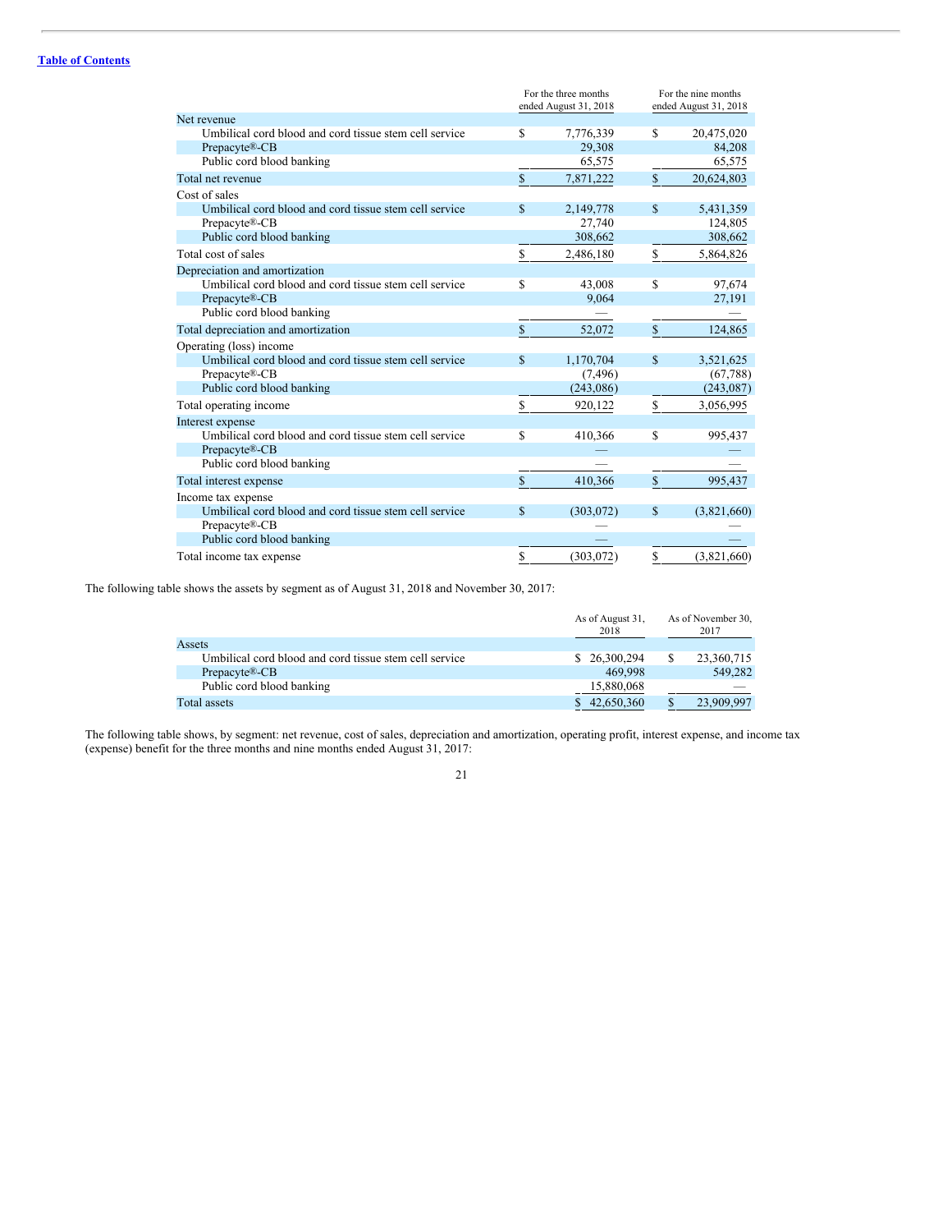| | For the three months ended August 31, 2018 | For the nine months ended August 31, 2018 |
|---|---|---|
| Net revenue | | |
| Umbilical cord blood and cord tissue stem cell service | $ 7,776,339 | $ 20,475,020 |
| Prepacyte®-CB | 29,308 | 84,208 |
| Public cord blood banking | 65,575 | 65,575 |
| Total net revenue | $ 7,871,222 | $ 20,624,803 |
| Cost of sales | | |
| Umbilical cord blood and cord tissue stem cell service | $ 2,149,778 | $ 5,431,359 |
| Prepacyte®-CB | 27,740 | 124,805 |
| Public cord blood banking | 308,662 | 308,662 |
| Total cost of sales | $ 2,486,180 | $ 5,864,826 |
| Depreciation and amortization | | |
| Umbilical cord blood and cord tissue stem cell service | $ 43,008 | $ 97,674 |
| Prepacyte®-CB | 9,064 | 27,191 |
| Public cord blood banking | — | — |
| Total depreciation and amortization | $ 52,072 | $ 124,865 |
| Operating (loss) income | | |
| Umbilical cord blood and cord tissue stem cell service | $ 1,170,704 | $ 3,521,625 |
| Prepacyte®-CB | (7,496) | (67,788) |
| Public cord blood banking | (243,086) | (243,087) |
| Total operating income | $ 920,122 | $ 3,056,995 |
| Interest expense | | |
| Umbilical cord blood and cord tissue stem cell service | $ 410,366 | $ 995,437 |
| Prepacyte®-CB | — | — |
| Public cord blood banking | — | — |
| Total interest expense | $ 410,366 | $ 995,437 |
| Income tax expense | | |
| Umbilical cord blood and cord tissue stem cell service | $ (303,072) | $ (3,821,660) |
| Prepacyte®-CB | — | — |
| Public cord blood banking | — | — |
| Total income tax expense | $ (303,072) | $ (3,821,660) |

The following table shows the assets by segment as of August 31, 2018 and November 30, 2017:

| | As of August 31, 2018 | As of November 30, 2017 |
|---|---|---|
| Assets | | |
| Umbilical cord blood and cord tissue stem cell service | $ 26,300,294 | $ 23,360,715 |
| Prepacyte®-CB | 469,998 | 549,282 |
| Public cord blood banking | 15,880,068 | — |
| Total assets | $ 42,650,360 | $ 23,909,997 |

The following table shows, by segment: net revenue, cost of sales, depreciation and amortization, operating profit, interest expense, and income tax (expense) benefit for the three months and nine months ended August 31, 2017: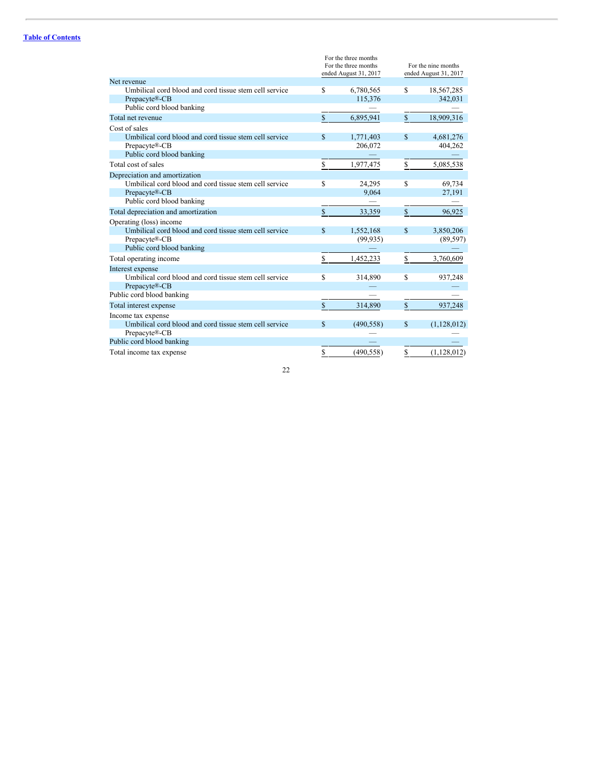| | For the three months For the three months ended August 31, 2017 | For the nine months ended August 31, 2017 |
|---|---|---|
| Net revenue | | |
| Umbilical cord blood and cord tissue stem cell service | $ 6,780,565 | $ 18,567,285 |
| Prepacyte®-CB | 115,376 | 342,031 |
| Public cord blood banking | — | — |
| Total net revenue | $ 6,895,941 | $ 18,909,316 |
| Cost of sales | | |
| Umbilical cord blood and cord tissue stem cell service | $ 1,771,403 | $ 4,681,276 |
| Prepacyte®-CB | 206,072 | 404,262 |
| Public cord blood banking | — | — |
| Total cost of sales | $ 1,977,475 | $ 5,085,538 |
| Depreciation and amortization | | |
| Umbilical cord blood and cord tissue stem cell service | $ 24,295 | $ 69,734 |
| Prepacyte®-CB | 9,064 | 27,191 |
| Public cord blood banking | — | — |
| Total depreciation and amortization | $ 33,359 | $ 96,925 |
| Operating (loss) income | | |
| Umbilical cord blood and cord tissue stem cell service | $ 1,552,168 | $ 3,850,206 |
| Prepacyte®-CB | (99,935) | (89,597) |
| Public cord blood banking | — | — |
| Total operating income | $ 1,452,233 | $ 3,760,609 |
| Interest expense | | |
| Umbilical cord blood and cord tissue stem cell service | $ 314,890 | $ 937,248 |
| Prepacyte®-CB | — | — |
| Public cord blood banking | — | — |
| Total interest expense | $ 314,890 | $ 937,248 |
| Income tax expense | | |
| Umbilical cord blood and cord tissue stem cell service | $ (490,558) | $ (1,128,012) |
| Prepacyte®-CB | — | — |
| Public cord blood banking | — | — |
| Total income tax expense | $ (490,558) | $ (1,128,012) |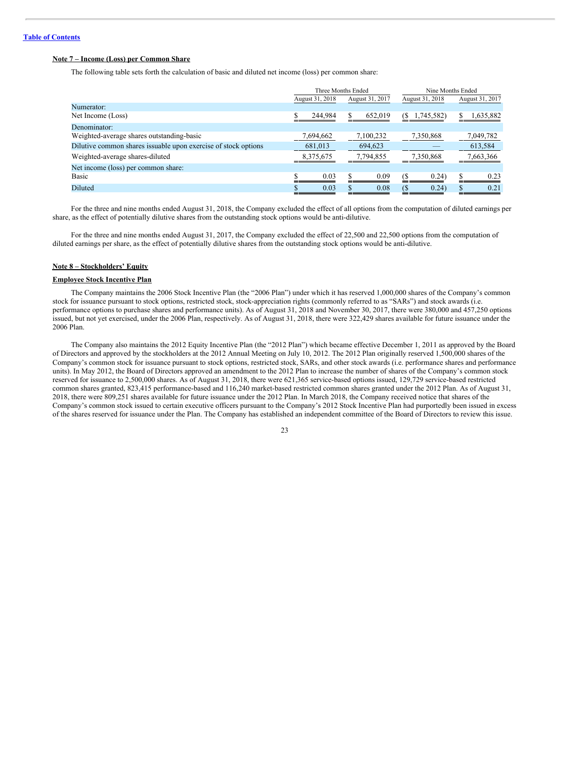**Note 7 – Income (Loss) per Common Share**

The following table sets forth the calculation of basic and diluted net income (loss) per common share:

| | Three Months Ended | | Nine Months Ended | |
|---|---|---|---|---|
| | August 31, 2018 | August 31, 2017 | August 31, 2018 | August 31, 2017 |
| Numerator: | | | | |
| Net Income (Loss) | $ 244,984 | $ 652,019 | ($ 1,745,582) | $ 1,635,882 |
| Denominator: | | | | |
| Weighted-average shares outstanding-basic | 7,694,662 | 7,100,232 | 7,350,868 | 7,049,782 |
| Dilutive common shares issuable upon exercise of stock options | 681,013 | 694,623 | — | 613,584 |
| Weighted-average shares-diluted | 8,375,675 | 7,794,855 | 7,350,868 | 7,663,366 |
| Net income (loss) per common share: | | | | |
| Basic | $ 0.03 | $ 0.09 | ($ 0.24) | $ 0.23 |
| Diluted | $ 0.03 | $ 0.08 | ($ 0.24) | $ 0.21 |

For the three and nine months ended August 31, 2018, the Company excluded the effect of all options from the computation of diluted earnings per share, as the effect of potentially dilutive shares from the outstanding stock options would be anti-dilutive.

For the three and nine months ended August 31, 2017, the Company excluded the effect of 22,500 and 22,500 options from the computation of diluted earnings per share, as the effect of potentially dilutive shares from the outstanding stock options would be anti-dilutive.

**Note 8 – Stockholders' Equity**

**Employee Stock Incentive Plan**

The Company maintains the 2006 Stock Incentive Plan (the "2006 Plan") under which it has reserved 1,000,000 shares of the Company's common stock for issuance pursuant to stock options, restricted stock, stock-appreciation rights (commonly referred to as "SARs") and stock awards (i.e. performance options to purchase shares and performance units). As of August 31, 2018 and November 30, 2017, there were 380,000 and 457,250 options issued, but not yet exercised, under the 2006 Plan, respectively. As of August 31, 2018, there were 322,429 shares available for future issuance under the 2006 Plan.

The Company also maintains the 2012 Equity Incentive Plan (the "2012 Plan") which became effective December 1, 2011 as approved by the Board of Directors and approved by the stockholders at the 2012 Annual Meeting on July 10, 2012. The 2012 Plan originally reserved 1,500,000 shares of the Company's common stock for issuance pursuant to stock options, restricted stock, SARs, and other stock awards (i.e. performance shares and performance units). In May 2012, the Board of Directors approved an amendment to the 2012 Plan to increase the number of shares of the Company's common stock reserved for issuance to 2,500,000 shares. As of August 31, 2018, there were 621,365 service-based options issued, 129,729 service-based restricted common shares granted, 823,415 performance-based and 116,240 market-based restricted common shares granted under the 2012 Plan. As of August 31, 2018, there were 809,251 shares available for future issuance under the 2012 Plan. In March 2018, the Company received notice that shares of the Company's common stock issued to certain executive officers pursuant to the Company's 2012 Stock Incentive Plan had purportedly been issued in excess of the shares reserved for issuance under the Plan. The Company has established an independent committee of the Board of Directors to review this issue.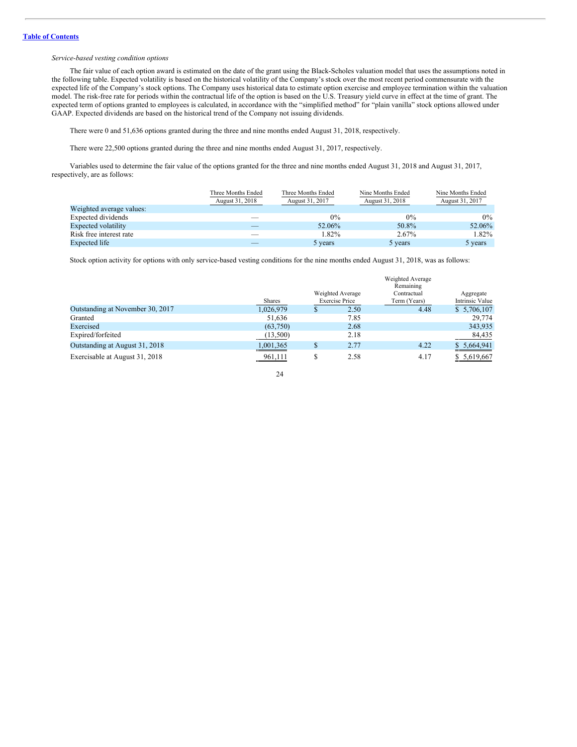[Table of Contents](#)

*Service-based vesting condition options*

The fair value of each option award is estimated on the date of the grant using the Black-Scholes valuation model that uses the assumptions noted in the following table. Expected volatility is based on the historical volatility of the Company's stock over the most recent period commensurate with the expected life of the Company's stock options. The Company uses historical data to estimate option exercise and employee termination within the valuation model. The risk-free rate for periods within the contractual life of the option is based on the U.S. Treasury yield curve in effect at the time of grant. The expected term of options granted to employees is calculated, in accordance with the "simplified method" for "plain vanilla" stock options allowed under GAAP. Expected dividends are based on the historical trend of the Company not issuing dividends.

There were 0 and 51,636 options granted during the three and nine months ended August 31, 2018, respectively.

There were 22,500 options granted during the three and nine months ended August 31, 2017, respectively.

Variables used to determine the fair value of the options granted for the three and nine months ended August 31, 2018 and August 31, 2017, respectively, are as follows:

| | Three Months Ended August 31, 2018 | Three Months Ended August 31, 2017 | Nine Months Ended August 31, 2018 | Nine Months Ended August 31, 2017 |
|---|---|---|---|---|
| Weighted average values: | | | | |
| Expected dividends | — | 0% | 0% | 0% |
| Expected volatility | — | 52.06% | 50.8% | 52.06% |
| Risk free interest rate | — | 1.82% | 2.67% | 1.82% |
| Expected life | — | 5 years | 5 years | 5 years |

Stock option activity for options with only service-based vesting conditions for the nine months ended August 31, 2018, was as follows:

| | Shares | Weighted Average Exercise Price | Weighted Average Remaining Contractual Term (Years) | Aggregate Intrinsic Value |
|---|---|---|---|---|
| Outstanding at November 30, 2017 | 1,026,979 | $ 2.50 | 4.48 | $ 5,706,107 |
| Granted | 51,636 | 7.85 | | 29,774 |
| Exercised | (63,750) | 2.68 | | 343,935 |
| Expired/forfeited | (13,500) | 2.18 | | 84,435 |
| Outstanding at August 31, 2018 | 1,001,365 | $ 2.77 | 4.22 | $ 5,664,941 |
| Exercisable at August 31, 2018 | 961,111 | $ 2.58 | 4.17 | $ 5,619,667 |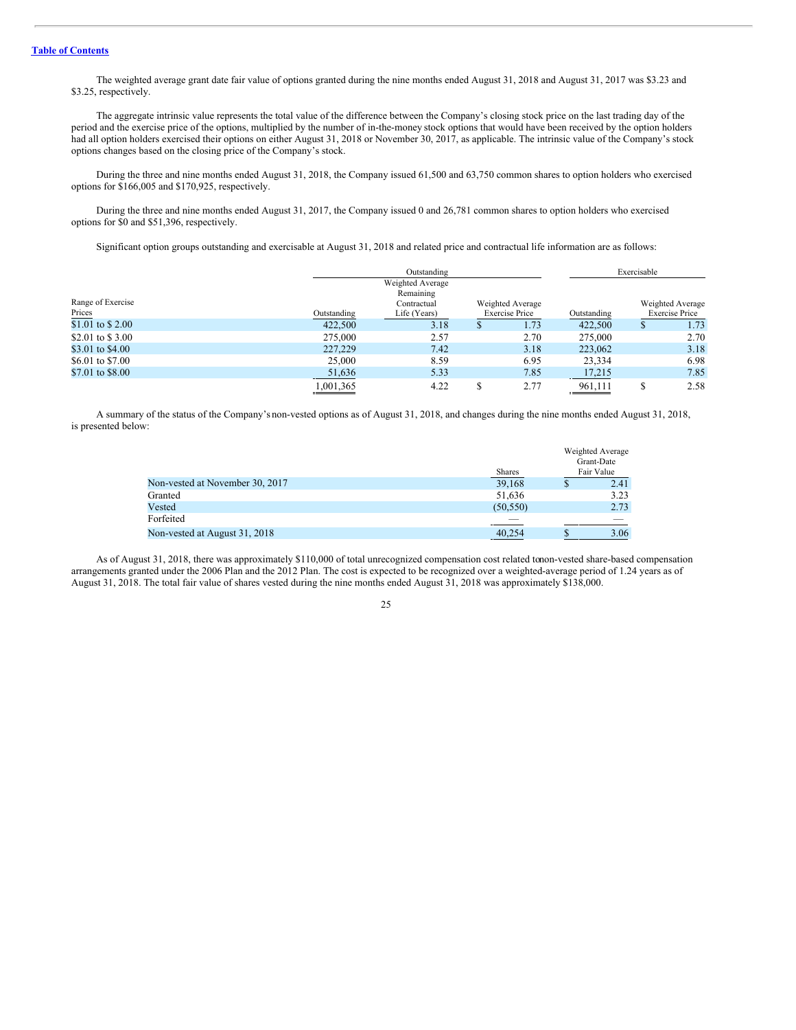The weighted average grant date fair value of options granted during the nine months ended August 31, 2018 and August 31, 2017 was $3.23 and $3.25, respectively.

The aggregate intrinsic value represents the total value of the difference between the Company's closing stock price on the last trading day of the period and the exercise price of the options, multiplied by the number of in-the-money stock options that would have been received by the option holders had all option holders exercised their options on either August 31, 2018 or November 30, 2017, as applicable. The intrinsic value of the Company's stock options changes based on the closing price of the Company's stock.

During the three and nine months ended August 31, 2018, the Company issued 61,500 and 63,750 common shares to option holders who exercised options for $166,005 and $170,925, respectively.

During the three and nine months ended August 31, 2017, the Company issued 0 and 26,781 common shares to option holders who exercised options for $0 and $51,396, respectively.

Significant option groups outstanding and exercisable at August 31, 2018 and related price and contractual life information are as follows:

| | Outstanding | | | Exercisable | |
|---|---|---|---|---|---|
| Range of Exercise Prices | Outstanding | Weighted Average Remaining Contractual Life (Years) | Weighted Average Exercise Price | Outstanding | Weighted Average Exercise Price |
| $1.01 to $ 2.00 | 422,500 | 3.18 | $ 1.73 | 422,500 | $ 1.73 |
| $2.01 to $ 3.00 | 275,000 | 2.57 | 2.70 | 275,000 | 2.70 |
| $3.01 to $4.00 | 227,229 | 7.42 | 3.18 | 223,062 | 3.18 |
| $6.01 to $7.00 | 25,000 | 8.59 | 6.95 | 23,334 | 6.98 |
| $7.01 to $8.00 | 51,636 | 5.33 | 7.85 | 17,215 | 7.85 |
| | 1,001,365 | 4.22 | $ 2.77 | 961,111 | $ 2.58 |

A summary of the status of the Company's non-vested options as of August 31, 2018, and changes during the nine months ended August 31, 2018, is presented below:

| | Shares | Weighted Average Grant-Date Fair Value |
|---|---|---|
| Non-vested at November 30, 2017 | 39,168 | $ 2.41 |
| Granted | 51,636 | 3.23 |
| Vested | (50,550) | 2.73 |
| Forfeited | — | — |
| Non-vested at August 31, 2018 | 40,254 | $ 3.06 |

As of August 31, 2018, there was approximately $110,000 of total unrecognized compensation cost related to non-vested share-based compensation arrangements granted under the 2006 Plan and the 2012 Plan. The cost is expected to be recognized over a weighted-average period of 1.24 years as of August 31, 2018. The total fair value of shares vested during the nine months ended August 31, 2018 was approximately $138,000.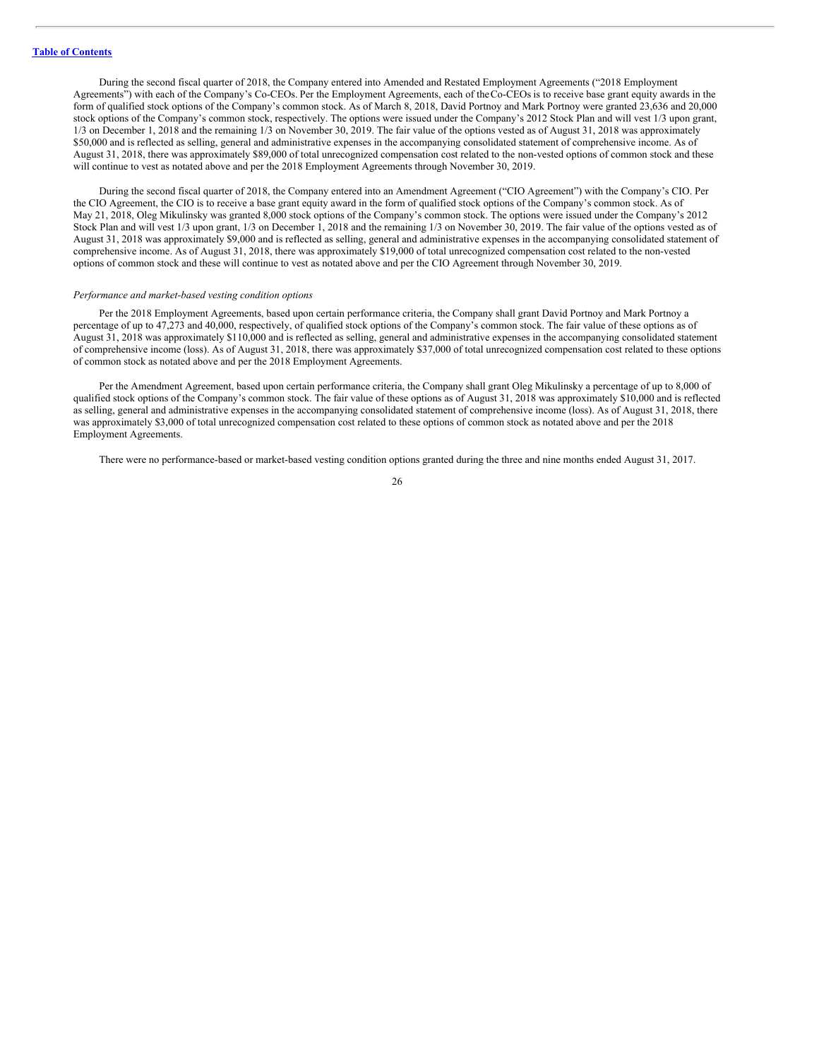During the second fiscal quarter of 2018, the Company entered into Amended and Restated Employment Agreements ("2018 Employment Agreements") with each of the Company's Co-CEOs. Per the Employment Agreements, each of the Co-CEOs is to receive base grant equity awards in the form of qualified stock options of the Company's common stock. As of March 8, 2018, David Portnoy and Mark Portnoy were granted 23,636 and 20,000 stock options of the Company's common stock, respectively. The options were issued under the Company's 2012 Stock Plan and will vest 1/3 upon grant, 1/3 on December 1, 2018 and the remaining 1/3 on November 30, 2019. The fair value of the options vested as of August 31, 2018 was approximately $50,000 and is reflected as selling, general and administrative expenses in the accompanying consolidated statement of comprehensive income. As of August 31, 2018, there was approximately $89,000 of total unrecognized compensation cost related to the non-vested options of common stock and these will continue to vest as notated above and per the 2018 Employment Agreements through November 30, 2019.

During the second fiscal quarter of 2018, the Company entered into an Amendment Agreement ("CIO Agreement") with the Company's CIO. Per the CIO Agreement, the CIO is to receive a base grant equity award in the form of qualified stock options of the Company's common stock. As of May 21, 2018, Oleg Mikulinsky was granted 8,000 stock options of the Company's common stock. The options were issued under the Company's 2012 Stock Plan and will vest 1/3 upon grant, 1/3 on December 1, 2018 and the remaining 1/3 on November 30, 2019. The fair value of the options vested as of August 31, 2018 was approximately $9,000 and is reflected as selling, general and administrative expenses in the accompanying consolidated statement of comprehensive income. As of August 31, 2018, there was approximately $19,000 of total unrecognized compensation cost related to the non-vested options of common stock and these will continue to vest as notated above and per the CIO Agreement through November 30, 2019.

*Performance and market-based vesting condition options*

Per the 2018 Employment Agreements, based upon certain performance criteria, the Company shall grant David Portnoy and Mark Portnoy a percentage of up to 47,273 and 40,000, respectively, of qualified stock options of the Company's common stock. The fair value of these options as of August 31, 2018 was approximately $110,000 and is reflected as selling, general and administrative expenses in the accompanying consolidated statement of comprehensive income (loss). As of August 31, 2018, there was approximately $37,000 of total unrecognized compensation cost related to these options of common stock as notated above and per the 2018 Employment Agreements.

Per the Amendment Agreement, based upon certain performance criteria, the Company shall grant Oleg Mikulinsky a percentage of up to 8,000 of qualified stock options of the Company's common stock. The fair value of these options as of August 31, 2018 was approximately $10,000 and is reflected as selling, general and administrative expenses in the accompanying consolidated statement of comprehensive income (loss). As of August 31, 2018, there was approximately $3,000 of total unrecognized compensation cost related to these options of common stock as notated above and per the 2018 Employment Agreements.

There were no performance-based or market-based vesting condition options granted during the three and nine months ended August 31, 2017.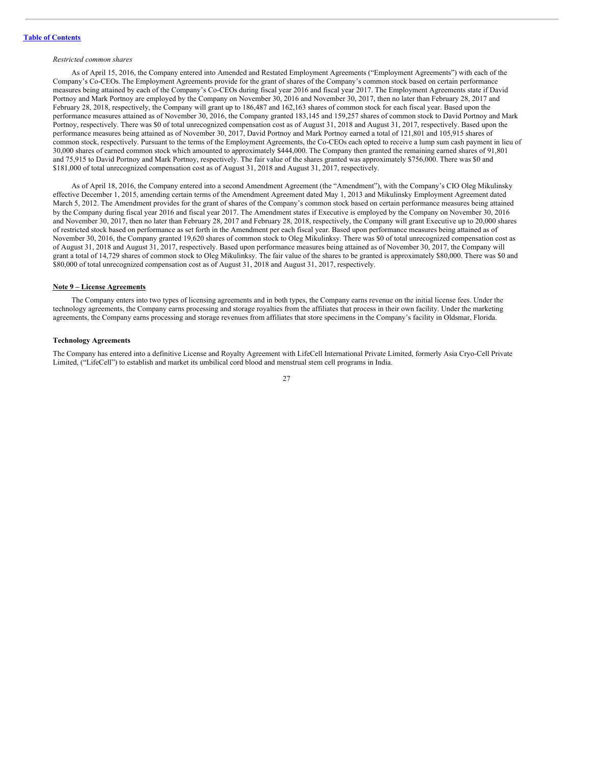*Restricted common shares*

As of April 15, 2016, the Company entered into Amended and Restated Employment Agreements ("Employment Agreements") with each of the Company's Co-CEOs. The Employment Agreements provide for the grant of shares of the Company's common stock based on certain performance measures being attained by each of the Company's Co-CEOs during fiscal year 2016 and fiscal year 2017. The Employment Agreements state if David Portnoy and Mark Portnoy are employed by the Company on November 30, 2016 and November 30, 2017, then no later than February 28, 2017 and February 28, 2018, respectively, the Company will grant up to 186,487 and 162,163 shares of common stock for each fiscal year. Based upon the performance measures attained as of November 30, 2016, the Company granted 183,145 and 159,257 shares of common stock to David Portnoy and Mark Portnoy, respectively. There was $0 of total unrecognized compensation cost as of August 31, 2018 and August 31, 2017, respectively. Based upon the performance measures being attained as of November 30, 2017, David Portnoy and Mark Portnoy earned a total of 121,801 and 105,915 shares of common stock, respectively. Pursuant to the terms of the Employment Agreements, the Co-CEOs each opted to receive a lump sum cash payment in lieu of 30,000 shares of earned common stock which amounted to approximately $444,000. The Company then granted the remaining earned shares of 91,801 and 75,915 to David Portnoy and Mark Portnoy, respectively. The fair value of the shares granted was approximately $756,000. There was $0 and $181,000 of total unrecognized compensation cost as of August 31, 2018 and August 31, 2017, respectively.

As of April 18, 2016, the Company entered into a second Amendment Agreement (the "Amendment"), with the Company's CIO Oleg Mikulinsky effective December 1, 2015, amending certain terms of the Amendment Agreement dated May 1, 2013 and Mikulinsky Employment Agreement dated March 5, 2012. The Amendment provides for the grant of shares of the Company's common stock based on certain performance measures being attained by the Company during fiscal year 2016 and fiscal year 2017. The Amendment states if Executive is employed by the Company on November 30, 2016 and November 30, 2017, then no later than February 28, 2017 and February 28, 2018, respectively, the Company will grant Executive up to 20,000 shares of restricted stock based on performance as set forth in the Amendment per each fiscal year. Based upon performance measures being attained as of November 30, 2016, the Company granted 19,620 shares of common stock to Oleg Mikulinksy. There was $0 of total unrecognized compensation cost as of August 31, 2018 and August 31, 2017, respectively. Based upon performance measures being attained as of November 30, 2017, the Company will grant a total of 14,729 shares of common stock to Oleg Mikulinksy. The fair value of the shares to be granted is approximately $80,000. There was $0 and $80,000 of total unrecognized compensation cost as of August 31, 2018 and August 31, 2017, respectively.

## Note 9 – License Agreements

The Company enters into two types of licensing agreements and in both types, the Company earns revenue on the initial license fees. Under the technology agreements, the Company earns processing and storage royalties from the affiliates that process in their own facility. Under the marketing agreements, the Company earns processing and storage revenues from affiliates that store specimens in the Company's facility in Oldsmar, Florida.

### Technology Agreements

The Company has entered into a definitive License and Royalty Agreement with LifeCell International Private Limited, formerly Asia Cryo-Cell Private Limited, ("LifeCell") to establish and market its umbilical cord blood and menstrual stem cell programs in India.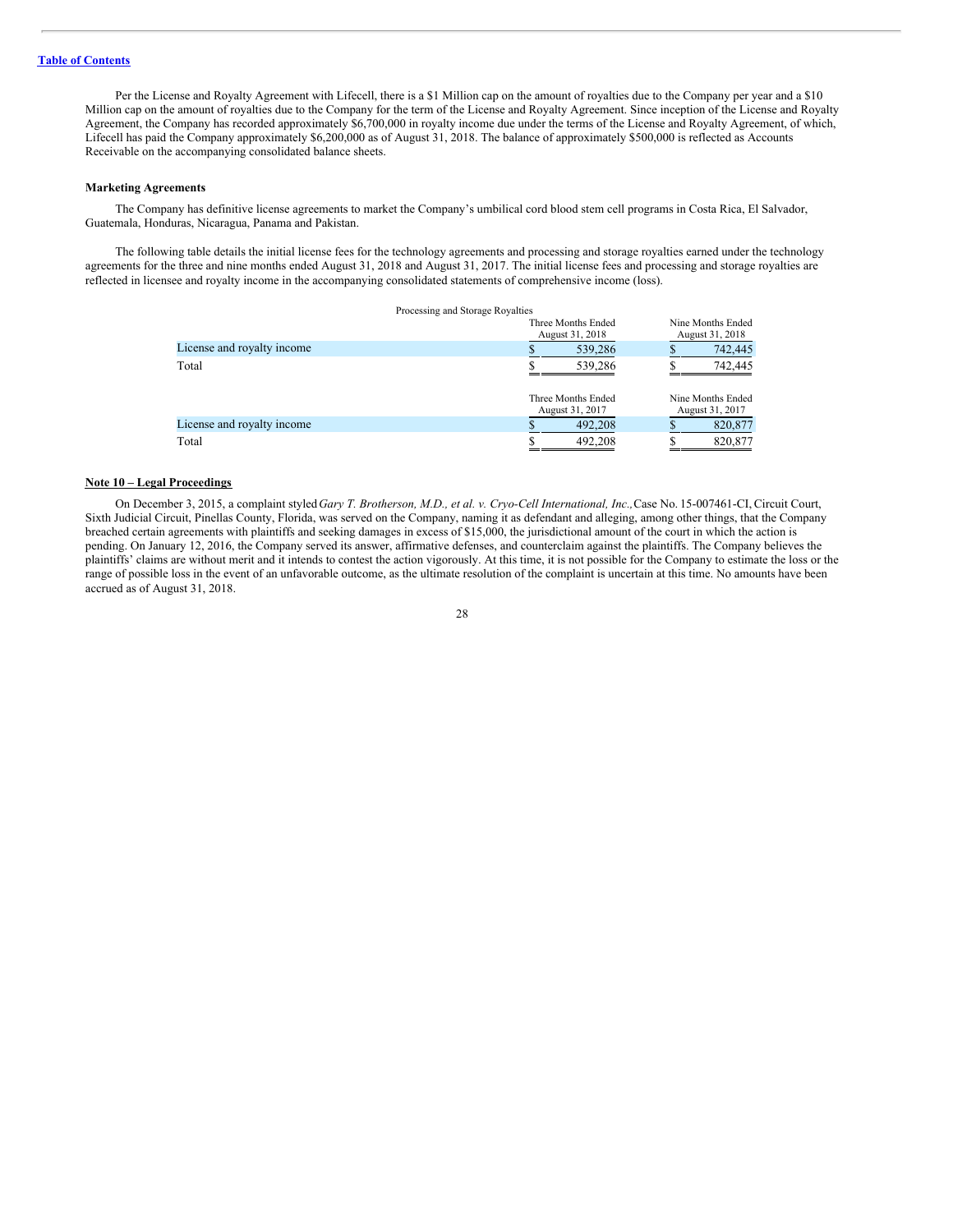Per the License and Royalty Agreement with Lifecell, there is a $1 Million cap on the amount of royalties due to the Company per year and a $10 Million cap on the amount of royalties due to the Company for the term of the License and Royalty Agreement. Since inception of the License and Royalty Agreement, the Company has recorded approximately $6,700,000 in royalty income due under the terms of the License and Royalty Agreement, of which, Lifecell has paid the Company approximately $6,200,000 as of August 31, 2018. The balance of approximately $500,000 is reflected as Accounts Receivable on the accompanying consolidated balance sheets.

**Marketing Agreements**

The Company has definitive license agreements to market the Company's umbilical cord blood stem cell programs in Costa Rica, El Salvador, Guatemala, Honduras, Nicaragua, Panama and Pakistan.

The following table details the initial license fees for the technology agreements and processing and storage royalties earned under the technology agreements for the three and nine months ended August 31, 2018 and August 31, 2017. The initial license fees and processing and storage royalties are reflected in licensee and royalty income in the accompanying consolidated statements of comprehensive income (loss).

| Processing and Storage Royalties | Three Months Ended August 31, 2018 | Nine Months Ended August 31, 2018 |
|---|---|---|
| License and royalty income | $ 539,286 | $ 742,445 |
| Total | $ 539,286 | $ 742,445 |
| | **Three Months Ended August 31, 2017** | **Nine Months Ended August 31, 2017** |
| License and royalty income | $ 492,208 | $ 820,877 |
| Total | $ 492,208 | $ 820,877 |

## Note 10 – Legal Proceedings

On December 3, 2015, a complaint styled *Gary T. Brotherson, M.D., et al. v. Cryo-Cell International, Inc.,* Case No. 15-007461-CI, Circuit Court, Sixth Judicial Circuit, Pinellas County, Florida, was served on the Company, naming it as defendant and alleging, among other things, that the Company breached certain agreements with plaintiffs and seeking damages in excess of $15,000, the jurisdictional amount of the court in which the action is pending. On January 12, 2016, the Company served its answer, affirmative defenses, and counterclaim against the plaintiffs. The Company believes the plaintiffs' claims are without merit and it intends to contest the action vigorously. At this time, it is not possible for the Company to estimate the loss or the range of possible loss in the event of an unfavorable outcome, as the ultimate resolution of the complaint is uncertain at this time. No amounts have been accrued as of August 31, 2018.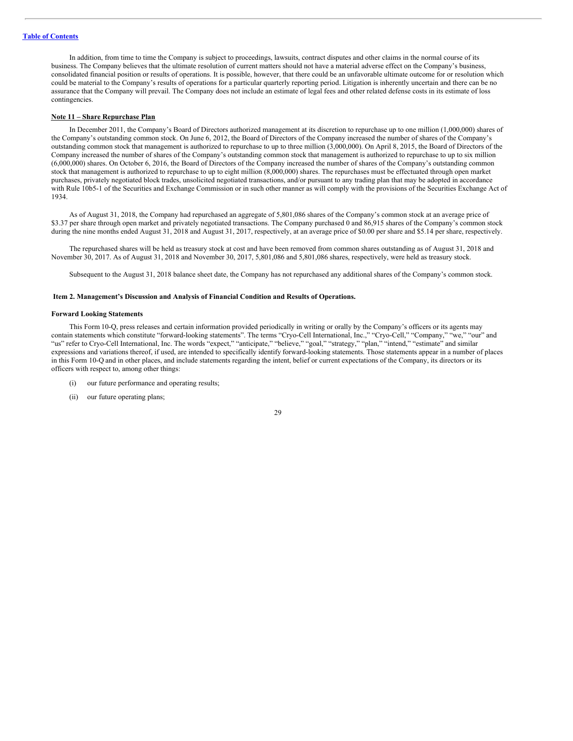[Table of Contents](#)

In addition, from time to time the Company is subject to proceedings, lawsuits, contract disputes and other claims in the normal course of its business. The Company believes that the ultimate resolution of current matters should not have a material adverse effect on the Company's business, consolidated financial position or results of operations. It is possible, however, that there could be an unfavorable ultimate outcome for or resolution which could be material to the Company's results of operations for a particular quarterly reporting period. Litigation is inherently uncertain and there can be no assurance that the Company will prevail. The Company does not include an estimate of legal fees and other related defense costs in its estimate of loss contingencies.

**Note 11 – Share Repurchase Plan**

In December 2011, the Company's Board of Directors authorized management at its discretion to repurchase up to one million (1,000,000) shares of the Company's outstanding common stock. On June 6, 2012, the Board of Directors of the Company increased the number of shares of the Company's outstanding common stock that management is authorized to repurchase to up to three million (3,000,000). On April 8, 2015, the Board of Directors of the Company increased the number of shares of the Company's outstanding common stock that management is authorized to repurchase to up to six million (6,000,000) shares. On October 6, 2016, the Board of Directors of the Company increased the number of shares of the Company's outstanding common stock that management is authorized to repurchase to up to eight million (8,000,000) shares. The repurchases must be effectuated through open market purchases, privately negotiated block trades, unsolicited negotiated transactions, and/or pursuant to any trading plan that may be adopted in accordance with Rule 10b5-1 of the Securities and Exchange Commission or in such other manner as will comply with the provisions of the Securities Exchange Act of 1934.

As of August 31, 2018, the Company had repurchased an aggregate of 5,801,086 shares of the Company's common stock at an average price of $3.37 per share through open market and privately negotiated transactions. The Company purchased 0 and 86,915 shares of the Company's common stock during the nine months ended August 31, 2018 and August 31, 2017, respectively, at an average price of $0.00 per share and $5.14 per share, respectively.

The repurchased shares will be held as treasury stock at cost and have been removed from common shares outstanding as of August 31, 2018 and November 30, 2017. As of August 31, 2018 and November 30, 2017, 5,801,086 and 5,801,086 shares, respectively, were held as treasury stock.

Subsequent to the August 31, 2018 balance sheet date, the Company has not repurchased any additional shares of the Company's common stock.

## Item 2. Management's Discussion and Analysis of Financial Condition and Results of Operations.

**Forward Looking Statements**

This Form 10-Q, press releases and certain information provided periodically in writing or orally by the Company's officers or its agents may contain statements which constitute "forward-looking statements". The terms "Cryo-Cell International, Inc.," "Cryo-Cell," "Company," "we," "our" and "us" refer to Cryo-Cell International, Inc. The words "expect," "anticipate," "believe," "goal," "strategy," "plan," "intend," "estimate" and similar expressions and variations thereof, if used, are intended to specifically identify forward-looking statements. Those statements appear in a number of places in this Form 10-Q and in other places, and include statements regarding the intent, belief or current expectations of the Company, its directors or its officers with respect to, among other things:

(i) our future performance and operating results;

(ii) our future operating plans;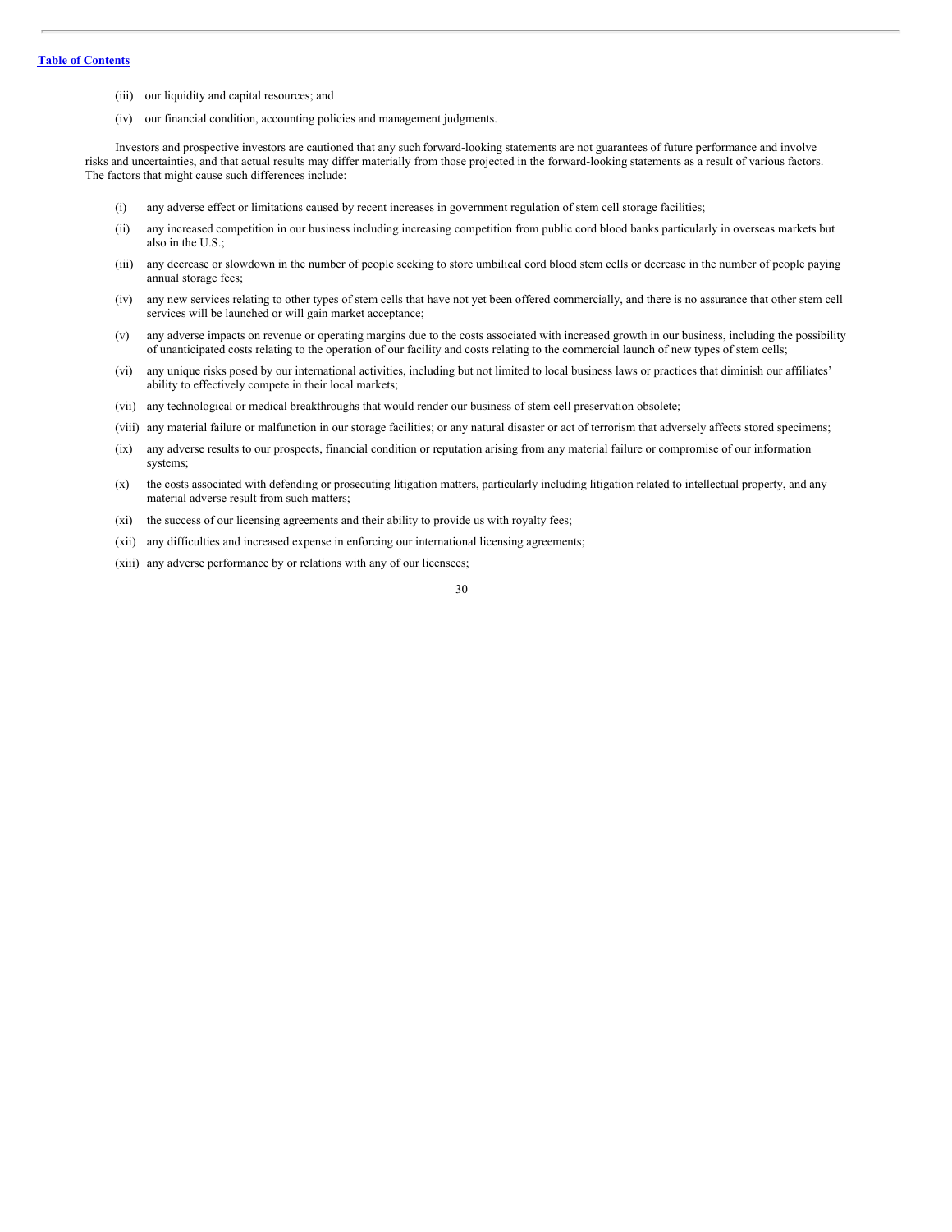(iii) our liquidity and capital resources; and

(iv) our financial condition, accounting policies and management judgments.

Investors and prospective investors are cautioned that any such forward-looking statements are not guarantees of future performance and involve risks and uncertainties, and that actual results may differ materially from those projected in the forward-looking statements as a result of various factors. The factors that might cause such differences include:

(i) any adverse effect or limitations caused by recent increases in government regulation of stem cell storage facilities;

(ii) any increased competition in our business including increasing competition from public cord blood banks particularly in overseas markets but also in the U.S.;

(iii) any decrease or slowdown in the number of people seeking to store umbilical cord blood stem cells or decrease in the number of people paying annual storage fees;

(iv) any new services relating to other types of stem cells that have not yet been offered commercially, and there is no assurance that other stem cell services will be launched or will gain market acceptance;

(v) any adverse impacts on revenue or operating margins due to the costs associated with increased growth in our business, including the possibility of unanticipated costs relating to the operation of our facility and costs relating to the commercial launch of new types of stem cells;

(vi) any unique risks posed by our international activities, including but not limited to local business laws or practices that diminish our affiliates' ability to effectively compete in their local markets;

(vii) any technological or medical breakthroughs that would render our business of stem cell preservation obsolete;

(viii) any material failure or malfunction in our storage facilities; or any natural disaster or act of terrorism that adversely affects stored specimens;

(ix) any adverse results to our prospects, financial condition or reputation arising from any material failure or compromise of our information systems;

(x) the costs associated with defending or prosecuting litigation matters, particularly including litigation related to intellectual property, and any material adverse result from such matters;

(xi) the success of our licensing agreements and their ability to provide us with royalty fees;

(xii) any difficulties and increased expense in enforcing our international licensing agreements;

(xiii) any adverse performance by or relations with any of our licensees;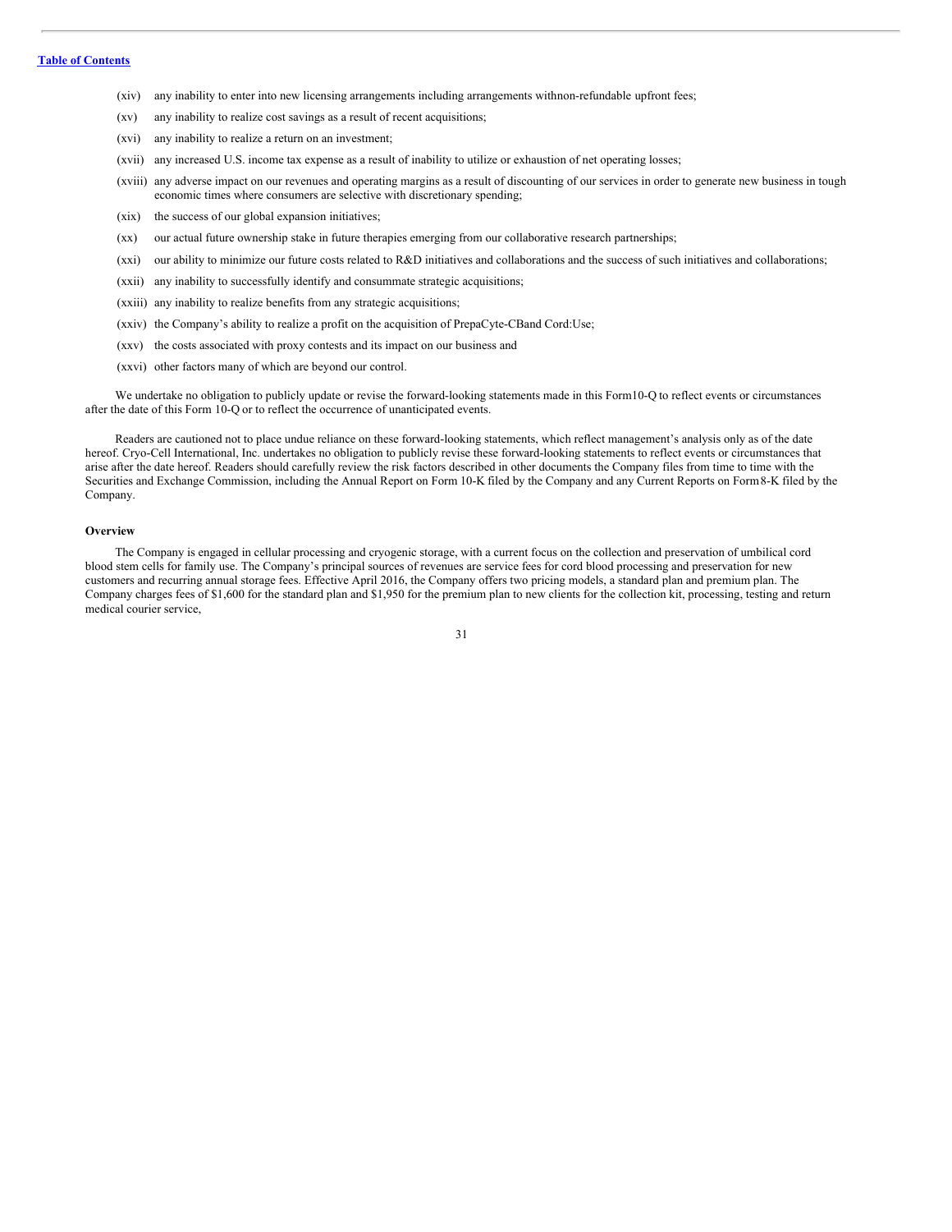(xiv) any inability to enter into new licensing arrangements including arrangements withnon-refundable upfront fees;

(xv) any inability to realize cost savings as a result of recent acquisitions;

(xvi) any inability to realize a return on an investment;

(xvii) any increased U.S. income tax expense as a result of inability to utilize or exhaustion of net operating losses;

(xviii) any adverse impact on our revenues and operating margins as a result of discounting of our services in order to generate new business in tough economic times where consumers are selective with discretionary spending;

(xix) the success of our global expansion initiatives;

(xx) our actual future ownership stake in future therapies emerging from our collaborative research partnerships;

(xxi) our ability to minimize our future costs related to R&D initiatives and collaborations and the success of such initiatives and collaborations;

(xxii) any inability to successfully identify and consummate strategic acquisitions;

(xxiii) any inability to realize benefits from any strategic acquisitions;

(xxiv) the Company's ability to realize a profit on the acquisition of PrepaCyte-CBand Cord:Use;

(xxv) the costs associated with proxy contests and its impact on our business and

(xxvi) other factors many of which are beyond our control.

We undertake no obligation to publicly update or revise the forward-looking statements made in this Form10-Q to reflect events or circumstances after the date of this Form 10-Q or to reflect the occurrence of unanticipated events.

Readers are cautioned not to place undue reliance on these forward-looking statements, which reflect management's analysis only as of the date hereof. Cryo-Cell International, Inc. undertakes no obligation to publicly revise these forward-looking statements to reflect events or circumstances that arise after the date hereof. Readers should carefully review the risk factors described in other documents the Company files from time to time with the Securities and Exchange Commission, including the Annual Report on Form 10-K filed by the Company and any Current Reports on Form8-K filed by the Company.

**Overview**

The Company is engaged in cellular processing and cryogenic storage, with a current focus on the collection and preservation of umbilical cord blood stem cells for family use. The Company's principal sources of revenues are service fees for cord blood processing and preservation for new customers and recurring annual storage fees. Effective April 2016, the Company offers two pricing models, a standard plan and premium plan. The Company charges fees of $1,600 for the standard plan and $1,950 for the premium plan to new clients for the collection kit, processing, testing and return medical courier service,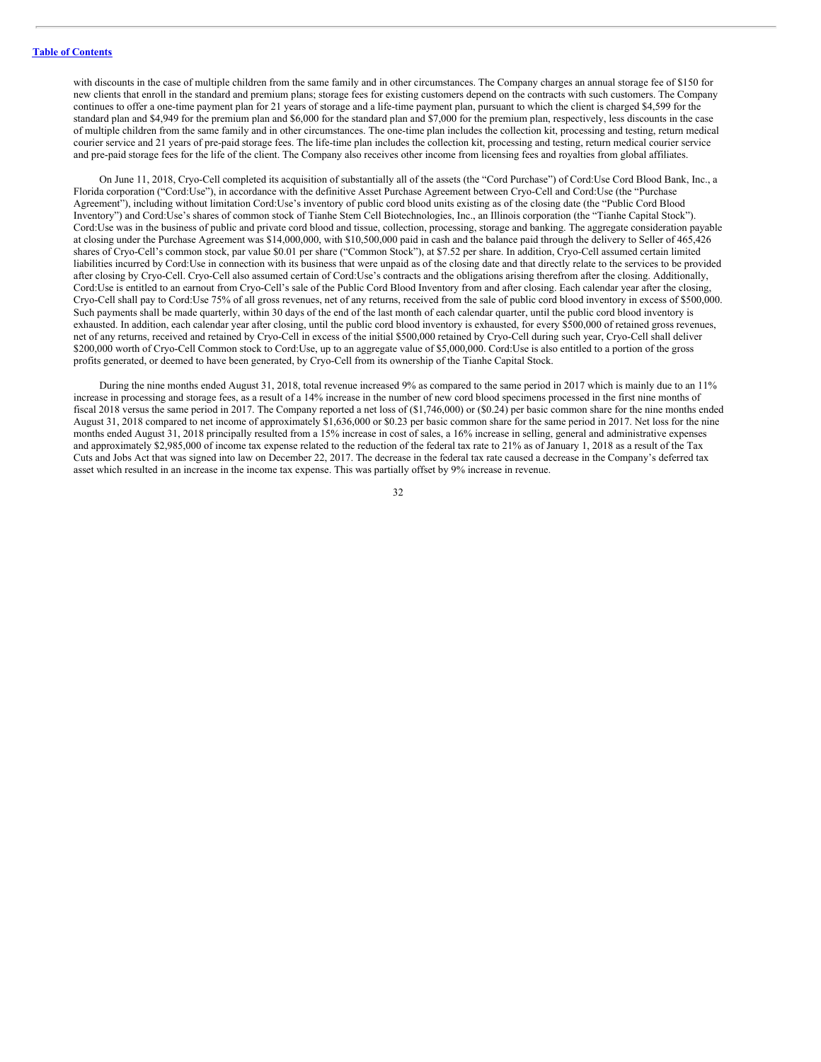with discounts in the case of multiple children from the same family and in other circumstances. The Company charges an annual storage fee of $150 for new clients that enroll in the standard and premium plans; storage fees for existing customers depend on the contracts with such customers. The Company continues to offer a one-time payment plan for 21 years of storage and a life-time payment plan, pursuant to which the client is charged $4,599 for the standard plan and $4,949 for the premium plan and $6,000 for the standard plan and $7,000 for the premium plan, respectively, less discounts in the case of multiple children from the same family and in other circumstances. The one-time plan includes the collection kit, processing and testing, return medical courier service and 21 years of pre-paid storage fees. The life-time plan includes the collection kit, processing and testing, return medical courier service and pre-paid storage fees for the life of the client. The Company also receives other income from licensing fees and royalties from global affiliates.

On June 11, 2018, Cryo-Cell completed its acquisition of substantially all of the assets (the "Cord Purchase") of Cord:Use Cord Blood Bank, Inc., a Florida corporation ("Cord:Use"), in accordance with the definitive Asset Purchase Agreement between Cryo-Cell and Cord:Use (the "Purchase Agreement"), including without limitation Cord:Use's inventory of public cord blood units existing as of the closing date (the "Public Cord Blood Inventory") and Cord:Use's shares of common stock of Tianhe Stem Cell Biotechnologies, Inc., an Illinois corporation (the "Tianhe Capital Stock"). Cord:Use was in the business of public and private cord blood and tissue, collection, processing, storage and banking. The aggregate consideration payable at closing under the Purchase Agreement was $14,000,000, with $10,500,000 paid in cash and the balance paid through the delivery to Seller of 465,426 shares of Cryo-Cell's common stock, par value $0.01 per share ("Common Stock"), at $7.52 per share. In addition, Cryo-Cell assumed certain limited liabilities incurred by Cord:Use in connection with its business that were unpaid as of the closing date and that directly relate to the services to be provided after closing by Cryo-Cell. Cryo-Cell also assumed certain of Cord:Use's contracts and the obligations arising therefrom after the closing. Additionally, Cord:Use is entitled to an earnout from Cryo-Cell's sale of the Public Cord Blood Inventory from and after closing. Each calendar year after the closing, Cryo-Cell shall pay to Cord:Use 75% of all gross revenues, net of any returns, received from the sale of public cord blood inventory in excess of $500,000. Such payments shall be made quarterly, within 30 days of the end of the last month of each calendar quarter, until the public cord blood inventory is exhausted. In addition, each calendar year after closing, until the public cord blood inventory is exhausted, for every $500,000 of retained gross revenues, net of any returns, received and retained by Cryo-Cell in excess of the initial $500,000 retained by Cryo-Cell during such year, Cryo-Cell shall deliver $200,000 worth of Cryo-Cell Common stock to Cord:Use, up to an aggregate value of $5,000,000. Cord:Use is also entitled to a portion of the gross profits generated, or deemed to have been generated, by Cryo-Cell from its ownership of the Tianhe Capital Stock.

During the nine months ended August 31, 2018, total revenue increased 9% as compared to the same period in 2017 which is mainly due to an 11% increase in processing and storage fees, as a result of a 14% increase in the number of new cord blood specimens processed in the first nine months of fiscal 2018 versus the same period in 2017. The Company reported a net loss of ($1,746,000) or ($0.24) per basic common share for the nine months ended August 31, 2018 compared to net income of approximately $1,636,000 or $0.23 per basic common share for the same period in 2017. Net loss for the nine months ended August 31, 2018 principally resulted from a 15% increase in cost of sales, a 16% increase in selling, general and administrative expenses and approximately $2,985,000 of income tax expense related to the reduction of the federal tax rate to 21% as of January 1, 2018 as a result of the Tax Cuts and Jobs Act that was signed into law on December 22, 2017. The decrease in the federal tax rate caused a decrease in the Company's deferred tax asset which resulted in an increase in the income tax expense. This was partially offset by 9% increase in revenue.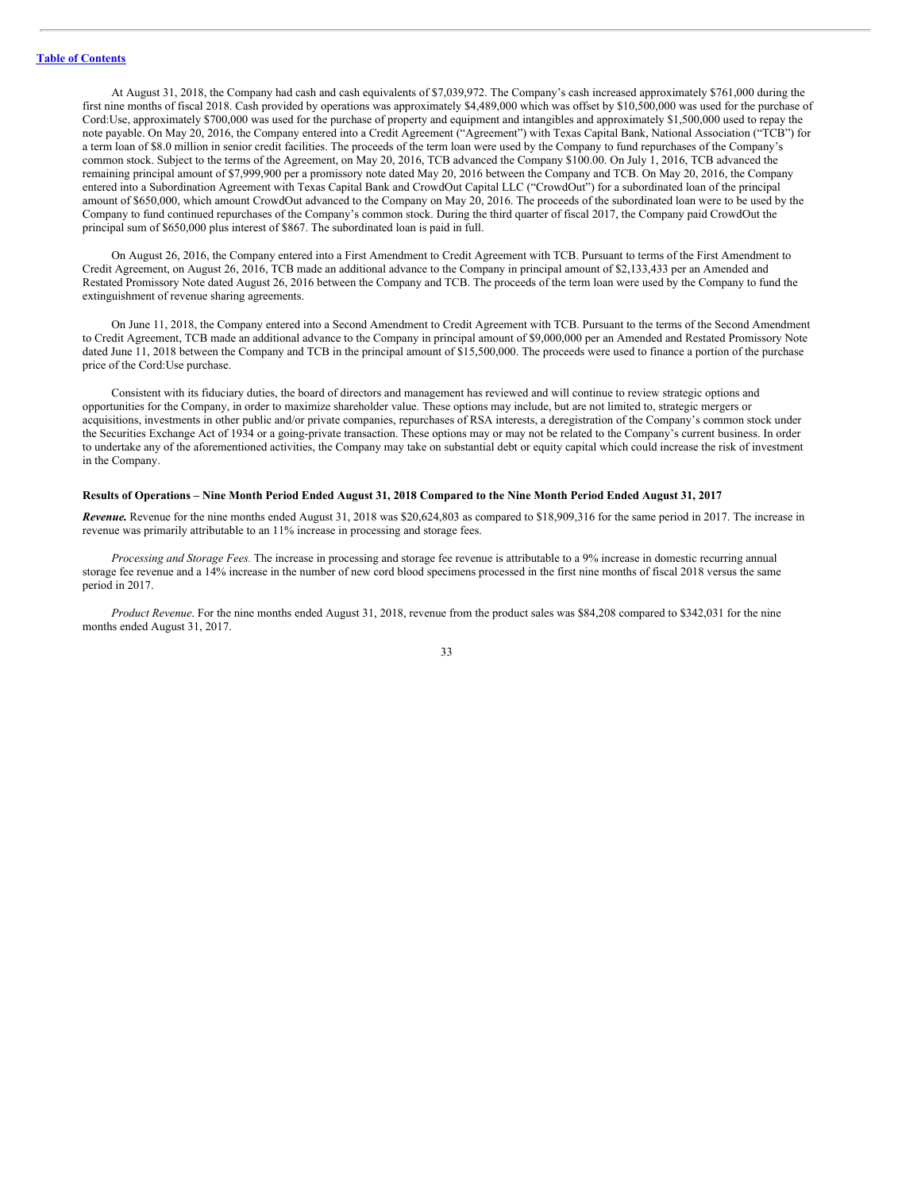At August 31, 2018, the Company had cash and cash equivalents of $7,039,972. The Company's cash increased approximately $761,000 during the first nine months of fiscal 2018. Cash provided by operations was approximately $4,489,000 which was offset by $10,500,000 was used for the purchase of Cord:Use, approximately $700,000 was used for the purchase of property and equipment and intangibles and approximately $1,500,000 used to repay the note payable. On May 20, 2016, the Company entered into a Credit Agreement ("Agreement") with Texas Capital Bank, National Association ("TCB") for a term loan of $8.0 million in senior credit facilities. The proceeds of the term loan were used by the Company to fund repurchases of the Company's common stock. Subject to the terms of the Agreement, on May 20, 2016, TCB advanced the Company $100.00. On July 1, 2016, TCB advanced the remaining principal amount of $7,999,900 per a promissory note dated May 20, 2016 between the Company and TCB. On May 20, 2016, the Company entered into a Subordination Agreement with Texas Capital Bank and CrowdOut Capital LLC ("CrowdOut") for a subordinated loan of the principal amount of $650,000, which amount CrowdOut advanced to the Company on May 20, 2016. The proceeds of the subordinated loan were to be used by the Company to fund continued repurchases of the Company's common stock. During the third quarter of fiscal 2017, the Company paid CrowdOut the principal sum of $650,000 plus interest of $867. The subordinated loan is paid in full.

On August 26, 2016, the Company entered into a First Amendment to Credit Agreement with TCB. Pursuant to terms of the First Amendment to Credit Agreement, on August 26, 2016, TCB made an additional advance to the Company in principal amount of $2,133,433 per an Amended and Restated Promissory Note dated August 26, 2016 between the Company and TCB. The proceeds of the term loan were used by the Company to fund the extinguishment of revenue sharing agreements.

On June 11, 2018, the Company entered into a Second Amendment to Credit Agreement with TCB. Pursuant to the terms of the Second Amendment to Credit Agreement, TCB made an additional advance to the Company in principal amount of $9,000,000 per an Amended and Restated Promissory Note dated June 11, 2018 between the Company and TCB in the principal amount of $15,500,000. The proceeds were used to finance a portion of the purchase price of the Cord:Use purchase.

Consistent with its fiduciary duties, the board of directors and management has reviewed and will continue to review strategic options and opportunities for the Company, in order to maximize shareholder value. These options may include, but are not limited to, strategic mergers or acquisitions, investments in other public and/or private companies, repurchases of RSA interests, a deregistration of the Company's common stock under the Securities Exchange Act of 1934 or a going-private transaction. These options may or may not be related to the Company's current business. In order to undertake any of the aforementioned activities, the Company may take on substantial debt or equity capital which could increase the risk of investment in the Company.

**Results of Operations – Nine Month Period Ended August 31, 2018 Compared to the Nine Month Period Ended August 31, 2017**

***Revenue.*** Revenue for the nine months ended August 31, 2018 was $20,624,803 as compared to $18,909,316 for the same period in 2017. The increase in revenue was primarily attributable to an 11% increase in processing and storage fees.

*Processing and Storage Fees.* The increase in processing and storage fee revenue is attributable to a 9% increase in domestic recurring annual storage fee revenue and a 14% increase in the number of new cord blood specimens processed in the first nine months of fiscal 2018 versus the same period in 2017.

*Product Revenue.* For the nine months ended August 31, 2018, revenue from the product sales was $84,208 compared to $342,031 for the nine months ended August 31, 2017.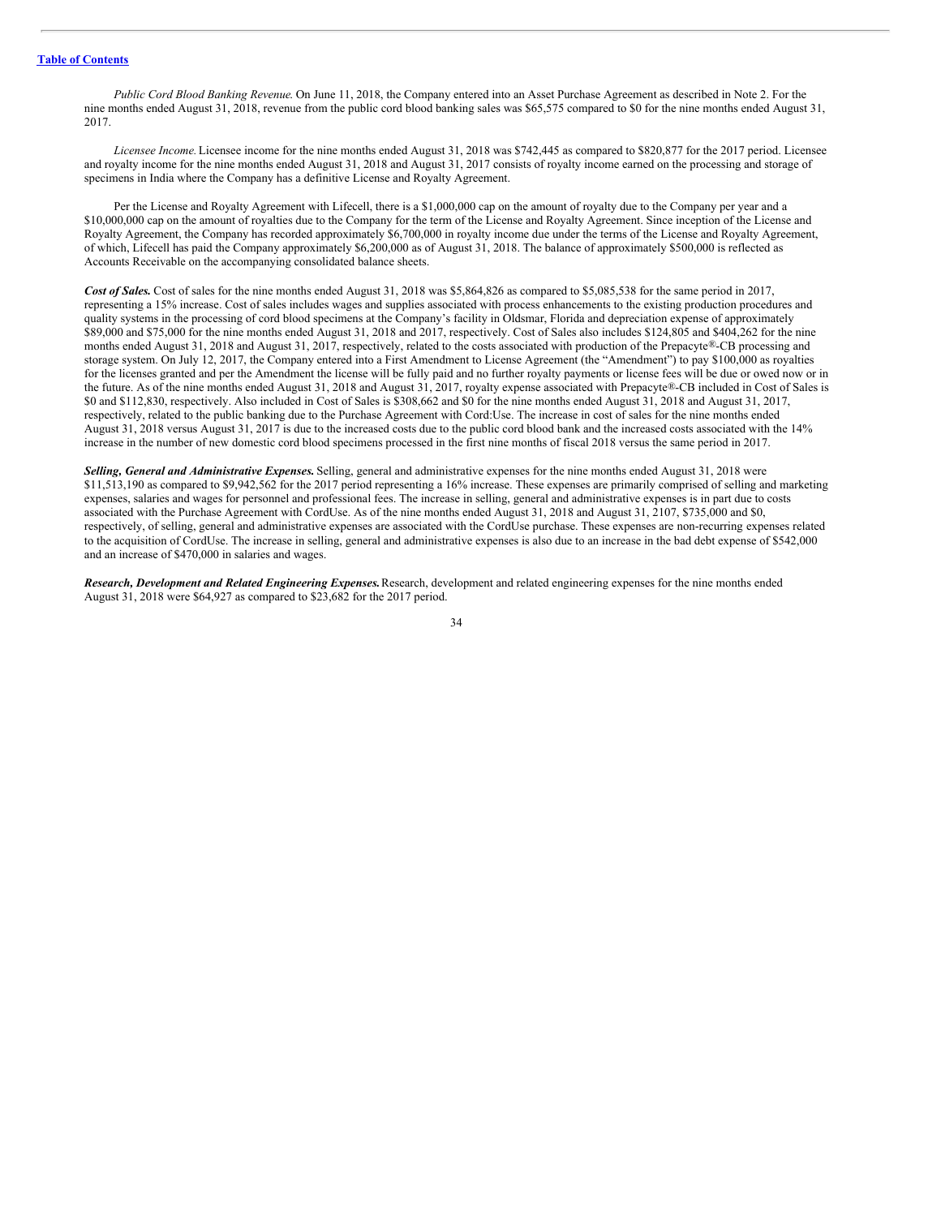*Public Cord Blood Banking Revenue.* On June 11, 2018, the Company entered into an Asset Purchase Agreement as described in Note 2. For the nine months ended August 31, 2018, revenue from the public cord blood banking sales was $65,575 compared to $0 for the nine months ended August 31, 2017.

*Licensee Income.* Licensee income for the nine months ended August 31, 2018 was $742,445 as compared to $820,877 for the 2017 period. Licensee and royalty income for the nine months ended August 31, 2018 and August 31, 2017 consists of royalty income earned on the processing and storage of specimens in India where the Company has a definitive License and Royalty Agreement.

Per the License and Royalty Agreement with Lifecell, there is a $1,000,000 cap on the amount of royalty due to the Company per year and a $10,000,000 cap on the amount of royalties due to the Company for the term of the License and Royalty Agreement. Since inception of the License and Royalty Agreement, the Company has recorded approximately $6,700,000 in royalty income due under the terms of the License and Royalty Agreement, of which, Lifecell has paid the Company approximately $6,200,000 as of August 31, 2018. The balance of approximately $500,000 is reflected as Accounts Receivable on the accompanying consolidated balance sheets.

***Cost of Sales.*** Cost of sales for the nine months ended August 31, 2018 was $5,864,826 as compared to $5,085,538 for the same period in 2017, representing a 15% increase. Cost of sales includes wages and supplies associated with process enhancements to the existing production procedures and quality systems in the processing of cord blood specimens at the Company's facility in Oldsmar, Florida and depreciation expense of approximately $89,000 and $75,000 for the nine months ended August 31, 2018 and 2017, respectively. Cost of Sales also includes $124,805 and $404,262 for the nine months ended August 31, 2018 and August 31, 2017, respectively, related to the costs associated with production of the Prepacyte®-CB processing and storage system. On July 12, 2017, the Company entered into a First Amendment to License Agreement (the "Amendment") to pay $100,000 as royalties for the licenses granted and per the Amendment the license will be fully paid and no further royalty payments or license fees will be due or owed now or in the future. As of the nine months ended August 31, 2018 and August 31, 2017, royalty expense associated with Prepacyte®-CB included in Cost of Sales is $0 and $112,830, respectively. Also included in Cost of Sales is $308,662 and $0 for the nine months ended August 31, 2018 and August 31, 2017, respectively, related to the public banking due to the Purchase Agreement with Cord:Use. The increase in cost of sales for the nine months ended August 31, 2018 versus August 31, 2017 is due to the increased costs due to the public cord blood bank and the increased costs associated with the 14% increase in the number of new domestic cord blood specimens processed in the first nine months of fiscal 2018 versus the same period in 2017.

***Selling, General and Administrative Expenses.*** Selling, general and administrative expenses for the nine months ended August 31, 2018 were $11,513,190 as compared to $9,942,562 for the 2017 period representing a 16% increase. These expenses are primarily comprised of selling and marketing expenses, salaries and wages for personnel and professional fees. The increase in selling, general and administrative expenses is in part due to costs associated with the Purchase Agreement with CordUse. As of the nine months ended August 31, 2018 and August 31, 2107, $735,000 and $0, respectively, of selling, general and administrative expenses are associated with the CordUse purchase. These expenses are non-recurring expenses related to the acquisition of CordUse. The increase in selling, general and administrative expenses is also due to an increase in the bad debt expense of $542,000 and an increase of $470,000 in salaries and wages.

***Research, Development and Related Engineering Expenses.*** Research, development and related engineering expenses for the nine months ended August 31, 2018 were $64,927 as compared to $23,682 for the 2017 period.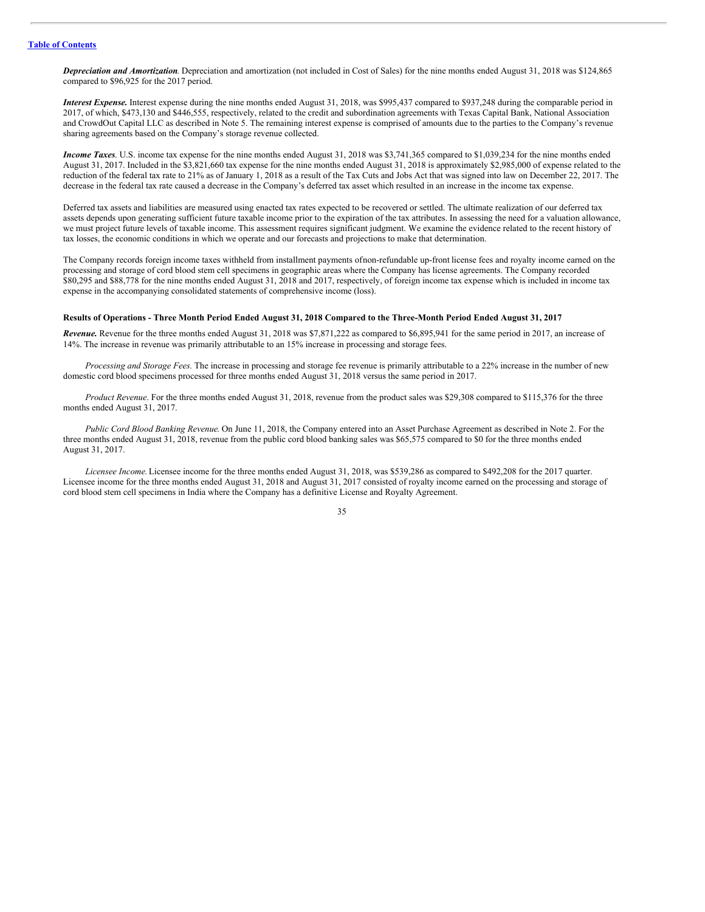[Table of Contents](#)

***Depreciation and Amortization.*** Depreciation and amortization (not included in Cost of Sales) for the nine months ended August 31, 2018 was $124,865 compared to $96,925 for the 2017 period.

***Interest Expense.*** Interest expense during the nine months ended August 31, 2018, was $995,437 compared to $937,248 during the comparable period in 2017, of which, $473,130 and $446,555, respectively, related to the credit and subordination agreements with Texas Capital Bank, National Association and CrowdOut Capital LLC as described in Note 5. The remaining interest expense is comprised of amounts due to the parties to the Company's revenue sharing agreements based on the Company's storage revenue collected.

***Income Taxes.*** U.S. income tax expense for the nine months ended August 31, 2018 was $3,741,365 compared to $1,039,234 for the nine months ended August 31, 2017. Included in the $3,821,660 tax expense for the nine months ended August 31, 2018 is approximately $2,985,000 of expense related to the reduction of the federal tax rate to 21% as of January 1, 2018 as a result of the Tax Cuts and Jobs Act that was signed into law on December 22, 2017. The decrease in the federal tax rate caused a decrease in the Company's deferred tax asset which resulted in an increase in the income tax expense.

Deferred tax assets and liabilities are measured using enacted tax rates expected to be recovered or settled. The ultimate realization of our deferred tax assets depends upon generating sufficient future taxable income prior to the expiration of the tax attributes. In assessing the need for a valuation allowance, we must project future levels of taxable income. This assessment requires significant judgment. We examine the evidence related to the recent history of tax losses, the economic conditions in which we operate and our forecasts and projections to make that determination.

The Company records foreign income taxes withheld from installment payments ofnon-refundable up-front license fees and royalty income earned on the processing and storage of cord blood stem cell specimens in geographic areas where the Company has license agreements. The Company recorded $80,295 and $88,778 for the nine months ended August 31, 2018 and 2017, respectively, of foreign income tax expense which is included in income tax expense in the accompanying consolidated statements of comprehensive income (loss).

**Results of Operations - Three Month Period Ended August 31, 2018 Compared to the Three-Month Period Ended August 31, 2017**

***Revenue.*** Revenue for the three months ended August 31, 2018 was $7,871,222 as compared to $6,895,941 for the same period in 2017, an increase of 14%. The increase in revenue was primarily attributable to an 15% increase in processing and storage fees.

*Processing and Storage Fees.* The increase in processing and storage fee revenue is primarily attributable to a 22% increase in the number of new domestic cord blood specimens processed for three months ended August 31, 2018 versus the same period in 2017.

*Product Revenue.* For the three months ended August 31, 2018, revenue from the product sales was $29,308 compared to $115,376 for the three months ended August 31, 2017.

*Public Cord Blood Banking Revenue.* On June 11, 2018, the Company entered into an Asset Purchase Agreement as described in Note 2. For the three months ended August 31, 2018, revenue from the public cord blood banking sales was $65,575 compared to $0 for the three months ended August 31, 2017.

*Licensee Income.* Licensee income for the three months ended August 31, 2018, was $539,286 as compared to $492,208 for the 2017 quarter. Licensee income for the three months ended August 31, 2018 and August 31, 2017 consisted of royalty income earned on the processing and storage of cord blood stem cell specimens in India where the Company has a definitive License and Royalty Agreement.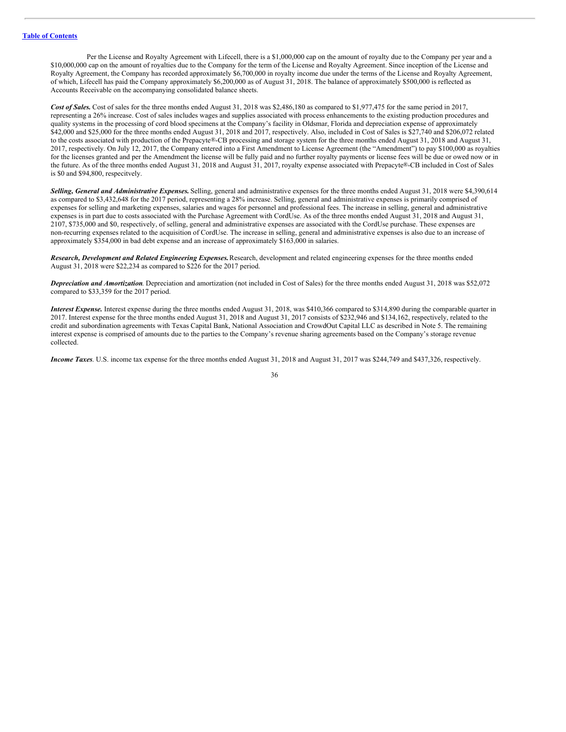Per the License and Royalty Agreement with Lifecell, there is a $1,000,000 cap on the amount of royalty due to the Company per year and a $10,000,000 cap on the amount of royalties due to the Company for the term of the License and Royalty Agreement. Since inception of the License and Royalty Agreement, the Company has recorded approximately $6,700,000 in royalty income due under the terms of the License and Royalty Agreement, of which, Lifecell has paid the Company approximately $6,200,000 as of August 31, 2018. The balance of approximately $500,000 is reflected as Accounts Receivable on the accompanying consolidated balance sheets.

***Cost of Sales.*** Cost of sales for the three months ended August 31, 2018 was $2,486,180 as compared to $1,977,475 for the same period in 2017, representing a 26% increase. Cost of sales includes wages and supplies associated with process enhancements to the existing production procedures and quality systems in the processing of cord blood specimens at the Company's facility in Oldsmar, Florida and depreciation expense of approximately $42,000 and $25,000 for the three months ended August 31, 2018 and 2017, respectively. Also, included in Cost of Sales is $27,740 and $206,072 related to the costs associated with production of the Prepacyte®-CB processing and storage system for the three months ended August 31, 2018 and August 31, 2017, respectively. On July 12, 2017, the Company entered into a First Amendment to License Agreement (the "Amendment") to pay $100,000 as royalties for the licenses granted and per the Amendment the license will be fully paid and no further royalty payments or license fees will be due or owed now or in the future. As of the three months ended August 31, 2018 and August 31, 2017, royalty expense associated with Prepacyte®-CB included in Cost of Sales is $0 and $94,800, respecitvely.

***Selling, General and Administrative Expenses.*** Selling, general and administrative expenses for the three months ended August 31, 2018 were $4,390,614 as compared to $3,432,648 for the 2017 period, representing a 28% increase. Selling, general and administrative expenses is primarily comprised of expenses for selling and marketing expenses, salaries and wages for personnel and professional fees. The increase in selling, general and administrative expenses is in part due to costs associated with the Purchase Agreement with CordUse. As of the three months ended August 31, 2018 and August 31, 2107, $735,000 and $0, respectively, of selling, general and administrative expenses are associated with the CordUse purchase. These expenses are non-recurring expenses related to the acquisition of CordUse. The increase in selling, general and administrative expenses is also due to an increase of approximately $354,000 in bad debt expense and an increase of approximately $163,000 in salaries.

***Research, Development and Related Engineering Expenses.*** Research, development and related engineering expenses for the three months ended August 31, 2018 were $22,234 as compared to $226 for the 2017 period.

***Depreciation and Amortization***. Depreciation and amortization (not included in Cost of Sales) for the three months ended August 31, 2018 was $52,072 compared to $33,359 for the 2017 period.

***Interest Expense.*** Interest expense during the three months ended August 31, 2018, was $410,366 compared to $314,890 during the comparable quarter in 2017. Interest expense for the three months ended August 31, 2018 and August 31, 2017 consists of $232,946 and $134,162, respectively, related to the credit and subordination agreements with Texas Capital Bank, National Association and CrowdOut Capital LLC as described in Note 5. The remaining interest expense is comprised of amounts due to the parties to the Company's revenue sharing agreements based on the Company's storage revenue collected.

***Income Taxes***. U.S. income tax expense for the three months ended August 31, 2018 and August 31, 2017 was $244,749 and $437,326, respectively.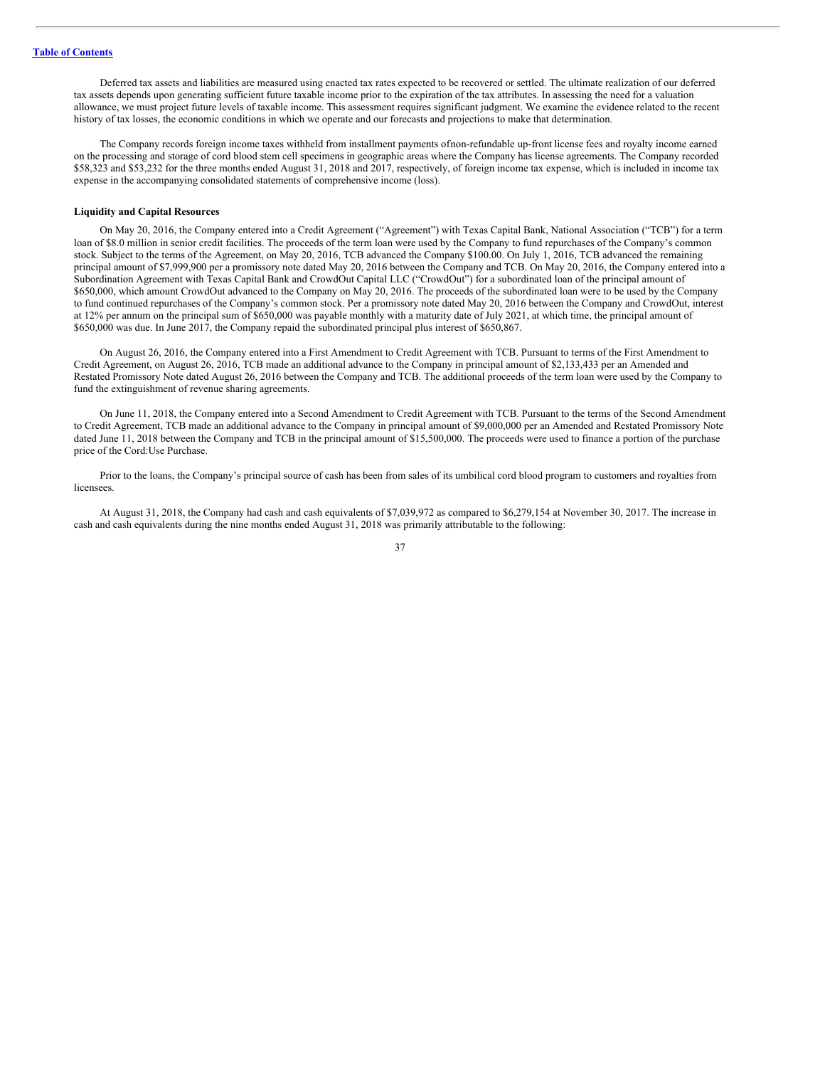Deferred tax assets and liabilities are measured using enacted tax rates expected to be recovered or settled. The ultimate realization of our deferred tax assets depends upon generating sufficient future taxable income prior to the expiration of the tax attributes. In assessing the need for a valuation allowance, we must project future levels of taxable income. This assessment requires significant judgment. We examine the evidence related to the recent history of tax losses, the economic conditions in which we operate and our forecasts and projections to make that determination.

The Company records foreign income taxes withheld from installment payments ofnon-refundable up-front license fees and royalty income earned on the processing and storage of cord blood stem cell specimens in geographic areas where the Company has license agreements. The Company recorded $58,323 and $53,232 for the three months ended August 31, 2018 and 2017, respectively, of foreign income tax expense, which is included in income tax expense in the accompanying consolidated statements of comprehensive income (loss).

**Liquidity and Capital Resources**

On May 20, 2016, the Company entered into a Credit Agreement ("Agreement") with Texas Capital Bank, National Association ("TCB") for a term loan of $8.0 million in senior credit facilities. The proceeds of the term loan were used by the Company to fund repurchases of the Company's common stock. Subject to the terms of the Agreement, on May 20, 2016, TCB advanced the Company $100.00. On July 1, 2016, TCB advanced the remaining principal amount of $7,999,900 per a promissory note dated May 20, 2016 between the Company and TCB. On May 20, 2016, the Company entered into a Subordination Agreement with Texas Capital Bank and CrowdOut Capital LLC ("CrowdOut") for a subordinated loan of the principal amount of $650,000, which amount CrowdOut advanced to the Company on May 20, 2016. The proceeds of the subordinated loan were to be used by the Company to fund continued repurchases of the Company's common stock. Per a promissory note dated May 20, 2016 between the Company and CrowdOut, interest at 12% per annum on the principal sum of $650,000 was payable monthly with a maturity date of July 2021, at which time, the principal amount of $650,000 was due. In June 2017, the Company repaid the subordinated principal plus interest of $650,867.

On August 26, 2016, the Company entered into a First Amendment to Credit Agreement with TCB. Pursuant to terms of the First Amendment to Credit Agreement, on August 26, 2016, TCB made an additional advance to the Company in principal amount of $2,133,433 per an Amended and Restated Promissory Note dated August 26, 2016 between the Company and TCB. The additional proceeds of the term loan were used by the Company to fund the extinguishment of revenue sharing agreements.

On June 11, 2018, the Company entered into a Second Amendment to Credit Agreement with TCB. Pursuant to the terms of the Second Amendment to Credit Agreement, TCB made an additional advance to the Company in principal amount of $9,000,000 per an Amended and Restated Promissory Note dated June 11, 2018 between the Company and TCB in the principal amount of $15,500,000. The proceeds were used to finance a portion of the purchase price of the Cord:Use Purchase.

Prior to the loans, the Company's principal source of cash has been from sales of its umbilical cord blood program to customers and royalties from licensees.

At August 31, 2018, the Company had cash and cash equivalents of $7,039,972 as compared to $6,279,154 at November 30, 2017. The increase in cash and cash equivalents during the nine months ended August 31, 2018 was primarily attributable to the following: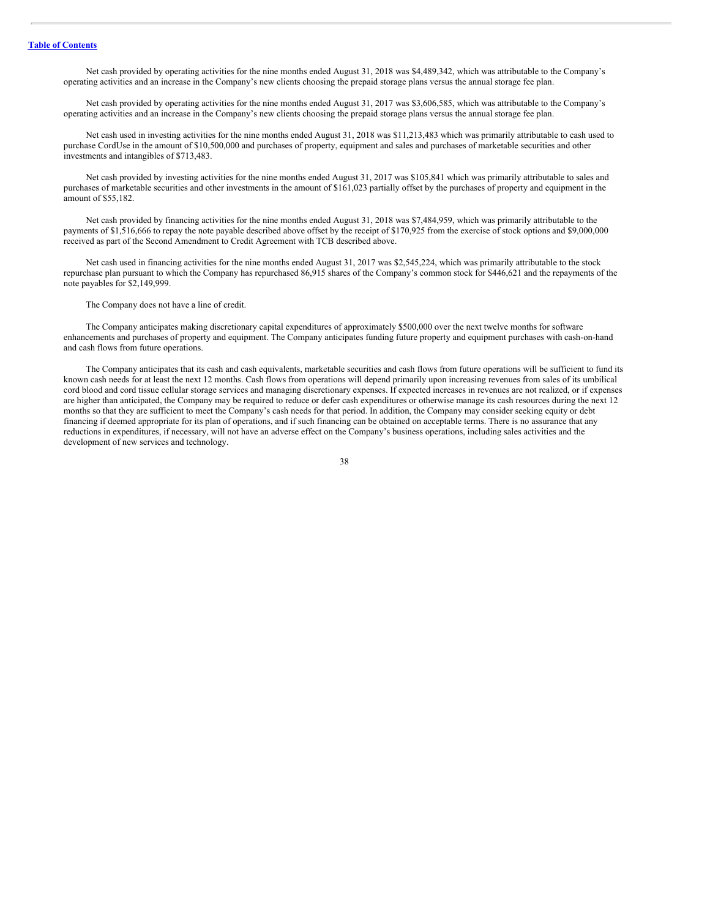Net cash provided by operating activities for the nine months ended August 31, 2018 was $4,489,342, which was attributable to the Company's operating activities and an increase in the Company's new clients choosing the prepaid storage plans versus the annual storage fee plan.

Net cash provided by operating activities for the nine months ended August 31, 2017 was $3,606,585, which was attributable to the Company's operating activities and an increase in the Company's new clients choosing the prepaid storage plans versus the annual storage fee plan.

Net cash used in investing activities for the nine months ended August 31, 2018 was $11,213,483 which was primarily attributable to cash used to purchase CordUse in the amount of $10,500,000 and purchases of property, equipment and sales and purchases of marketable securities and other investments and intangibles of $713,483.

Net cash provided by investing activities for the nine months ended August 31, 2017 was $105,841 which was primarily attributable to sales and purchases of marketable securities and other investments in the amount of $161,023 partially offset by the purchases of property and equipment in the amount of $55,182.

Net cash provided by financing activities for the nine months ended August 31, 2018 was $7,484,959, which was primarily attributable to the payments of $1,516,666 to repay the note payable described above offset by the receipt of $170,925 from the exercise of stock options and $9,000,000 received as part of the Second Amendment to Credit Agreement with TCB described above.

Net cash used in financing activities for the nine months ended August 31, 2017 was $2,545,224, which was primarily attributable to the stock repurchase plan pursuant to which the Company has repurchased 86,915 shares of the Company's common stock for $446,621 and the repayments of the note payables for $2,149,999.

The Company does not have a line of credit.

The Company anticipates making discretionary capital expenditures of approximately $500,000 over the next twelve months for software enhancements and purchases of property and equipment. The Company anticipates funding future property and equipment purchases with cash-on-hand and cash flows from future operations.

The Company anticipates that its cash and cash equivalents, marketable securities and cash flows from future operations will be sufficient to fund its known cash needs for at least the next 12 months. Cash flows from operations will depend primarily upon increasing revenues from sales of its umbilical cord blood and cord tissue cellular storage services and managing discretionary expenses. If expected increases in revenues are not realized, or if expenses are higher than anticipated, the Company may be required to reduce or defer cash expenditures or otherwise manage its cash resources during the next 12 months so that they are sufficient to meet the Company's cash needs for that period. In addition, the Company may consider seeking equity or debt financing if deemed appropriate for its plan of operations, and if such financing can be obtained on acceptable terms. There is no assurance that any reductions in expenditures, if necessary, will not have an adverse effect on the Company's business operations, including sales activities and the development of new services and technology.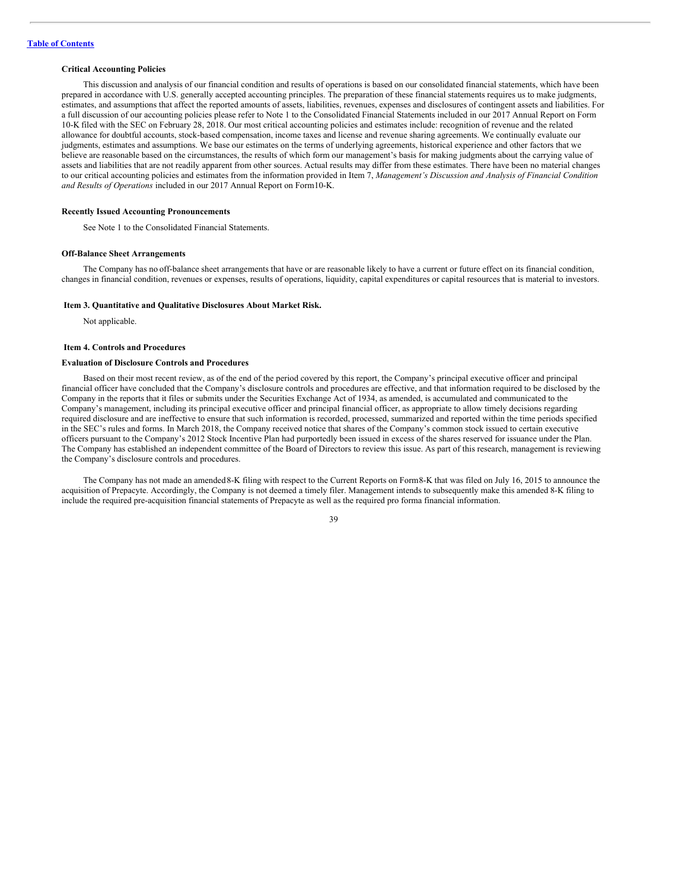**Critical Accounting Policies**

This discussion and analysis of our financial condition and results of operations is based on our consolidated financial statements, which have been prepared in accordance with U.S. generally accepted accounting principles. The preparation of these financial statements requires us to make judgments, estimates, and assumptions that affect the reported amounts of assets, liabilities, revenues, expenses and disclosures of contingent assets and liabilities. For a full discussion of our accounting policies please refer to Note 1 to the Consolidated Financial Statements included in our 2017 Annual Report on Form 10-K filed with the SEC on February 28, 2018. Our most critical accounting policies and estimates include: recognition of revenue and the related allowance for doubtful accounts, stock-based compensation, income taxes and license and revenue sharing agreements. We continually evaluate our judgments, estimates and assumptions. We base our estimates on the terms of underlying agreements, historical experience and other factors that we believe are reasonable based on the circumstances, the results of which form our management's basis for making judgments about the carrying value of assets and liabilities that are not readily apparent from other sources. Actual results may differ from these estimates. There have been no material changes to our critical accounting policies and estimates from the information provided in Item 7, *Management's Discussion and Analysis of Financial Condition and Results of Operations* included in our 2017 Annual Report on Form10-K.

**Recently Issued Accounting Pronouncements**

See Note 1 to the Consolidated Financial Statements.

**Off-Balance Sheet Arrangements**

The Company has no off-balance sheet arrangements that have or are reasonable likely to have a current or future effect on its financial condition, changes in financial condition, revenues or expenses, results of operations, liquidity, capital expenditures or capital resources that is material to investors.

**Item 3. Quantitative and Qualitative Disclosures About Market Risk.**

Not applicable.

**Item 4. Controls and Procedures**

**Evaluation of Disclosure Controls and Procedures**

Based on their most recent review, as of the end of the period covered by this report, the Company's principal executive officer and principal financial officer have concluded that the Company's disclosure controls and procedures are effective, and that information required to be disclosed by the Company in the reports that it files or submits under the Securities Exchange Act of 1934, as amended, is accumulated and communicated to the Company's management, including its principal executive officer and principal financial officer, as appropriate to allow timely decisions regarding required disclosure and are ineffective to ensure that such information is recorded, processed, summarized and reported within the time periods specified in the SEC's rules and forms. In March 2018, the Company received notice that shares of the Company's common stock issued to certain executive officers pursuant to the Company's 2012 Stock Incentive Plan had purportedly been issued in excess of the shares reserved for issuance under the Plan. The Company has established an independent committee of the Board of Directors to review this issue. As part of this research, management is reviewing the Company's disclosure controls and procedures.

The Company has not made an amended 8-K filing with respect to the Current Reports on Form8-K that was filed on July 16, 2015 to announce the acquisition of Prepacyte. Accordingly, the Company is not deemed a timely filer. Management intends to subsequently make this amended 8-K filing to include the required pre-acquisition financial statements of Prepacyte as well as the required pro forma financial information.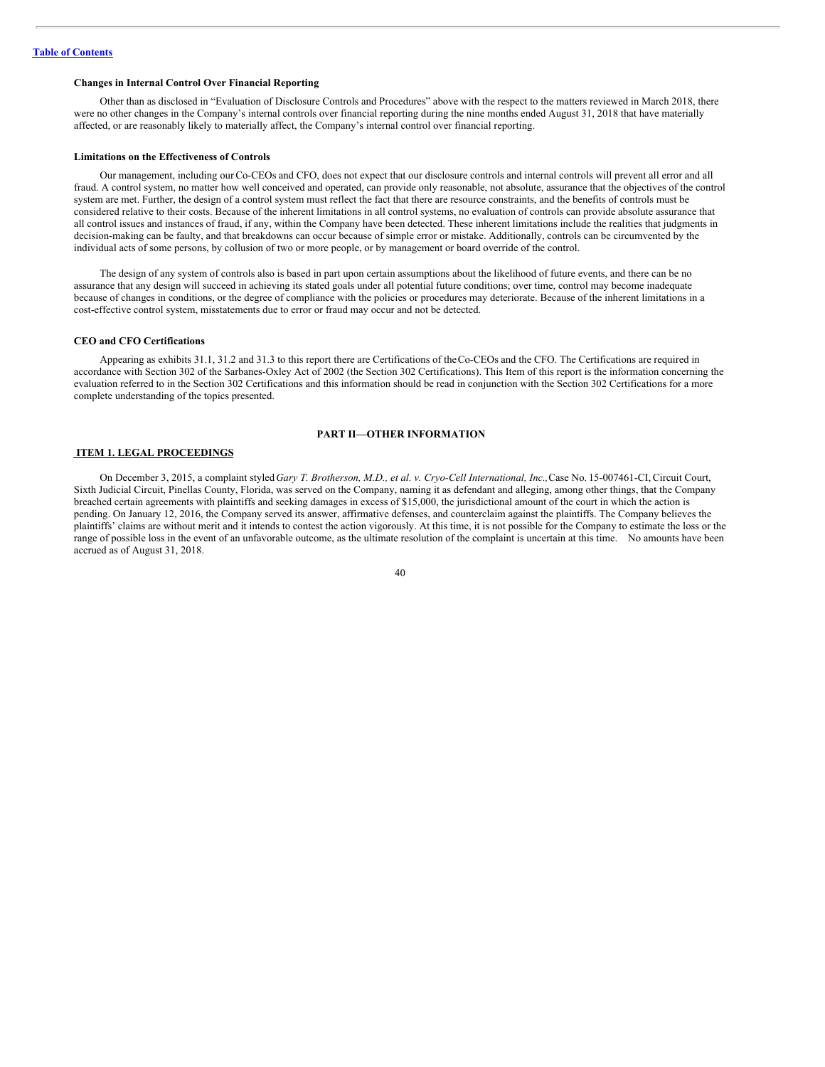### Changes in Internal Control Over Financial Reporting

Other than as disclosed in "Evaluation of Disclosure Controls and Procedures" above with the respect to the matters reviewed in March 2018, there were no other changes in the Company's internal controls over financial reporting during the nine months ended August 31, 2018 that have materially affected, or are reasonably likely to materially affect, the Company's internal control over financial reporting.

### Limitations on the Effectiveness of Controls

Our management, including our Co-CEOs and CFO, does not expect that our disclosure controls and internal controls will prevent all error and all fraud. A control system, no matter how well conceived and operated, can provide only reasonable, not absolute, assurance that the objectives of the control system are met. Further, the design of a control system must reflect the fact that there are resource constraints, and the benefits of controls must be considered relative to their costs. Because of the inherent limitations in all control systems, no evaluation of controls can provide absolute assurance that all control issues and instances of fraud, if any, within the Company have been detected. These inherent limitations include the realities that judgments in decision-making can be faulty, and that breakdowns can occur because of simple error or mistake. Additionally, controls can be circumvented by the individual acts of some persons, by collusion of two or more people, or by management or board override of the control.

The design of any system of controls also is based in part upon certain assumptions about the likelihood of future events, and there can be no assurance that any design will succeed in achieving its stated goals under all potential future conditions; over time, control may become inadequate because of changes in conditions, or the degree of compliance with the policies or procedures may deteriorate. Because of the inherent limitations in a cost-effective control system, misstatements due to error or fraud may occur and not be detected.

### CEO and CFO Certifications

Appearing as exhibits 31.1, 31.2 and 31.3 to this report there are Certifications of the Co-CEOs and the CFO. The Certifications are required in accordance with Section 302 of the Sarbanes-Oxley Act of 2002 (the Section 302 Certifications). This Item of this report is the information concerning the evaluation referred to in the Section 302 Certifications and this information should be read in conjunction with the Section 302 Certifications for a more complete understanding of the topics presented.

## PART II—OTHER INFORMATION

### ITEM 1. LEGAL PROCEEDINGS

On December 3, 2015, a complaint styled *Gary T. Brotherson, M.D., et al. v. Cryo-Cell International, Inc.,* Case No. 15-007461-CI, Circuit Court, Sixth Judicial Circuit, Pinellas County, Florida, was served on the Company, naming it as defendant and alleging, among other things, that the Company breached certain agreements with plaintiffs and seeking damages in excess of $15,000, the jurisdictional amount of the court in which the action is pending. On January 12, 2016, the Company served its answer, affirmative defenses, and counterclaim against the plaintiffs. The Company believes the plaintiffs' claims are without merit and it intends to contest the action vigorously. At this time, it is not possible for the Company to estimate the loss or the range of possible loss in the event of an unfavorable outcome, as the ultimate resolution of the complaint is uncertain at this time. No amounts have been accrued as of August 31, 2018.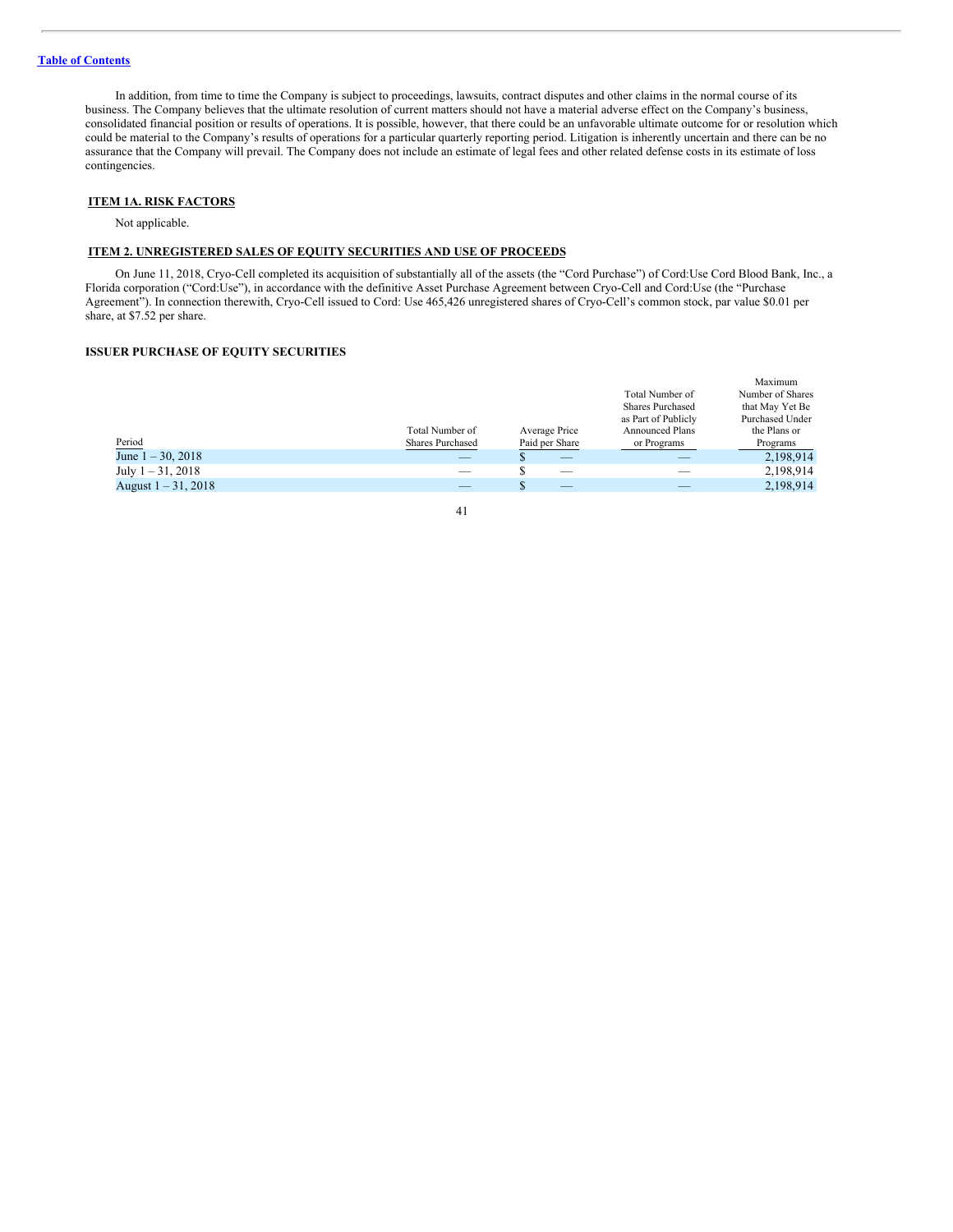In addition, from time to time the Company is subject to proceedings, lawsuits, contract disputes and other claims in the normal course of its business. The Company believes that the ultimate resolution of current matters should not have a material adverse effect on the Company's business, consolidated financial position or results of operations. It is possible, however, that there could be an unfavorable ultimate outcome for or resolution which could be material to the Company's results of operations for a particular quarterly reporting period. Litigation is inherently uncertain and there can be no assurance that the Company will prevail. The Company does not include an estimate of legal fees and other related defense costs in its estimate of loss contingencies.

## ITEM 1A. RISK FACTORS

Not applicable.

## ITEM 2. UNREGISTERED SALES OF EQUITY SECURITIES AND USE OF PROCEEDS

On June 11, 2018, Cryo-Cell completed its acquisition of substantially all of the assets (the "Cord Purchase") of Cord:Use Cord Blood Bank, Inc., a Florida corporation ("Cord:Use"), in accordance with the definitive Asset Purchase Agreement between Cryo-Cell and Cord:Use (the "Purchase Agreement"). In connection therewith, Cryo-Cell issued to Cord: Use 465,426 unregistered shares of Cryo-Cell's common stock, par value $0.01 per share, at $7.52 per share.

### ISSUER PURCHASE OF EQUITY SECURITIES

| Period | Total Number of Shares Purchased | Average Price Paid per Share | Total Number of Shares Purchased as Part of Publicly Announced Plans or Programs | Maximum Number of Shares that May Yet Be Purchased Under the Plans or Programs |
|---|---|---|---|---|
| June 1 – 30, 2018 | — | $ — | — | 2,198,914 |
| July 1 – 31, 2018 | — | $ — | — | 2,198,914 |
| August 1 – 31, 2018 | — | $ — | — | 2,198,914 |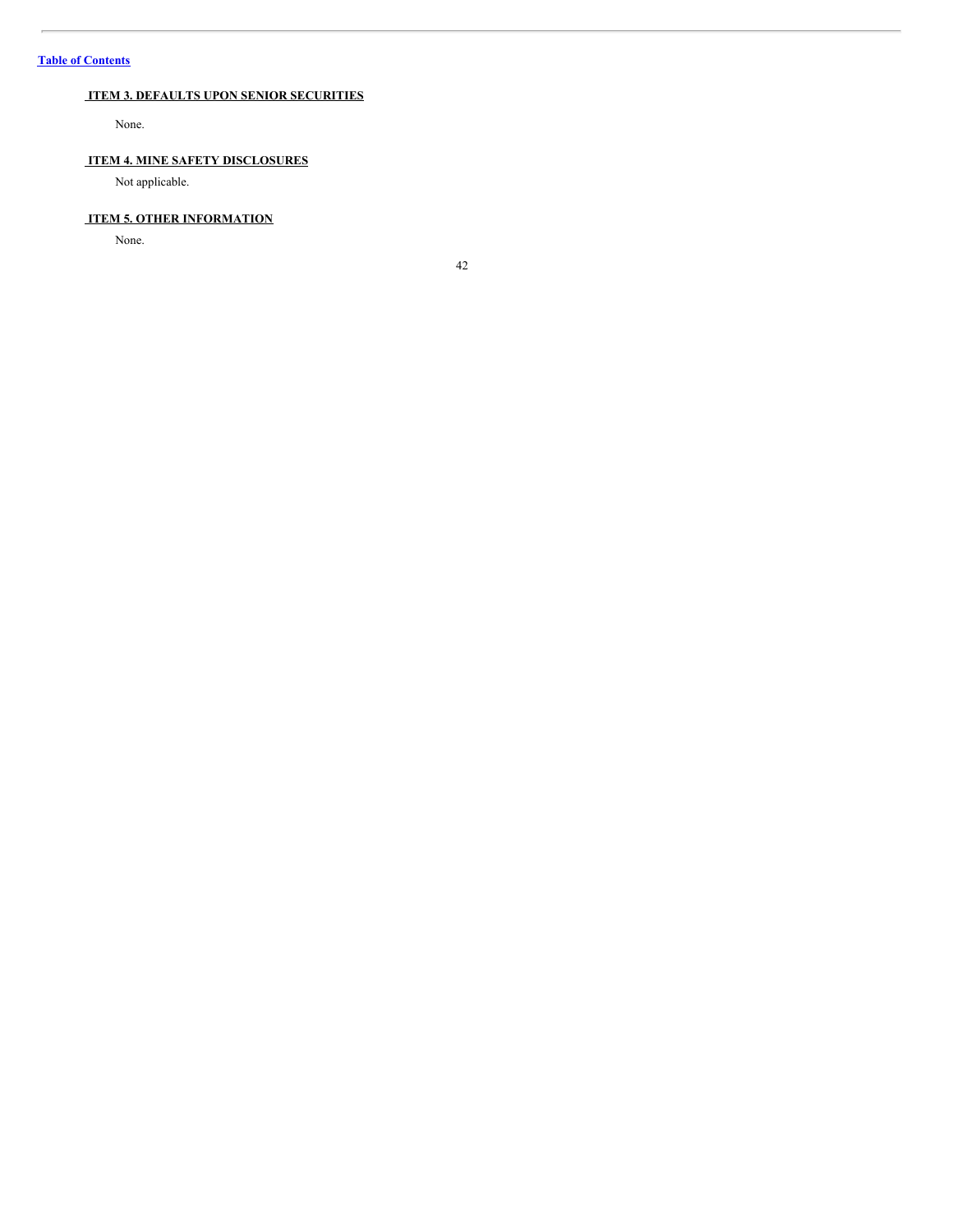## ITEM 3. DEFAULTS UPON SENIOR SECURITIES

None.

## ITEM 4. MINE SAFETY DISCLOSURES

Not applicable.

## ITEM 5. OTHER INFORMATION

None.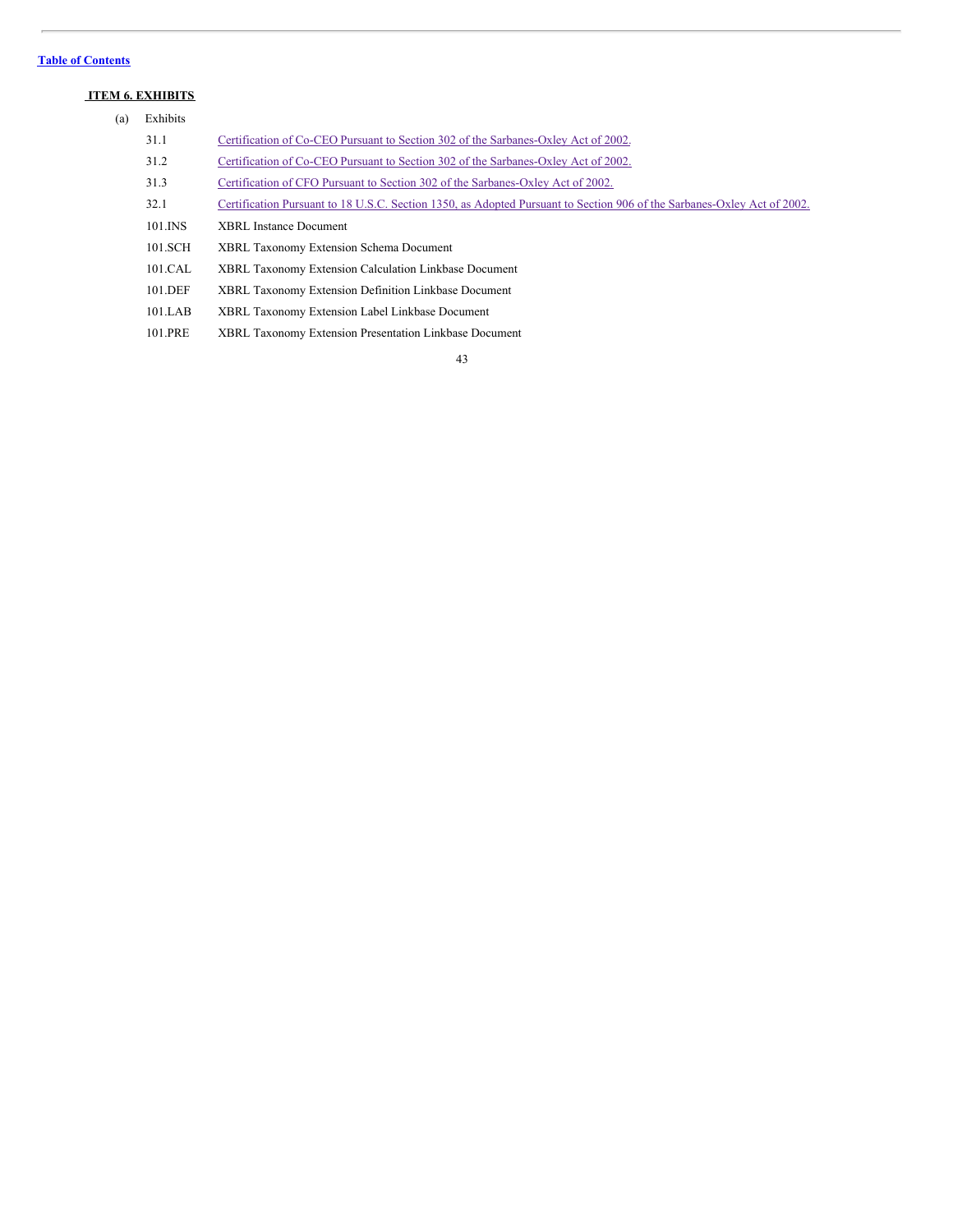[Table of Contents](#)

## ITEM 6. EXHIBITS

(a) Exhibits

| | |
|---|---|
| 31.1 | Certification of Co-CEO Pursuant to Section 302 of the Sarbanes-Oxley Act of 2002. |
| 31.2 | Certification of Co-CEO Pursuant to Section 302 of the Sarbanes-Oxley Act of 2002. |
| 31.3 | Certification of CFO Pursuant to Section 302 of the Sarbanes-Oxley Act of 2002. |
| 32.1 | Certification Pursuant to 18 U.S.C. Section 1350, as Adopted Pursuant to Section 906 of the Sarbanes-Oxley Act of 2002. |
| 101.INS | XBRL Instance Document |
| 101.SCH | XBRL Taxonomy Extension Schema Document |
| 101.CAL | XBRL Taxonomy Extension Calculation Linkbase Document |
| 101.DEF | XBRL Taxonomy Extension Definition Linkbase Document |
| 101.LAB | XBRL Taxonomy Extension Label Linkbase Document |
| 101.PRE | XBRL Taxonomy Extension Presentation Linkbase Document |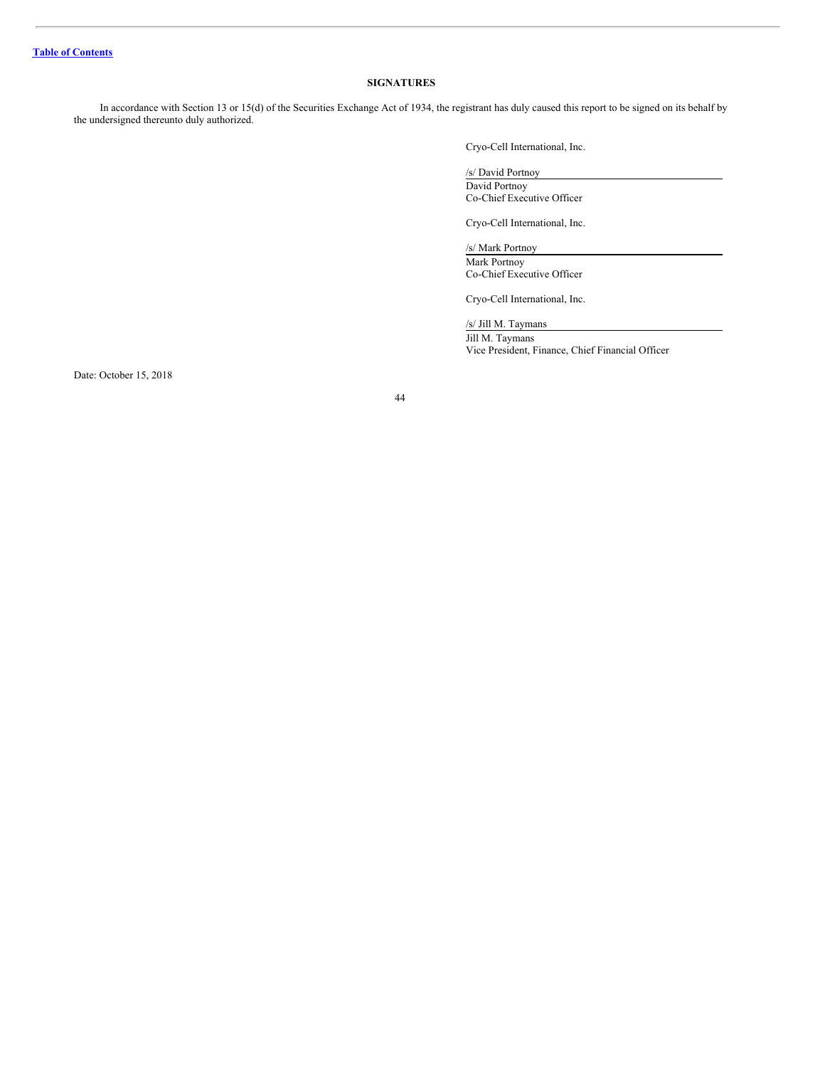## SIGNATURES

In accordance with Section 13 or 15(d) of the Securities Exchange Act of 1934, the registrant has duly caused this report to be signed on its behalf by the undersigned thereunto duly authorized.

Cryo-Cell International, Inc.

/s/ David Portnoy
David Portnoy
Co-Chief Executive Officer

Cryo-Cell International, Inc.

/s/ Mark Portnoy
Mark Portnoy
Co-Chief Executive Officer

Cryo-Cell International, Inc.

/s/ Jill M. Taymans
Jill M. Taymans
Vice President, Finance, Chief Financial Officer

Date: October 15, 2018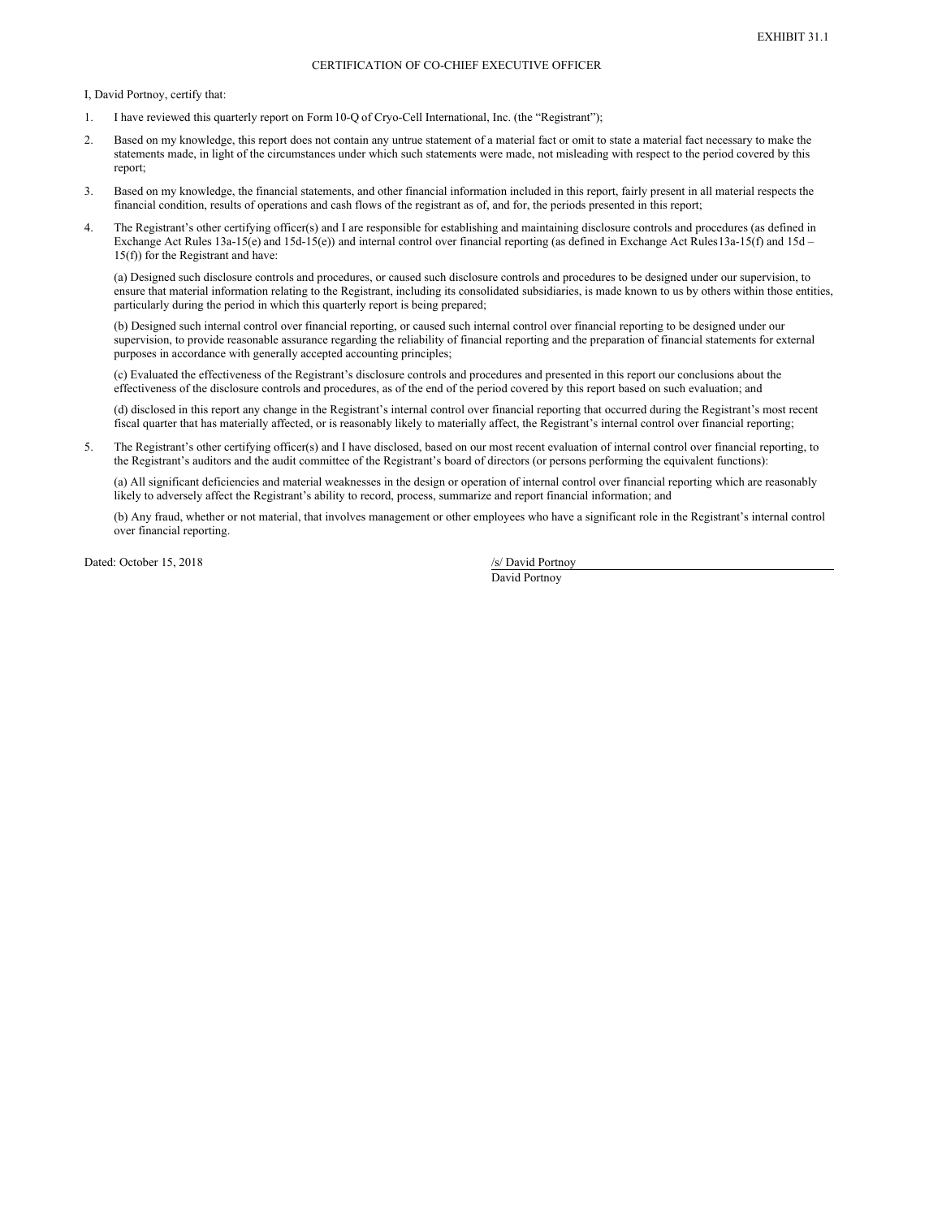EXHIBIT 31.1

CERTIFICATION OF CO-CHIEF EXECUTIVE OFFICER

I, David Portnoy, certify that:

1. I have reviewed this quarterly report on Form 10-Q of Cryo-Cell International, Inc. (the "Registrant");

2. Based on my knowledge, this report does not contain any untrue statement of a material fact or omit to state a material fact necessary to make the statements made, in light of the circumstances under which such statements were made, not misleading with respect to the period covered by this report;

3. Based on my knowledge, the financial statements, and other financial information included in this report, fairly present in all material respects the financial condition, results of operations and cash flows of the registrant as of, and for, the periods presented in this report;

4. The Registrant's other certifying officer(s) and I are responsible for establishing and maintaining disclosure controls and procedures (as defined in Exchange Act Rules 13a-15(e) and 15d-15(e)) and internal control over financial reporting (as defined in Exchange Act Rules13a-15(f) and 15d – 15(f)) for the Registrant and have:

   (a) Designed such disclosure controls and procedures, or caused such disclosure controls and procedures to be designed under our supervision, to ensure that material information relating to the Registrant, including its consolidated subsidiaries, is made known to us by others within those entities, particularly during the period in which this quarterly report is being prepared;

   (b) Designed such internal control over financial reporting, or caused such internal control over financial reporting to be designed under our supervision, to provide reasonable assurance regarding the reliability of financial reporting and the preparation of financial statements for external purposes in accordance with generally accepted accounting principles;

   (c) Evaluated the effectiveness of the Registrant's disclosure controls and procedures and presented in this report our conclusions about the effectiveness of the disclosure controls and procedures, as of the end of the period covered by this report based on such evaluation; and

   (d) disclosed in this report any change in the Registrant's internal control over financial reporting that occurred during the Registrant's most recent fiscal quarter that has materially affected, or is reasonably likely to materially affect, the Registrant's internal control over financial reporting;

5. The Registrant's other certifying officer(s) and I have disclosed, based on our most recent evaluation of internal control over financial reporting, to the Registrant's auditors and the audit committee of the Registrant's board of directors (or persons performing the equivalent functions):

   (a) All significant deficiencies and material weaknesses in the design or operation of internal control over financial reporting which are reasonably likely to adversely affect the Registrant's ability to record, process, summarize and report financial information; and

   (b) Any fraud, whether or not material, that involves management or other employees who have a significant role in the Registrant's internal control over financial reporting.

Dated: October 15, 2018

/s/ David Portnoy
David Portnoy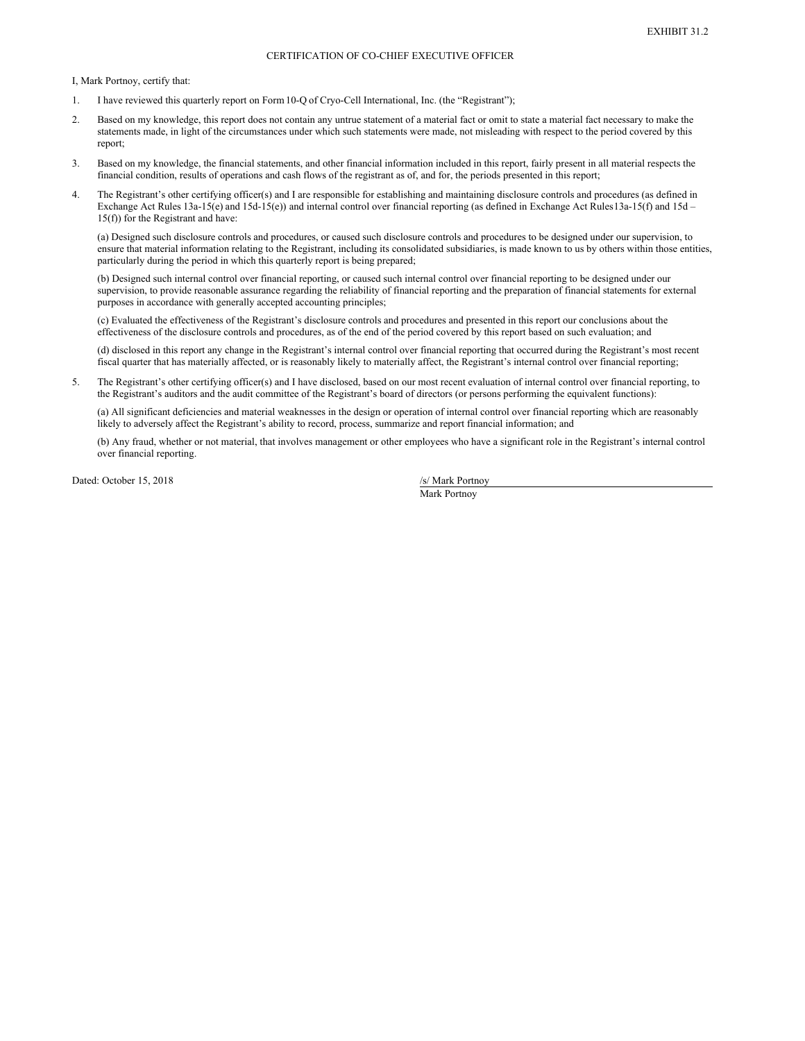EXHIBIT 31.2

CERTIFICATION OF CO-CHIEF EXECUTIVE OFFICER

I, Mark Portnoy, certify that:

1. I have reviewed this quarterly report on Form 10-Q of Cryo-Cell International, Inc. (the "Registrant");

2. Based on my knowledge, this report does not contain any untrue statement of a material fact or omit to state a material fact necessary to make the statements made, in light of the circumstances under which such statements were made, not misleading with respect to the period covered by this report;

3. Based on my knowledge, the financial statements, and other financial information included in this report, fairly present in all material respects the financial condition, results of operations and cash flows of the registrant as of, and for, the periods presented in this report;

4. The Registrant's other certifying officer(s) and I are responsible for establishing and maintaining disclosure controls and procedures (as defined in Exchange Act Rules 13a-15(e) and 15d-15(e)) and internal control over financial reporting (as defined in Exchange Act Rules13a-15(f) and 15d – 15(f)) for the Registrant and have:

   (a) Designed such disclosure controls and procedures, or caused such disclosure controls and procedures to be designed under our supervision, to ensure that material information relating to the Registrant, including its consolidated subsidiaries, is made known to us by others within those entities, particularly during the period in which this quarterly report is being prepared;

   (b) Designed such internal control over financial reporting, or caused such internal control over financial reporting to be designed under our supervision, to provide reasonable assurance regarding the reliability of financial reporting and the preparation of financial statements for external purposes in accordance with generally accepted accounting principles;

   (c) Evaluated the effectiveness of the Registrant's disclosure controls and procedures and presented in this report our conclusions about the effectiveness of the disclosure controls and procedures, as of the end of the period covered by this report based on such evaluation; and

   (d) disclosed in this report any change in the Registrant's internal control over financial reporting that occurred during the Registrant's most recent fiscal quarter that has materially affected, or is reasonably likely to materially affect, the Registrant's internal control over financial reporting;

5. The Registrant's other certifying officer(s) and I have disclosed, based on our most recent evaluation of internal control over financial reporting, to the Registrant's auditors and the audit committee of the Registrant's board of directors (or persons performing the equivalent functions):

   (a) All significant deficiencies and material weaknesses in the design or operation of internal control over financial reporting which are reasonably likely to adversely affect the Registrant's ability to record, process, summarize and report financial information; and

   (b) Any fraud, whether or not material, that involves management or other employees who have a significant role in the Registrant's internal control over financial reporting.

Dated: October 15, 2018

/s/ Mark Portnoy

Mark Portnoy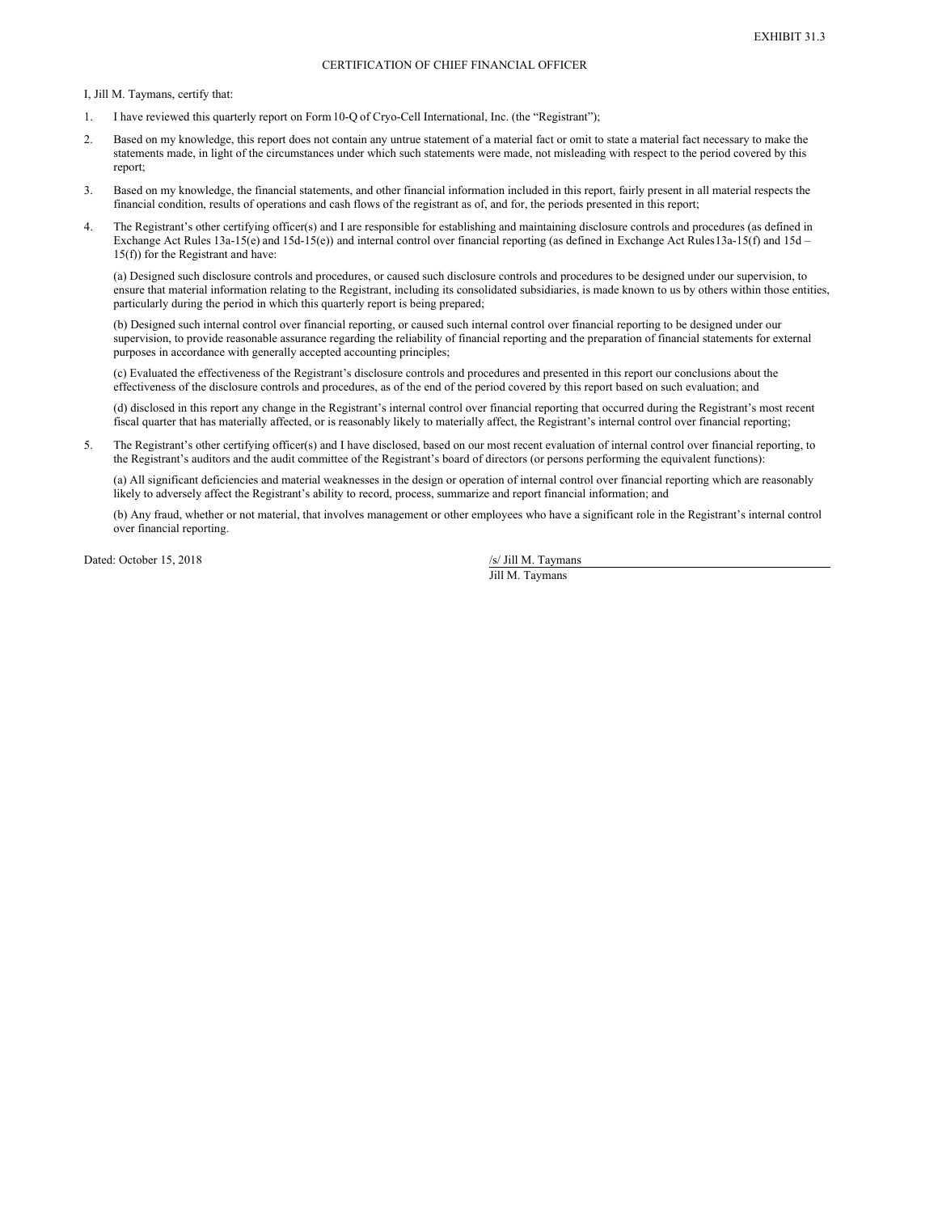EXHIBIT 31.3

# CERTIFICATION OF CHIEF FINANCIAL OFFICER

I, Jill M. Taymans, certify that:

1. I have reviewed this quarterly report on Form 10-Q of Cryo-Cell International, Inc. (the "Registrant");
2. Based on my knowledge, this report does not contain any untrue statement of a material fact or omit to state a material fact necessary to make the statements made, in light of the circumstances under which such statements were made, not misleading with respect to the period covered by this report;
3. Based on my knowledge, the financial statements, and other financial information included in this report, fairly present in all material respects the financial condition, results of operations and cash flows of the registrant as of, and for, the periods presented in this report;
4. The Registrant's other certifying officer(s) and I are responsible for establishing and maintaining disclosure controls and procedures (as defined in Exchange Act Rules 13a-15(e) and 15d-15(e)) and internal control over financial reporting (as defined in Exchange Act Rules13a-15(f) and 15d – 15(f)) for the Registrant and have:

   (a) Designed such disclosure controls and procedures, or caused such disclosure controls and procedures to be designed under our supervision, to ensure that material information relating to the Registrant, including its consolidated subsidiaries, is made known to us by others within those entities, particularly during the period in which this quarterly report is being prepared;

   (b) Designed such internal control over financial reporting, or caused such internal control over financial reporting to be designed under our supervision, to provide reasonable assurance regarding the reliability of financial reporting and the preparation of financial statements for external purposes in accordance with generally accepted accounting principles;

   (c) Evaluated the effectiveness of the Registrant's disclosure controls and procedures and presented in this report our conclusions about the effectiveness of the disclosure controls and procedures, as of the end of the period covered by this report based on such evaluation; and

   (d) disclosed in this report any change in the Registrant's internal control over financial reporting that occurred during the Registrant's most recent fiscal quarter that has materially affected, or is reasonably likely to materially affect, the Registrant's internal control over financial reporting;

5. The Registrant's other certifying officer(s) and I have disclosed, based on our most recent evaluation of internal control over financial reporting, to the Registrant's auditors and the audit committee of the Registrant's board of directors (or persons performing the equivalent functions):

   (a) All significant deficiencies and material weaknesses in the design or operation of internal control over financial reporting which are reasonably likely to adversely affect the Registrant's ability to record, process, summarize and report financial information; and

   (b) Any fraud, whether or not material, that involves management or other employees who have a significant role in the Registrant's internal control over financial reporting.

Dated: October 15, 2018

/s/ Jill M. Taymans

Jill M. Taymans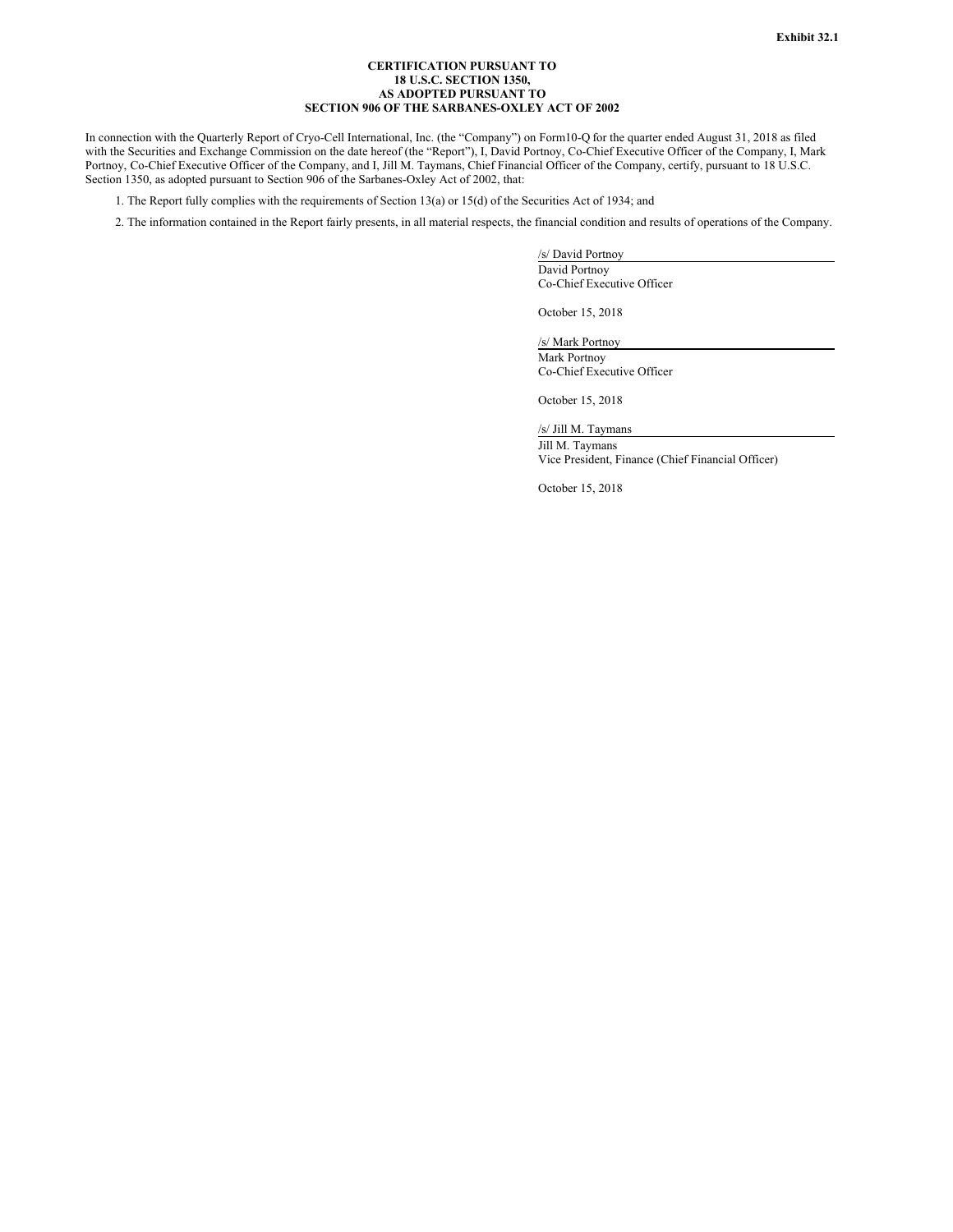**Exhibit 32.1**

**CERTIFICATION PURSUANT TO
18 U.S.C. SECTION 1350,
AS ADOPTED PURSUANT TO
SECTION 906 OF THE SARBANES-OXLEY ACT OF 2002**

In connection with the Quarterly Report of Cryo-Cell International, Inc. (the "Company") on Form10-Q for the quarter ended August 31, 2018 as filed with the Securities and Exchange Commission on the date hereof (the "Report"), I, David Portnoy, Co-Chief Executive Officer of the Company, I, Mark Portnoy, Co-Chief Executive Officer of the Company, and I, Jill M. Taymans, Chief Financial Officer of the Company, certify, pursuant to 18 U.S.C. Section 1350, as adopted pursuant to Section 906 of the Sarbanes-Oxley Act of 2002, that:

1. The Report fully complies with the requirements of Section 13(a) or 15(d) of the Securities Act of 1934; and

2. The information contained in the Report fairly presents, in all material respects, the financial condition and results of operations of the Company.

/s/ David Portnoy
David Portnoy
Co-Chief Executive Officer

October 15, 2018

/s/ Mark Portnoy
Mark Portnoy
Co-Chief Executive Officer

October 15, 2018

/s/ Jill M. Taymans
Jill M. Taymans
Vice President, Finance (Chief Financial Officer)

October 15, 2018